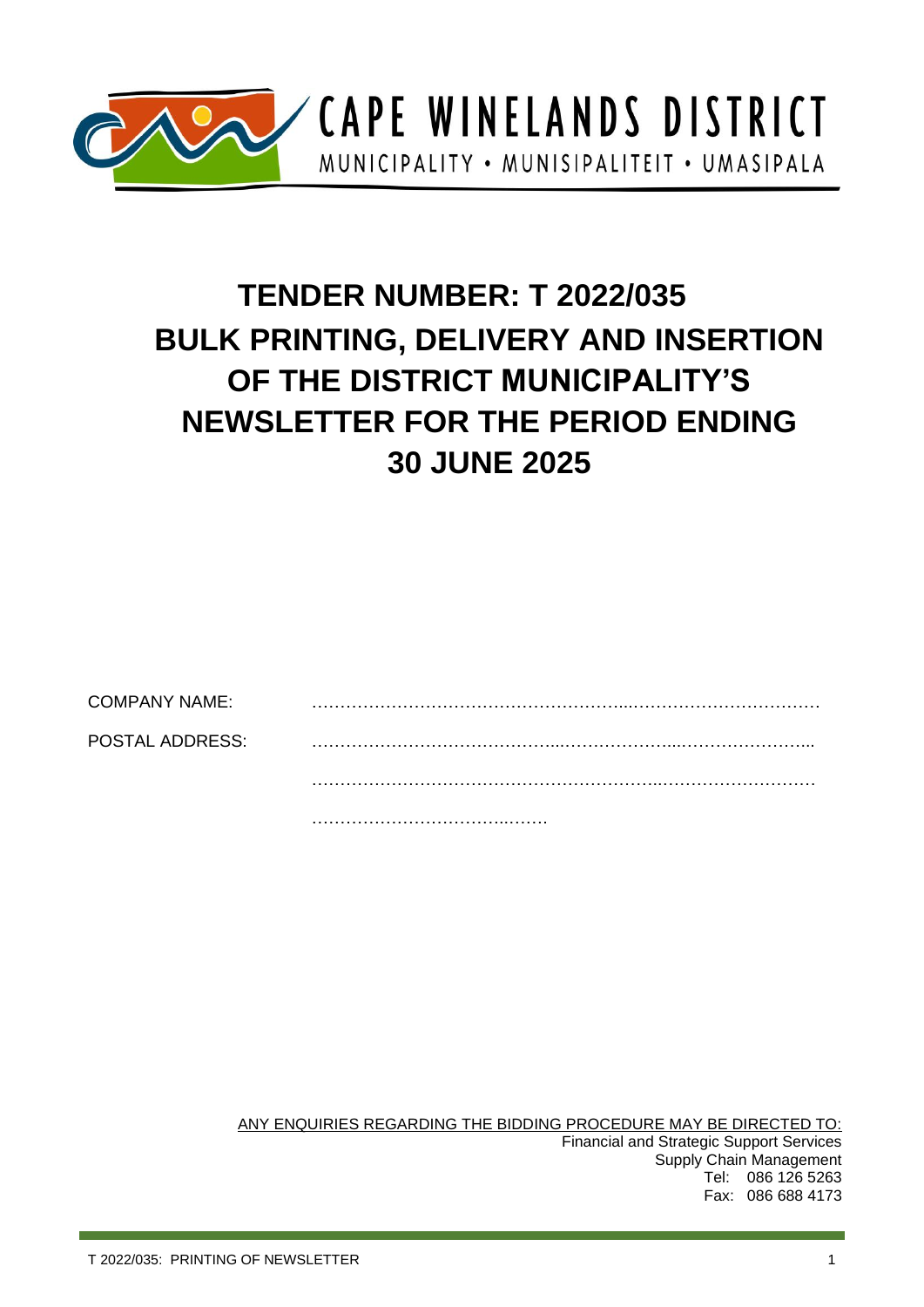CAPE WINELANDS DISTRICT

MUNICIPALITY • MUNISIPALITEIT • UMASIPALA

# TENDER NUMBER: T 2022/035
# BULK PRINTING, DELIVERY AND INSERTION OF THE DISTRICT MUNICIPALITY'S NEWSLETTER FOR THE PERIOD ENDING 30 JUNE 2025

COMPANY NAME: ……………………………………………………………………………………

POSTAL ADDRESS: ……………………………………………………………………………………

……………………………………………………………………………………

……………………………………

<u>ANY ENQUIRIES REGARDING THE BIDDING PROCEDURE MAY BE DIRECTED TO:</u>

Financial and Strategic Support Services
Supply Chain Management
Tel: 086 126 5263
Fax: 086 688 4173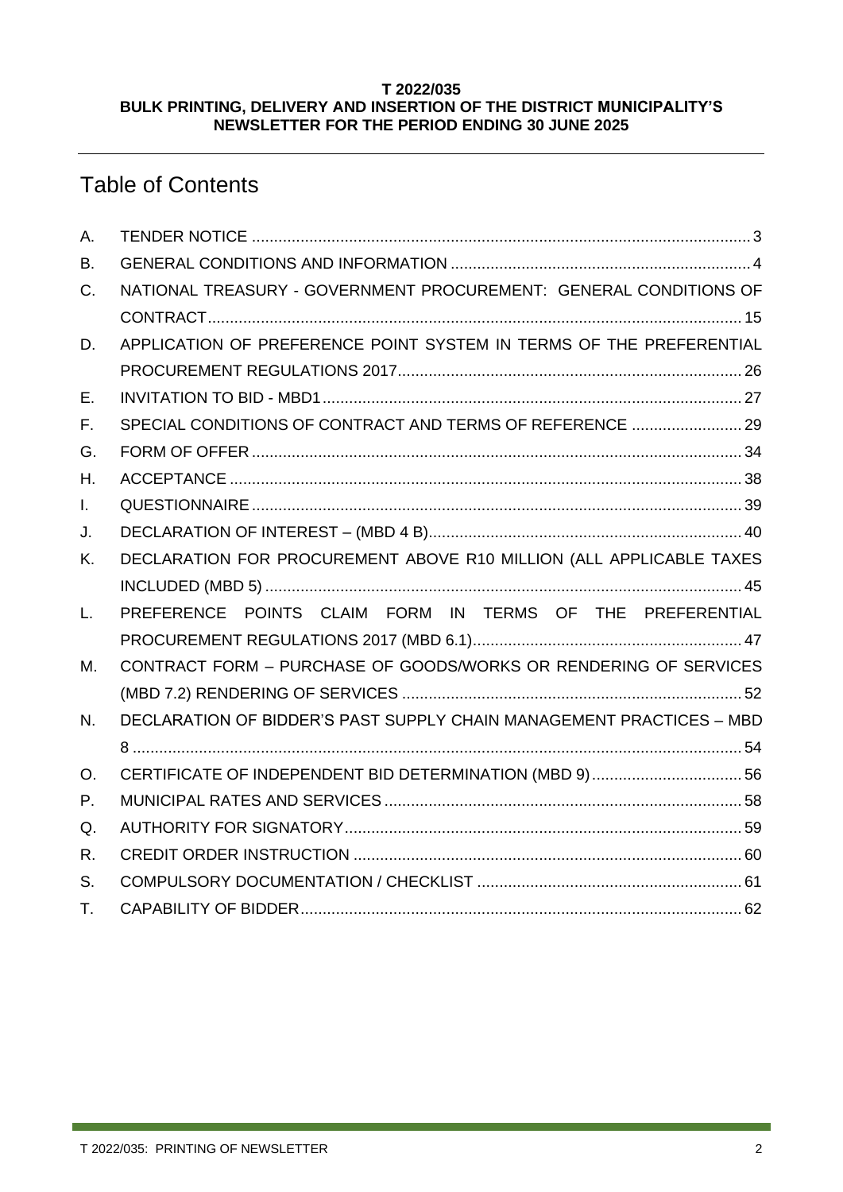**T 2022/035**
**BULK PRINTING, DELIVERY AND INSERTION OF THE DISTRICT MUNICIPALITY'S NEWSLETTER FOR THE PERIOD ENDING 30 JUNE 2025**

# Table of Contents

| | | |
|---|---|---|
| A. | TENDER NOTICE | 3 |
| B. | GENERAL CONDITIONS AND INFORMATION | 4 |
| C. | NATIONAL TREASURY - GOVERNMENT PROCUREMENT: GENERAL CONDITIONS OF CONTRACT | 15 |
| D. | APPLICATION OF PREFERENCE POINT SYSTEM IN TERMS OF THE PREFERENTIAL PROCUREMENT REGULATIONS 2017 | 26 |
| E. | INVITATION TO BID - MBD1 | 27 |
| F. | SPECIAL CONDITIONS OF CONTRACT AND TERMS OF REFERENCE | 29 |
| G. | FORM OF OFFER | 34 |
| H. | ACCEPTANCE | 38 |
| I. | QUESTIONNAIRE | 39 |
| J. | DECLARATION OF INTEREST – (MBD 4 B) | 40 |
| K. | DECLARATION FOR PROCUREMENT ABOVE R10 MILLION (ALL APPLICABLE TAXES INCLUDED (MBD 5) | 45 |
| L. | PREFERENCE POINTS CLAIM FORM IN TERMS OF THE PREFERENTIAL PROCUREMENT REGULATIONS 2017 (MBD 6.1) | 47 |
| M. | CONTRACT FORM – PURCHASE OF GOODS/WORKS OR RENDERING OF SERVICES (MBD 7.2) RENDERING OF SERVICES | 52 |
| N. | DECLARATION OF BIDDER'S PAST SUPPLY CHAIN MANAGEMENT PRACTICES – MBD 8 | 54 |
| O. | CERTIFICATE OF INDEPENDENT BID DETERMINATION (MBD 9) | 56 |
| P. | MUNICIPAL RATES AND SERVICES | 58 |
| Q. | AUTHORITY FOR SIGNATORY | 59 |
| R. | CREDIT ORDER INSTRUCTION | 60 |
| S. | COMPULSORY DOCUMENTATION / CHECKLIST | 61 |
| T. | CAPABILITY OF BIDDER | 62 |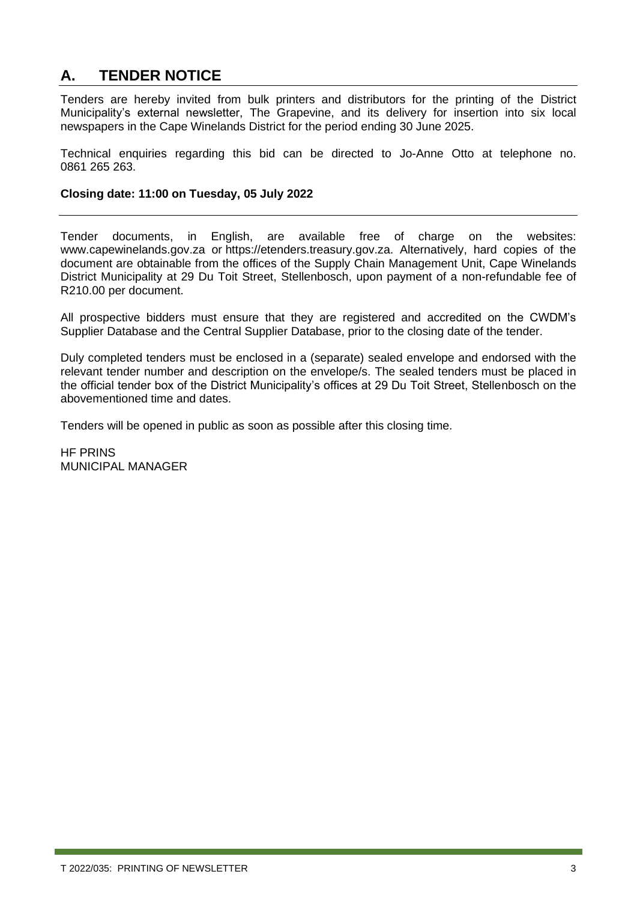## A. TENDER NOTICE

Tenders are hereby invited from bulk printers and distributors for the printing of the District Municipality's external newsletter, The Grapevine, and its delivery for insertion into six local newspapers in the Cape Winelands District for the period ending 30 June 2025.

Technical enquiries regarding this bid can be directed to Jo-Anne Otto at telephone no. 0861 265 263.

**Closing date: 11:00 on Tuesday, 05 July 2022**

---

Tender documents, in English, are available free of charge on the websites: www.capewinelands.gov.za or https://etenders.treasury.gov.za. Alternatively, hard copies of the document are obtainable from the offices of the Supply Chain Management Unit, Cape Winelands District Municipality at 29 Du Toit Street, Stellenbosch, upon payment of a non-refundable fee of R210.00 per document.

All prospective bidders must ensure that they are registered and accredited on the CWDM's Supplier Database and the Central Supplier Database, prior to the closing date of the tender.

Duly completed tenders must be enclosed in a (separate) sealed envelope and endorsed with the relevant tender number and description on the envelope/s. The sealed tenders must be placed in the official tender box of the District Municipality's offices at 29 Du Toit Street, Stellenbosch on the abovementioned time and dates.

Tenders will be opened in public as soon as possible after this closing time.

HF PRINS
MUNICIPAL MANAGER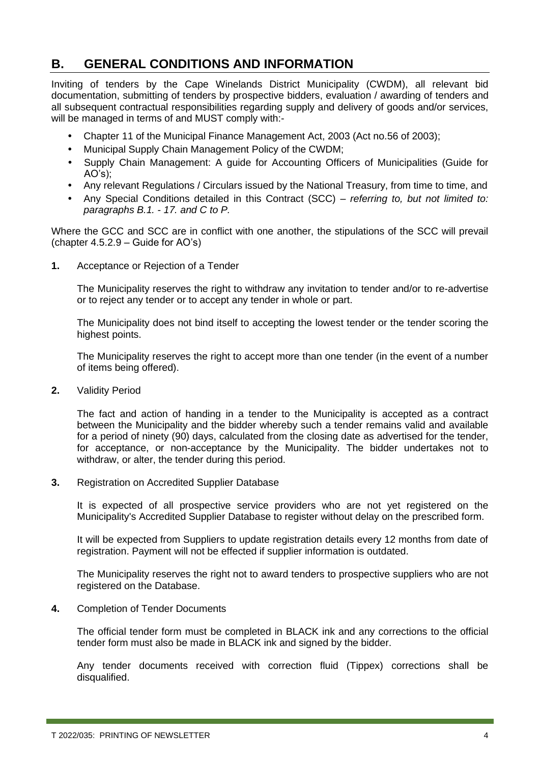## B. GENERAL CONDITIONS AND INFORMATION

Inviting of tenders by the Cape Winelands District Municipality (CWDM), all relevant bid documentation, submitting of tenders by prospective bidders, evaluation / awarding of tenders and all subsequent contractual responsibilities regarding supply and delivery of goods and/or services, will be managed in terms of and MUST comply with:-

- Chapter 11 of the Municipal Finance Management Act, 2003 (Act no.56 of 2003);
- Municipal Supply Chain Management Policy of the CWDM;
- Supply Chain Management: A guide for Accounting Officers of Municipalities (Guide for AO's);
- Any relevant Regulations / Circulars issued by the National Treasury, from time to time, and
- Any Special Conditions detailed in this Contract (SCC) – *referring to, but not limited to: paragraphs B.1. - 17. and C to P.*

Where the GCC and SCC are in conflict with one another, the stipulations of the SCC will prevail (chapter 4.5.2.9 – Guide for AO's)

**1.** Acceptance or Rejection of a Tender

The Municipality reserves the right to withdraw any invitation to tender and/or to re-advertise or to reject any tender or to accept any tender in whole or part.

The Municipality does not bind itself to accepting the lowest tender or the tender scoring the highest points.

The Municipality reserves the right to accept more than one tender (in the event of a number of items being offered).

**2.** Validity Period

The fact and action of handing in a tender to the Municipality is accepted as a contract between the Municipality and the bidder whereby such a tender remains valid and available for a period of ninety (90) days, calculated from the closing date as advertised for the tender, for acceptance, or non-acceptance by the Municipality. The bidder undertakes not to withdraw, or alter, the tender during this period.

**3.** Registration on Accredited Supplier Database

It is expected of all prospective service providers who are not yet registered on the Municipality's Accredited Supplier Database to register without delay on the prescribed form.

It will be expected from Suppliers to update registration details every 12 months from date of registration. Payment will not be effected if supplier information is outdated.

The Municipality reserves the right not to award tenders to prospective suppliers who are not registered on the Database.

**4.** Completion of Tender Documents

The official tender form must be completed in BLACK ink and any corrections to the official tender form must also be made in BLACK ink and signed by the bidder.

Any tender documents received with correction fluid (Tippex) corrections shall be disqualified.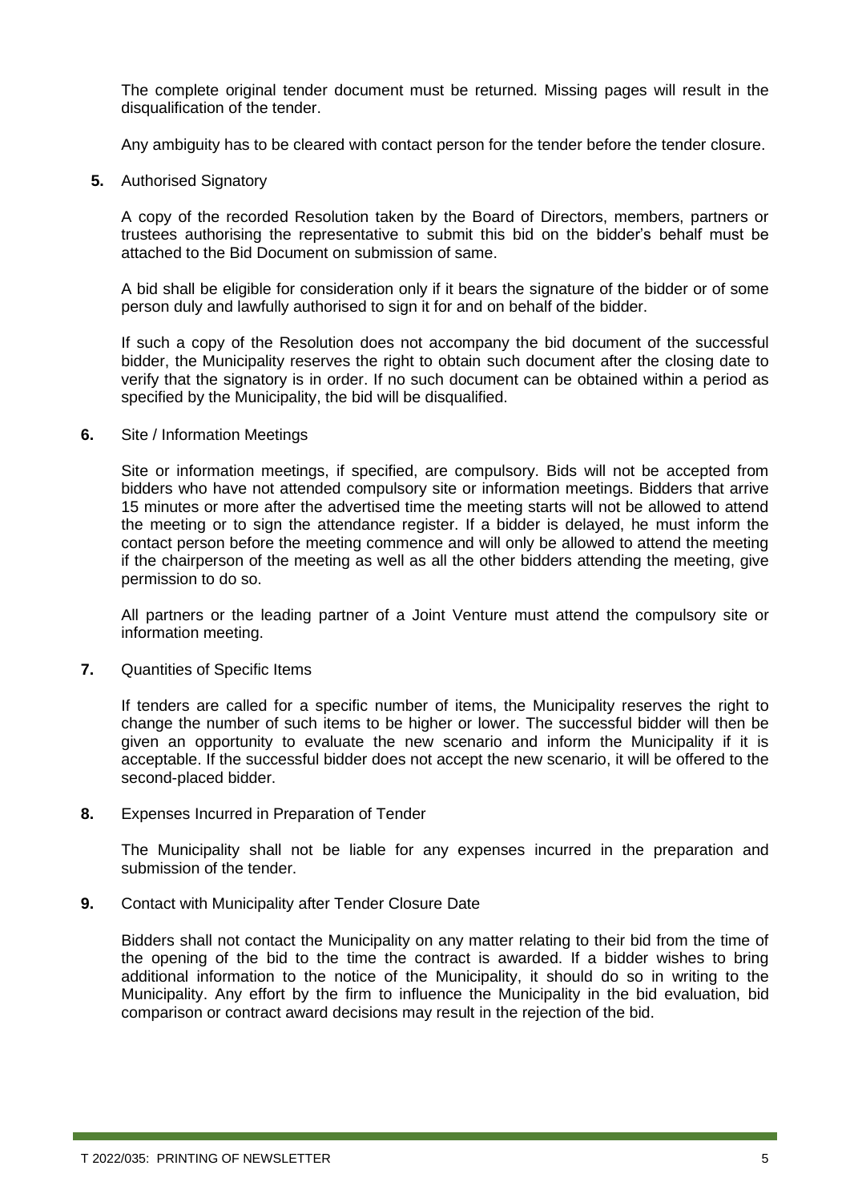The complete original tender document must be returned. Missing pages will result in the disqualification of the tender.

Any ambiguity has to be cleared with contact person for the tender before the tender closure.

**5.** Authorised Signatory

A copy of the recorded Resolution taken by the Board of Directors, members, partners or trustees authorising the representative to submit this bid on the bidder's behalf must be attached to the Bid Document on submission of same.

A bid shall be eligible for consideration only if it bears the signature of the bidder or of some person duly and lawfully authorised to sign it for and on behalf of the bidder.

If such a copy of the Resolution does not accompany the bid document of the successful bidder, the Municipality reserves the right to obtain such document after the closing date to verify that the signatory is in order. If no such document can be obtained within a period as specified by the Municipality, the bid will be disqualified.

**6.** Site / Information Meetings

Site or information meetings, if specified, are compulsory. Bids will not be accepted from bidders who have not attended compulsory site or information meetings. Bidders that arrive 15 minutes or more after the advertised time the meeting starts will not be allowed to attend the meeting or to sign the attendance register. If a bidder is delayed, he must inform the contact person before the meeting commence and will only be allowed to attend the meeting if the chairperson of the meeting as well as all the other bidders attending the meeting, give permission to do so.

All partners or the leading partner of a Joint Venture must attend the compulsory site or information meeting.

**7.** Quantities of Specific Items

If tenders are called for a specific number of items, the Municipality reserves the right to change the number of such items to be higher or lower. The successful bidder will then be given an opportunity to evaluate the new scenario and inform the Municipality if it is acceptable. If the successful bidder does not accept the new scenario, it will be offered to the second-placed bidder.

**8.** Expenses Incurred in Preparation of Tender

The Municipality shall not be liable for any expenses incurred in the preparation and submission of the tender.

**9.** Contact with Municipality after Tender Closure Date

Bidders shall not contact the Municipality on any matter relating to their bid from the time of the opening of the bid to the time the contract is awarded. If a bidder wishes to bring additional information to the notice of the Municipality, it should do so in writing to the Municipality. Any effort by the firm to influence the Municipality in the bid evaluation, bid comparison or contract award decisions may result in the rejection of the bid.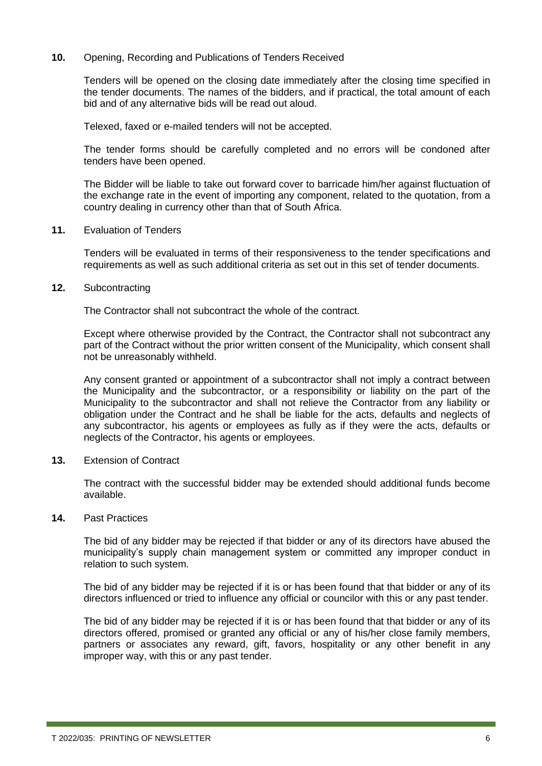**10.** Opening, Recording and Publications of Tenders Received

Tenders will be opened on the closing date immediately after the closing time specified in the tender documents. The names of the bidders, and if practical, the total amount of each bid and of any alternative bids will be read out aloud.

Telexed, faxed or e-mailed tenders will not be accepted.

The tender forms should be carefully completed and no errors will be condoned after tenders have been opened.

The Bidder will be liable to take out forward cover to barricade him/her against fluctuation of the exchange rate in the event of importing any component, related to the quotation, from a country dealing in currency other than that of South Africa.

**11.** Evaluation of Tenders

Tenders will be evaluated in terms of their responsiveness to the tender specifications and requirements as well as such additional criteria as set out in this set of tender documents.

**12.** Subcontracting

The Contractor shall not subcontract the whole of the contract.

Except where otherwise provided by the Contract, the Contractor shall not subcontract any part of the Contract without the prior written consent of the Municipality, which consent shall not be unreasonably withheld.

Any consent granted or appointment of a subcontractor shall not imply a contract between the Municipality and the subcontractor, or a responsibility or liability on the part of the Municipality to the subcontractor and shall not relieve the Contractor from any liability or obligation under the Contract and he shall be liable for the acts, defaults and neglects of any subcontractor, his agents or employees as fully as if they were the acts, defaults or neglects of the Contractor, his agents or employees.

**13.** Extension of Contract

The contract with the successful bidder may be extended should additional funds become available.

**14.** Past Practices

The bid of any bidder may be rejected if that bidder or any of its directors have abused the municipality's supply chain management system or committed any improper conduct in relation to such system.

The bid of any bidder may be rejected if it is or has been found that that bidder or any of its directors influenced or tried to influence any official or councilor with this or any past tender.

The bid of any bidder may be rejected if it is or has been found that that bidder or any of its directors offered, promised or granted any official or any of his/her close family members, partners or associates any reward, gift, favors, hospitality or any other benefit in any improper way, with this or any past tender.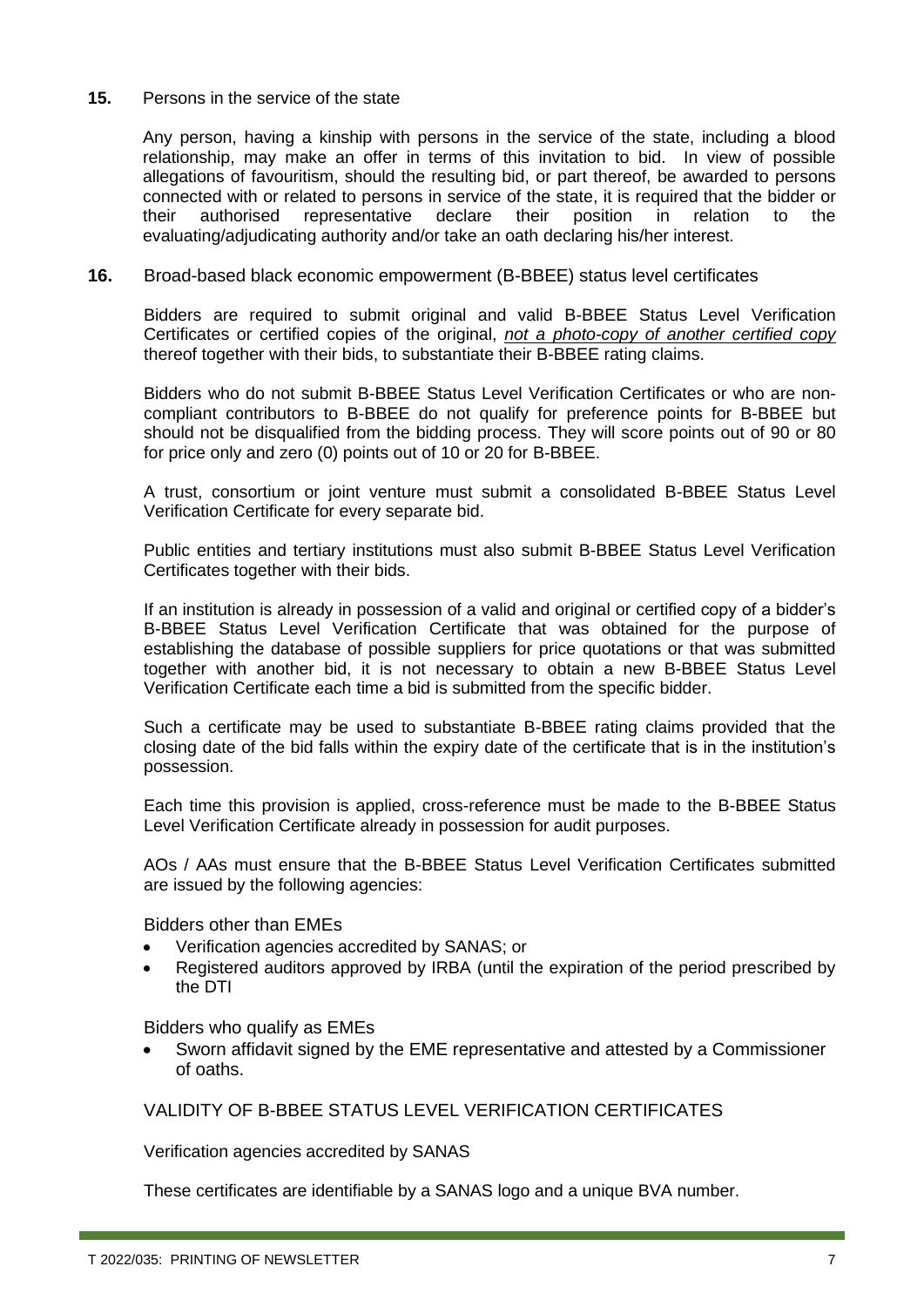**15.** Persons in the service of the state

Any person, having a kinship with persons in the service of the state, including a blood relationship, may make an offer in terms of this invitation to bid. In view of possible allegations of favouritism, should the resulting bid, or part thereof, be awarded to persons connected with or related to persons in service of the state, it is required that the bidder or their authorised representative declare their position in relation to the evaluating/adjudicating authority and/or take an oath declaring his/her interest.

**16.** Broad-based black economic empowerment (B-BBEE) status level certificates

Bidders are required to submit original and valid B-BBEE Status Level Verification Certificates or certified copies of the original, *not a photo-copy of another certified copy* thereof together with their bids, to substantiate their B-BBEE rating claims.

Bidders who do not submit B-BBEE Status Level Verification Certificates or who are non-compliant contributors to B-BBEE do not qualify for preference points for B-BBEE but should not be disqualified from the bidding process. They will score points out of 90 or 80 for price only and zero (0) points out of 10 or 20 for B-BBEE.

A trust, consortium or joint venture must submit a consolidated B-BBEE Status Level Verification Certificate for every separate bid.

Public entities and tertiary institutions must also submit B-BBEE Status Level Verification Certificates together with their bids.

If an institution is already in possession of a valid and original or certified copy of a bidder's B-BBEE Status Level Verification Certificate that was obtained for the purpose of establishing the database of possible suppliers for price quotations or that was submitted together with another bid, it is not necessary to obtain a new B-BBEE Status Level Verification Certificate each time a bid is submitted from the specific bidder.

Such a certificate may be used to substantiate B-BBEE rating claims provided that the closing date of the bid falls within the expiry date of the certificate that is in the institution's possession.

Each time this provision is applied, cross-reference must be made to the B-BBEE Status Level Verification Certificate already in possession for audit purposes.

AOs / AAs must ensure that the B-BBEE Status Level Verification Certificates submitted are issued by the following agencies:

Bidders other than EMEs

- Verification agencies accredited by SANAS; or
- Registered auditors approved by IRBA (until the expiration of the period prescribed by the DTI

Bidders who qualify as EMEs

- Sworn affidavit signed by the EME representative and attested by a Commissioner of oaths.

VALIDITY OF B-BBEE STATUS LEVEL VERIFICATION CERTIFICATES

Verification agencies accredited by SANAS

These certificates are identifiable by a SANAS logo and a unique BVA number.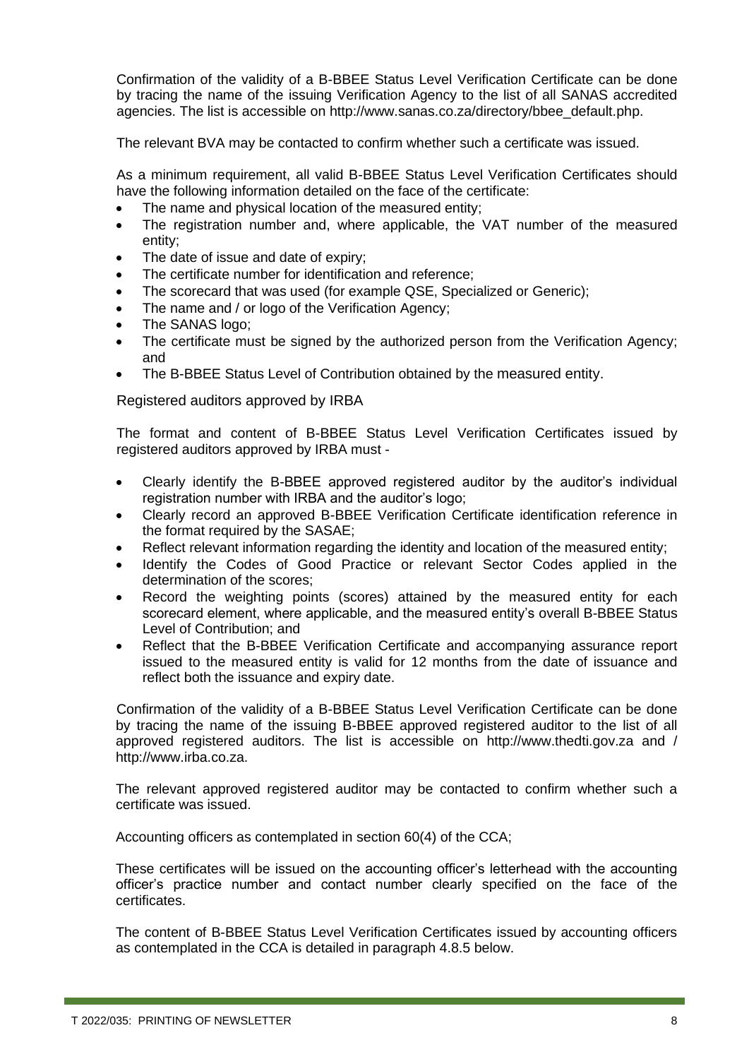Confirmation of the validity of a B-BBEE Status Level Verification Certificate can be done by tracing the name of the issuing Verification Agency to the list of all SANAS accredited agencies. The list is accessible on http://www.sanas.co.za/directory/bbee_default.php.

The relevant BVA may be contacted to confirm whether such a certificate was issued.

As a minimum requirement, all valid B-BBEE Status Level Verification Certificates should have the following information detailed on the face of the certificate:

- The name and physical location of the measured entity;
- The registration number and, where applicable, the VAT number of the measured entity;
- The date of issue and date of expiry;
- The certificate number for identification and reference;
- The scorecard that was used (for example QSE, Specialized or Generic);
- The name and / or logo of the Verification Agency;
- The SANAS logo;
- The certificate must be signed by the authorized person from the Verification Agency; and
- The B-BBEE Status Level of Contribution obtained by the measured entity.

Registered auditors approved by IRBA

The format and content of B-BBEE Status Level Verification Certificates issued by registered auditors approved by IRBA must -

- Clearly identify the B-BBEE approved registered auditor by the auditor's individual registration number with IRBA and the auditor's logo;
- Clearly record an approved B-BBEE Verification Certificate identification reference in the format required by the SASAE;
- Reflect relevant information regarding the identity and location of the measured entity;
- Identify the Codes of Good Practice or relevant Sector Codes applied in the determination of the scores;
- Record the weighting points (scores) attained by the measured entity for each scorecard element, where applicable, and the measured entity's overall B-BBEE Status Level of Contribution; and
- Reflect that the B-BBEE Verification Certificate and accompanying assurance report issued to the measured entity is valid for 12 months from the date of issuance and reflect both the issuance and expiry date.

Confirmation of the validity of a B-BBEE Status Level Verification Certificate can be done by tracing the name of the issuing B-BBEE approved registered auditor to the list of all approved registered auditors. The list is accessible on http://www.thedti.gov.za and / http://www.irba.co.za.

The relevant approved registered auditor may be contacted to confirm whether such a certificate was issued.

Accounting officers as contemplated in section 60(4) of the CCA;

These certificates will be issued on the accounting officer's letterhead with the accounting officer's practice number and contact number clearly specified on the face of the certificates.

The content of B-BBEE Status Level Verification Certificates issued by accounting officers as contemplated in the CCA is detailed in paragraph 4.8.5 below.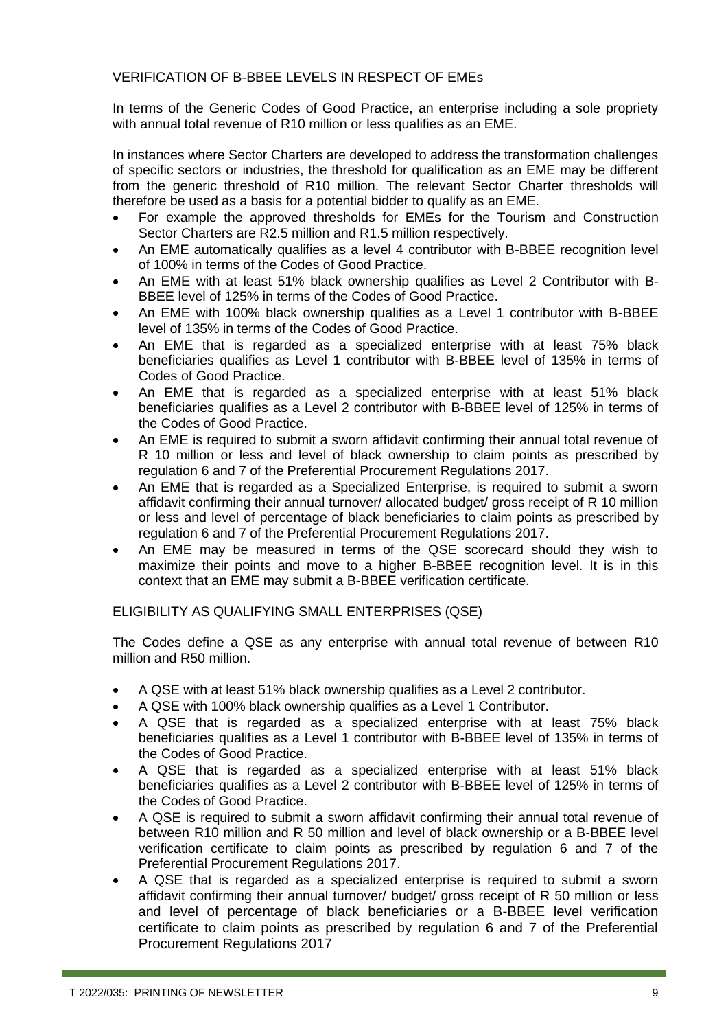## VERIFICATION OF B-BBEE LEVELS IN RESPECT OF EMEs

In terms of the Generic Codes of Good Practice, an enterprise including a sole propriety with annual total revenue of R10 million or less qualifies as an EME.

In instances where Sector Charters are developed to address the transformation challenges of specific sectors or industries, the threshold for qualification as an EME may be different from the generic threshold of R10 million. The relevant Sector Charter thresholds will therefore be used as a basis for a potential bidder to qualify as an EME.

- For example the approved thresholds for EMEs for the Tourism and Construction Sector Charters are R2.5 million and R1.5 million respectively.
- An EME automatically qualifies as a level 4 contributor with B-BBEE recognition level of 100% in terms of the Codes of Good Practice.
- An EME with at least 51% black ownership qualifies as Level 2 Contributor with B-BBEE level of 125% in terms of the Codes of Good Practice.
- An EME with 100% black ownership qualifies as a Level 1 contributor with B-BBEE level of 135% in terms of the Codes of Good Practice.
- An EME that is regarded as a specialized enterprise with at least 75% black beneficiaries qualifies as Level 1 contributor with B-BBEE level of 135% in terms of Codes of Good Practice.
- An EME that is regarded as a specialized enterprise with at least 51% black beneficiaries qualifies as a Level 2 contributor with B-BBEE level of 125% in terms of the Codes of Good Practice.
- An EME is required to submit a sworn affidavit confirming their annual total revenue of R 10 million or less and level of black ownership to claim points as prescribed by regulation 6 and 7 of the Preferential Procurement Regulations 2017.
- An EME that is regarded as a Specialized Enterprise, is required to submit a sworn affidavit confirming their annual turnover/ allocated budget/ gross receipt of R 10 million or less and level of percentage of black beneficiaries to claim points as prescribed by regulation 6 and 7 of the Preferential Procurement Regulations 2017.
- An EME may be measured in terms of the QSE scorecard should they wish to maximize their points and move to a higher B-BBEE recognition level. It is in this context that an EME may submit a B-BBEE verification certificate.

## ELIGIBILITY AS QUALIFYING SMALL ENTERPRISES (QSE)

The Codes define a QSE as any enterprise with annual total revenue of between R10 million and R50 million.

- A QSE with at least 51% black ownership qualifies as a Level 2 contributor.
- A QSE with 100% black ownership qualifies as a Level 1 Contributor.
- A QSE that is regarded as a specialized enterprise with at least 75% black beneficiaries qualifies as a Level 1 contributor with B-BBEE level of 135% in terms of the Codes of Good Practice.
- A QSE that is regarded as a specialized enterprise with at least 51% black beneficiaries qualifies as a Level 2 contributor with B-BBEE level of 125% in terms of the Codes of Good Practice.
- A QSE is required to submit a sworn affidavit confirming their annual total revenue of between R10 million and R 50 million and level of black ownership or a B-BBEE level verification certificate to claim points as prescribed by regulation 6 and 7 of the Preferential Procurement Regulations 2017.
- A QSE that is regarded as a specialized enterprise is required to submit a sworn affidavit confirming their annual turnover/ budget/ gross receipt of R 50 million or less and level of percentage of black beneficiaries or a B-BBEE level verification certificate to claim points as prescribed by regulation 6 and 7 of the Preferential Procurement Regulations 2017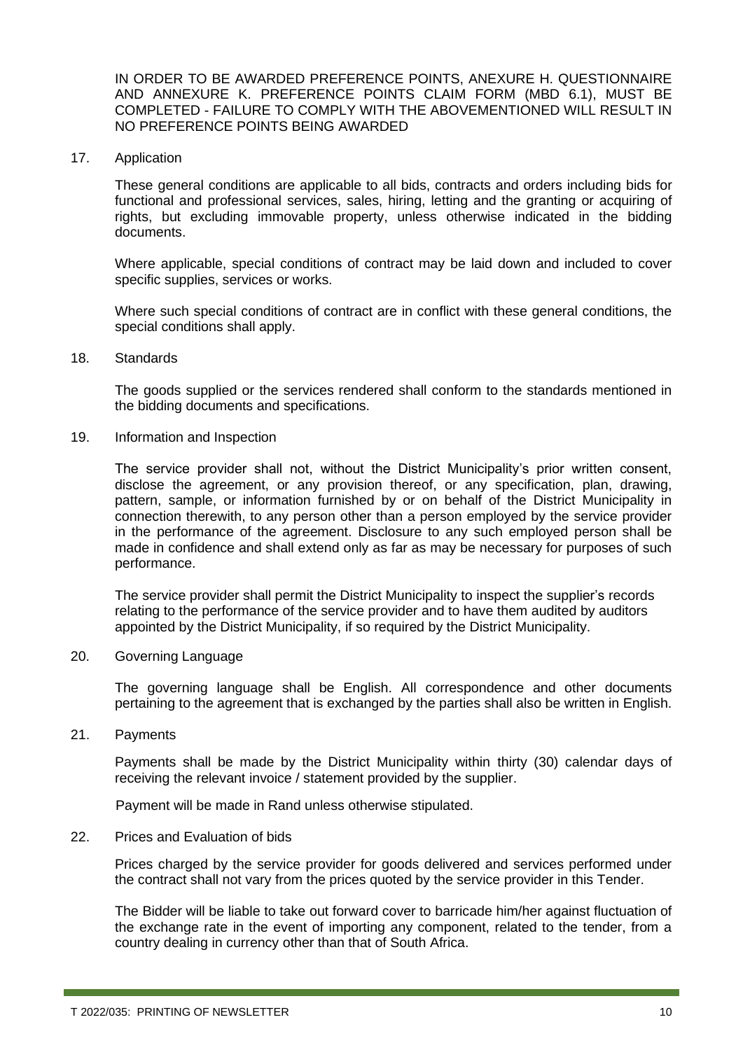IN ORDER TO BE AWARDED PREFERENCE POINTS, ANEXURE H. QUESTIONNAIRE AND ANNEXURE K. PREFERENCE POINTS CLAIM FORM (MBD 6.1), MUST BE COMPLETED - FAILURE TO COMPLY WITH THE ABOVEMENTIONED WILL RESULT IN NO PREFERENCE POINTS BEING AWARDED

17. Application

These general conditions are applicable to all bids, contracts and orders including bids for functional and professional services, sales, hiring, letting and the granting or acquiring of rights, but excluding immovable property, unless otherwise indicated in the bidding documents.

Where applicable, special conditions of contract may be laid down and included to cover specific supplies, services or works.

Where such special conditions of contract are in conflict with these general conditions, the special conditions shall apply.

18. Standards

The goods supplied or the services rendered shall conform to the standards mentioned in the bidding documents and specifications.

19. Information and Inspection

The service provider shall not, without the District Municipality's prior written consent, disclose the agreement, or any provision thereof, or any specification, plan, drawing, pattern, sample, or information furnished by or on behalf of the District Municipality in connection therewith, to any person other than a person employed by the service provider in the performance of the agreement. Disclosure to any such employed person shall be made in confidence and shall extend only as far as may be necessary for purposes of such performance.

The service provider shall permit the District Municipality to inspect the supplier's records relating to the performance of the service provider and to have them audited by auditors appointed by the District Municipality, if so required by the District Municipality.

20. Governing Language

The governing language shall be English. All correspondence and other documents pertaining to the agreement that is exchanged by the parties shall also be written in English.

21. Payments

Payments shall be made by the District Municipality within thirty (30) calendar days of receiving the relevant invoice / statement provided by the supplier.

Payment will be made in Rand unless otherwise stipulated.

22. Prices and Evaluation of bids

Prices charged by the service provider for goods delivered and services performed under the contract shall not vary from the prices quoted by the service provider in this Tender.

The Bidder will be liable to take out forward cover to barricade him/her against fluctuation of the exchange rate in the event of importing any component, related to the tender, from a country dealing in currency other than that of South Africa.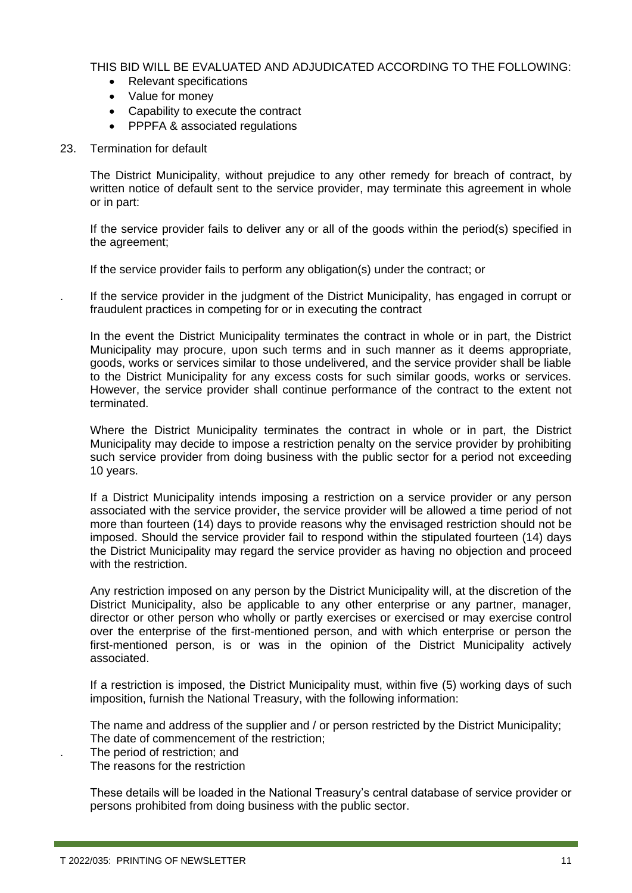THIS BID WILL BE EVALUATED AND ADJUDICATED ACCORDING TO THE FOLLOWING:

- Relevant specifications
- Value for money
- Capability to execute the contract
- PPPFA & associated regulations

23. Termination for default

The District Municipality, without prejudice to any other remedy for breach of contract, by written notice of default sent to the service provider, may terminate this agreement in whole or in part:

If the service provider fails to deliver any or all of the goods within the period(s) specified in the agreement;

If the service provider fails to perform any obligation(s) under the contract; or

. If the service provider in the judgment of the District Municipality, has engaged in corrupt or fraudulent practices in competing for or in executing the contract

In the event the District Municipality terminates the contract in whole or in part, the District Municipality may procure, upon such terms and in such manner as it deems appropriate, goods, works or services similar to those undelivered, and the service provider shall be liable to the District Municipality for any excess costs for such similar goods, works or services. However, the service provider shall continue performance of the contract to the extent not terminated.

Where the District Municipality terminates the contract in whole or in part, the District Municipality may decide to impose a restriction penalty on the service provider by prohibiting such service provider from doing business with the public sector for a period not exceeding 10 years.

If a District Municipality intends imposing a restriction on a service provider or any person associated with the service provider, the service provider will be allowed a time period of not more than fourteen (14) days to provide reasons why the envisaged restriction should not be imposed. Should the service provider fail to respond within the stipulated fourteen (14) days the District Municipality may regard the service provider as having no objection and proceed with the restriction.

Any restriction imposed on any person by the District Municipality will, at the discretion of the District Municipality, also be applicable to any other enterprise or any partner, manager, director or other person who wholly or partly exercises or exercised or may exercise control over the enterprise of the first-mentioned person, and with which enterprise or person the first-mentioned person, is or was in the opinion of the District Municipality actively associated.

If a restriction is imposed, the District Municipality must, within five (5) working days of such imposition, furnish the National Treasury, with the following information:

The name and address of the supplier and / or person restricted by the District Municipality;
The date of commencement of the restriction;
. The period of restriction; and
The reasons for the restriction

These details will be loaded in the National Treasury's central database of service provider or persons prohibited from doing business with the public sector.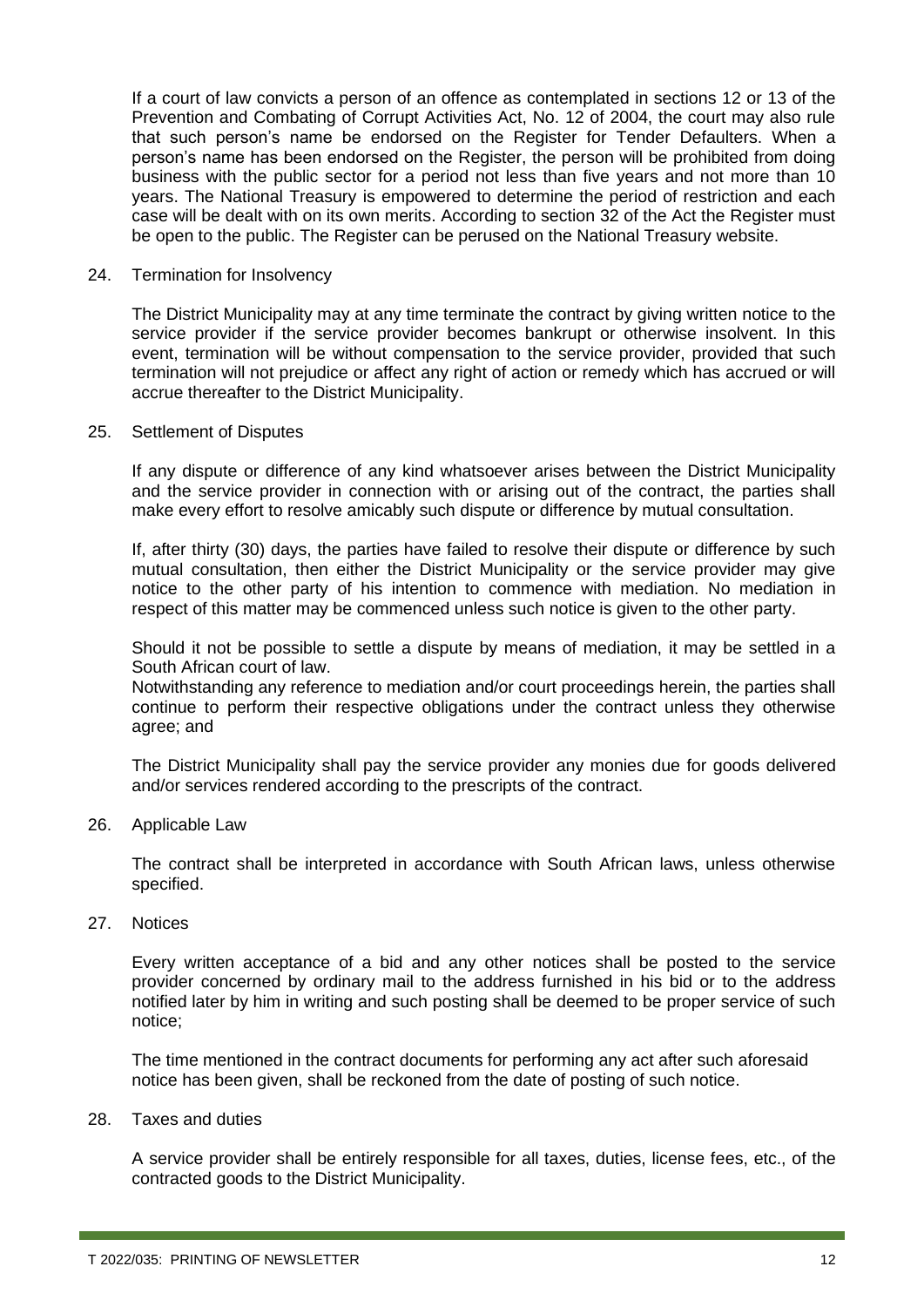If a court of law convicts a person of an offence as contemplated in sections 12 or 13 of the Prevention and Combating of Corrupt Activities Act, No. 12 of 2004, the court may also rule that such person's name be endorsed on the Register for Tender Defaulters. When a person's name has been endorsed on the Register, the person will be prohibited from doing business with the public sector for a period not less than five years and not more than 10 years. The National Treasury is empowered to determine the period of restriction and each case will be dealt with on its own merits. According to section 32 of the Act the Register must be open to the public. The Register can be perused on the National Treasury website.

24. Termination for Insolvency

The District Municipality may at any time terminate the contract by giving written notice to the service provider if the service provider becomes bankrupt or otherwise insolvent. In this event, termination will be without compensation to the service provider, provided that such termination will not prejudice or affect any right of action or remedy which has accrued or will accrue thereafter to the District Municipality.

25. Settlement of Disputes

If any dispute or difference of any kind whatsoever arises between the District Municipality and the service provider in connection with or arising out of the contract, the parties shall make every effort to resolve amicably such dispute or difference by mutual consultation.

If, after thirty (30) days, the parties have failed to resolve their dispute or difference by such mutual consultation, then either the District Municipality or the service provider may give notice to the other party of his intention to commence with mediation. No mediation in respect of this matter may be commenced unless such notice is given to the other party.

Should it not be possible to settle a dispute by means of mediation, it may be settled in a South African court of law.
Notwithstanding any reference to mediation and/or court proceedings herein, the parties shall continue to perform their respective obligations under the contract unless they otherwise agree; and

The District Municipality shall pay the service provider any monies due for goods delivered and/or services rendered according to the prescripts of the contract.

26. Applicable Law

The contract shall be interpreted in accordance with South African laws, unless otherwise specified.

27. Notices

Every written acceptance of a bid and any other notices shall be posted to the service provider concerned by ordinary mail to the address furnished in his bid or to the address notified later by him in writing and such posting shall be deemed to be proper service of such notice;

The time mentioned in the contract documents for performing any act after such aforesaid notice has been given, shall be reckoned from the date of posting of such notice.

28. Taxes and duties

A service provider shall be entirely responsible for all taxes, duties, license fees, etc., of the contracted goods to the District Municipality.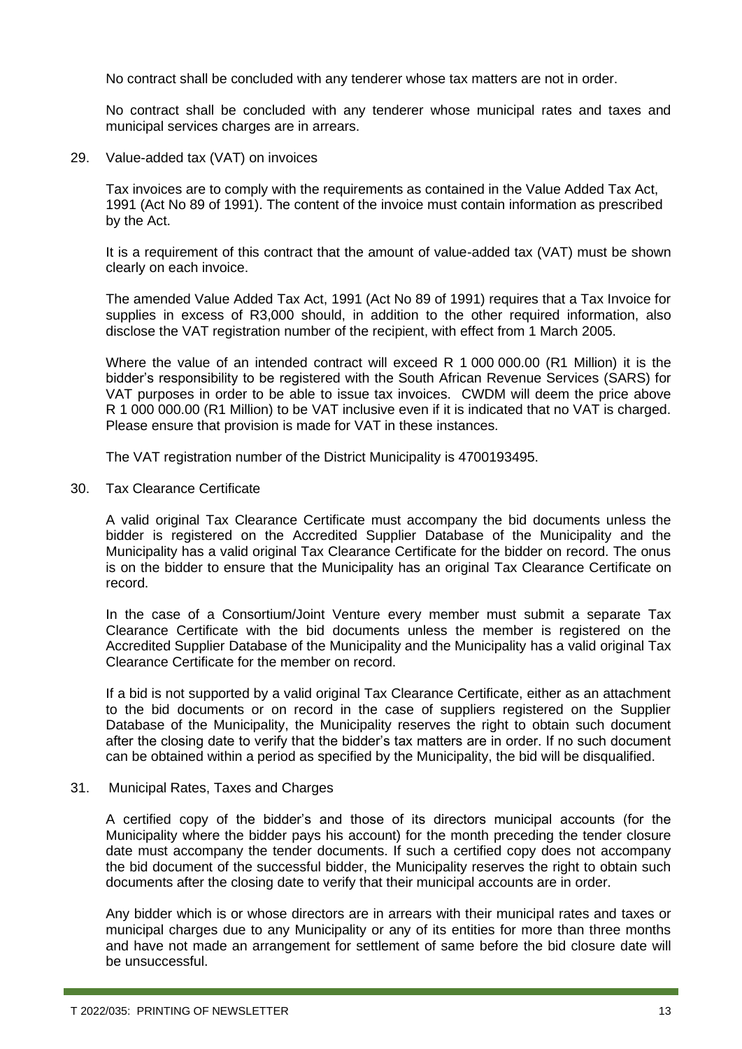No contract shall be concluded with any tenderer whose tax matters are not in order.

No contract shall be concluded with any tenderer whose municipal rates and taxes and municipal services charges are in arrears.

29. Value-added tax (VAT) on invoices

Tax invoices are to comply with the requirements as contained in the Value Added Tax Act, 1991 (Act No 89 of 1991). The content of the invoice must contain information as prescribed by the Act.

It is a requirement of this contract that the amount of value-added tax (VAT) must be shown clearly on each invoice.

The amended Value Added Tax Act, 1991 (Act No 89 of 1991) requires that a Tax Invoice for supplies in excess of R3,000 should, in addition to the other required information, also disclose the VAT registration number of the recipient, with effect from 1 March 2005.

Where the value of an intended contract will exceed R 1 000 000.00 (R1 Million) it is the bidder's responsibility to be registered with the South African Revenue Services (SARS) for VAT purposes in order to be able to issue tax invoices. CWDM will deem the price above R 1 000 000.00 (R1 Million) to be VAT inclusive even if it is indicated that no VAT is charged. Please ensure that provision is made for VAT in these instances.

The VAT registration number of the District Municipality is 4700193495.

30. Tax Clearance Certificate

A valid original Tax Clearance Certificate must accompany the bid documents unless the bidder is registered on the Accredited Supplier Database of the Municipality and the Municipality has a valid original Tax Clearance Certificate for the bidder on record. The onus is on the bidder to ensure that the Municipality has an original Tax Clearance Certificate on record.

In the case of a Consortium/Joint Venture every member must submit a separate Tax Clearance Certificate with the bid documents unless the member is registered on the Accredited Supplier Database of the Municipality and the Municipality has a valid original Tax Clearance Certificate for the member on record.

If a bid is not supported by a valid original Tax Clearance Certificate, either as an attachment to the bid documents or on record in the case of suppliers registered on the Supplier Database of the Municipality, the Municipality reserves the right to obtain such document after the closing date to verify that the bidder's tax matters are in order. If no such document can be obtained within a period as specified by the Municipality, the bid will be disqualified.

31. Municipal Rates, Taxes and Charges

A certified copy of the bidder's and those of its directors municipal accounts (for the Municipality where the bidder pays his account) for the month preceding the tender closure date must accompany the tender documents. If such a certified copy does not accompany the bid document of the successful bidder, the Municipality reserves the right to obtain such documents after the closing date to verify that their municipal accounts are in order.

Any bidder which is or whose directors are in arrears with their municipal rates and taxes or municipal charges due to any Municipality or any of its entities for more than three months and have not made an arrangement for settlement of same before the bid closure date will be unsuccessful.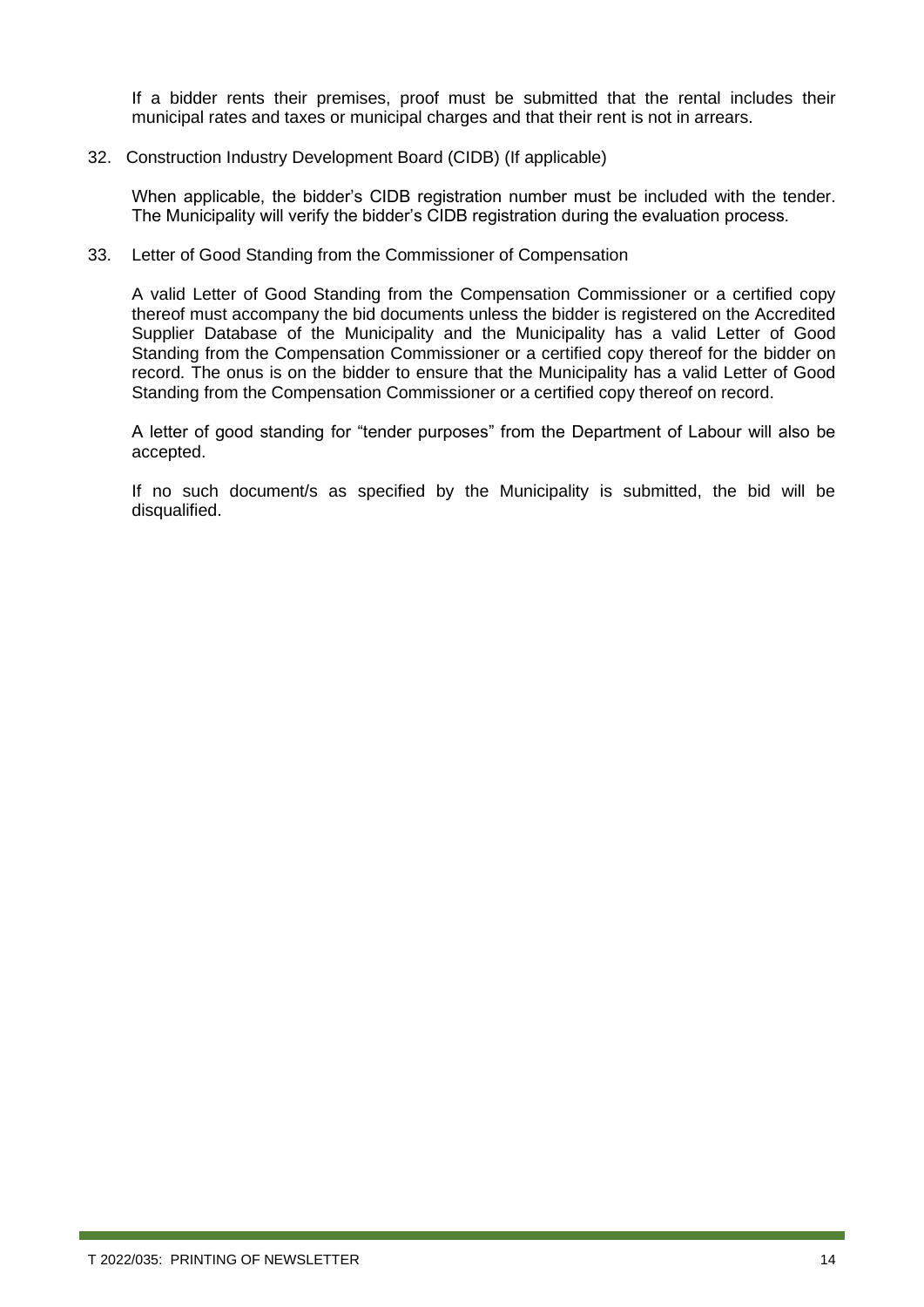If a bidder rents their premises, proof must be submitted that the rental includes their municipal rates and taxes or municipal charges and that their rent is not in arrears.

32. Construction Industry Development Board (CIDB) (If applicable)

    When applicable, the bidder's CIDB registration number must be included with the tender. The Municipality will verify the bidder's CIDB registration during the evaluation process.

33. Letter of Good Standing from the Commissioner of Compensation

    A valid Letter of Good Standing from the Compensation Commissioner or a certified copy thereof must accompany the bid documents unless the bidder is registered on the Accredited Supplier Database of the Municipality and the Municipality has a valid Letter of Good Standing from the Compensation Commissioner or a certified copy thereof for the bidder on record. The onus is on the bidder to ensure that the Municipality has a valid Letter of Good Standing from the Compensation Commissioner or a certified copy thereof on record.

    A letter of good standing for "tender purposes" from the Department of Labour will also be accepted.

    If no such document/s as specified by the Municipality is submitted, the bid will be disqualified.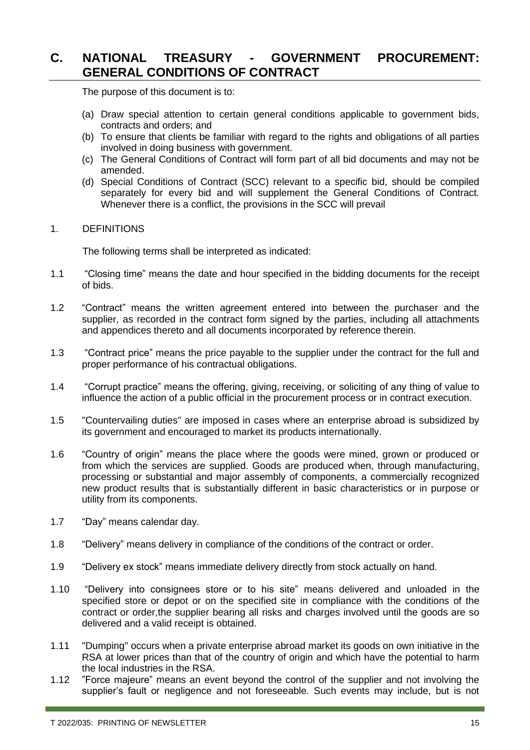# C. NATIONAL TREASURY - GOVERNMENT PROCUREMENT: GENERAL CONDITIONS OF CONTRACT

The purpose of this document is to:

(a) Draw special attention to certain general conditions applicable to government bids, contracts and orders; and
(b) To ensure that clients be familiar with regard to the rights and obligations of all parties involved in doing business with government.
(c) The General Conditions of Contract will form part of all bid documents and may not be amended.
(d) Special Conditions of Contract (SCC) relevant to a specific bid, should be compiled separately for every bid and will supplement the General Conditions of Contract. Whenever there is a conflict, the provisions in the SCC will prevail

1. DEFINITIONS

The following terms shall be interpreted as indicated:

1.1 "Closing time" means the date and hour specified in the bidding documents for the receipt of bids.

1.2 "Contract" means the written agreement entered into between the purchaser and the supplier, as recorded in the contract form signed by the parties, including all attachments and appendices thereto and all documents incorporated by reference therein.

1.3 "Contract price" means the price payable to the supplier under the contract for the full and proper performance of his contractual obligations.

1.4 "Corrupt practice" means the offering, giving, receiving, or soliciting of any thing of value to influence the action of a public official in the procurement process or in contract execution.

1.5 "Countervailing duties" are imposed in cases where an enterprise abroad is subsidized by its government and encouraged to market its products internationally.

1.6 "Country of origin" means the place where the goods were mined, grown or produced or from which the services are supplied. Goods are produced when, through manufacturing, processing or substantial and major assembly of components, a commercially recognized new product results that is substantially different in basic characteristics or in purpose or utility from its components.

1.7 "Day" means calendar day.

1.8 "Delivery" means delivery in compliance of the conditions of the contract or order.

1.9 "Delivery ex stock" means immediate delivery directly from stock actually on hand.

1.10 "Delivery into consignees store or to his site" means delivered and unloaded in the specified store or depot or on the specified site in compliance with the conditions of the contract or order,the supplier bearing all risks and charges involved until the goods are so delivered and a valid receipt is obtained.

1.11 "Dumping" occurs when a private enterprise abroad market its goods on own initiative in the RSA at lower prices than that of the country of origin and which have the potential to harm the local industries in the RSA.

1.12 "Force majeure" means an event beyond the control of the supplier and not involving the supplier's fault or negligence and not foreseeable. Such events may include, but is not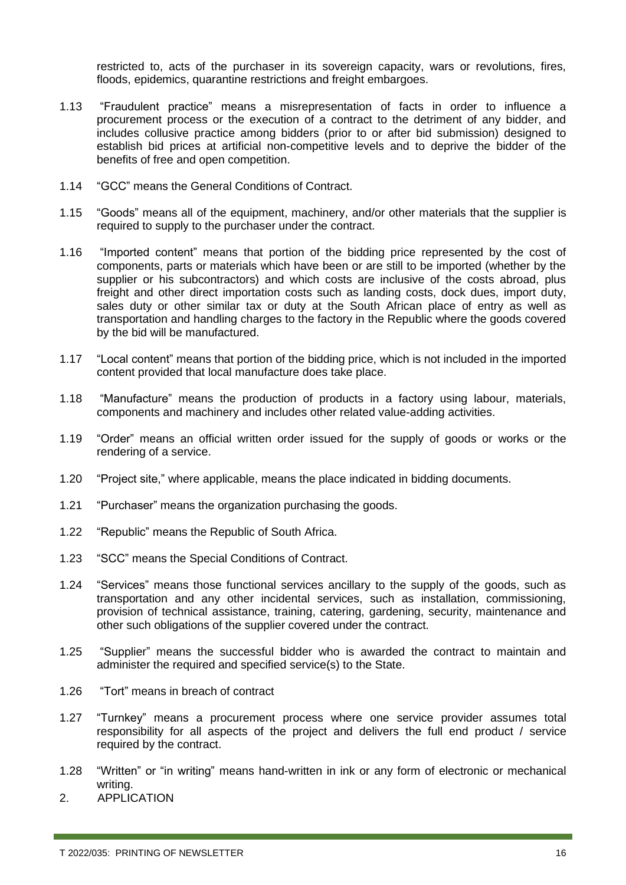restricted to, acts of the purchaser in its sovereign capacity, wars or revolutions, fires, floods, epidemics, quarantine restrictions and freight embargoes.

1.13 "Fraudulent practice" means a misrepresentation of facts in order to influence a procurement process or the execution of a contract to the detriment of any bidder, and includes collusive practice among bidders (prior to or after bid submission) designed to establish bid prices at artificial non-competitive levels and to deprive the bidder of the benefits of free and open competition.

1.14 "GCC" means the General Conditions of Contract.

1.15 "Goods" means all of the equipment, machinery, and/or other materials that the supplier is required to supply to the purchaser under the contract.

1.16 "Imported content" means that portion of the bidding price represented by the cost of components, parts or materials which have been or are still to be imported (whether by the supplier or his subcontractors) and which costs are inclusive of the costs abroad, plus freight and other direct importation costs such as landing costs, dock dues, import duty, sales duty or other similar tax or duty at the South African place of entry as well as transportation and handling charges to the factory in the Republic where the goods covered by the bid will be manufactured.

1.17 "Local content" means that portion of the bidding price, which is not included in the imported content provided that local manufacture does take place.

1.18 "Manufacture" means the production of products in a factory using labour, materials, components and machinery and includes other related value-adding activities.

1.19 "Order" means an official written order issued for the supply of goods or works or the rendering of a service.

1.20 "Project site," where applicable, means the place indicated in bidding documents.

1.21 "Purchaser" means the organization purchasing the goods.

1.22 "Republic" means the Republic of South Africa.

1.23 "SCC" means the Special Conditions of Contract.

1.24 "Services" means those functional services ancillary to the supply of the goods, such as transportation and any other incidental services, such as installation, commissioning, provision of technical assistance, training, catering, gardening, security, maintenance and other such obligations of the supplier covered under the contract.

1.25 "Supplier" means the successful bidder who is awarded the contract to maintain and administer the required and specified service(s) to the State.

1.26 "Tort" means in breach of contract

1.27 "Turnkey" means a procurement process where one service provider assumes total responsibility for all aspects of the project and delivers the full end product / service required by the contract.

1.28 "Written" or "in writing" means hand-written in ink or any form of electronic or mechanical writing.

2. APPLICATION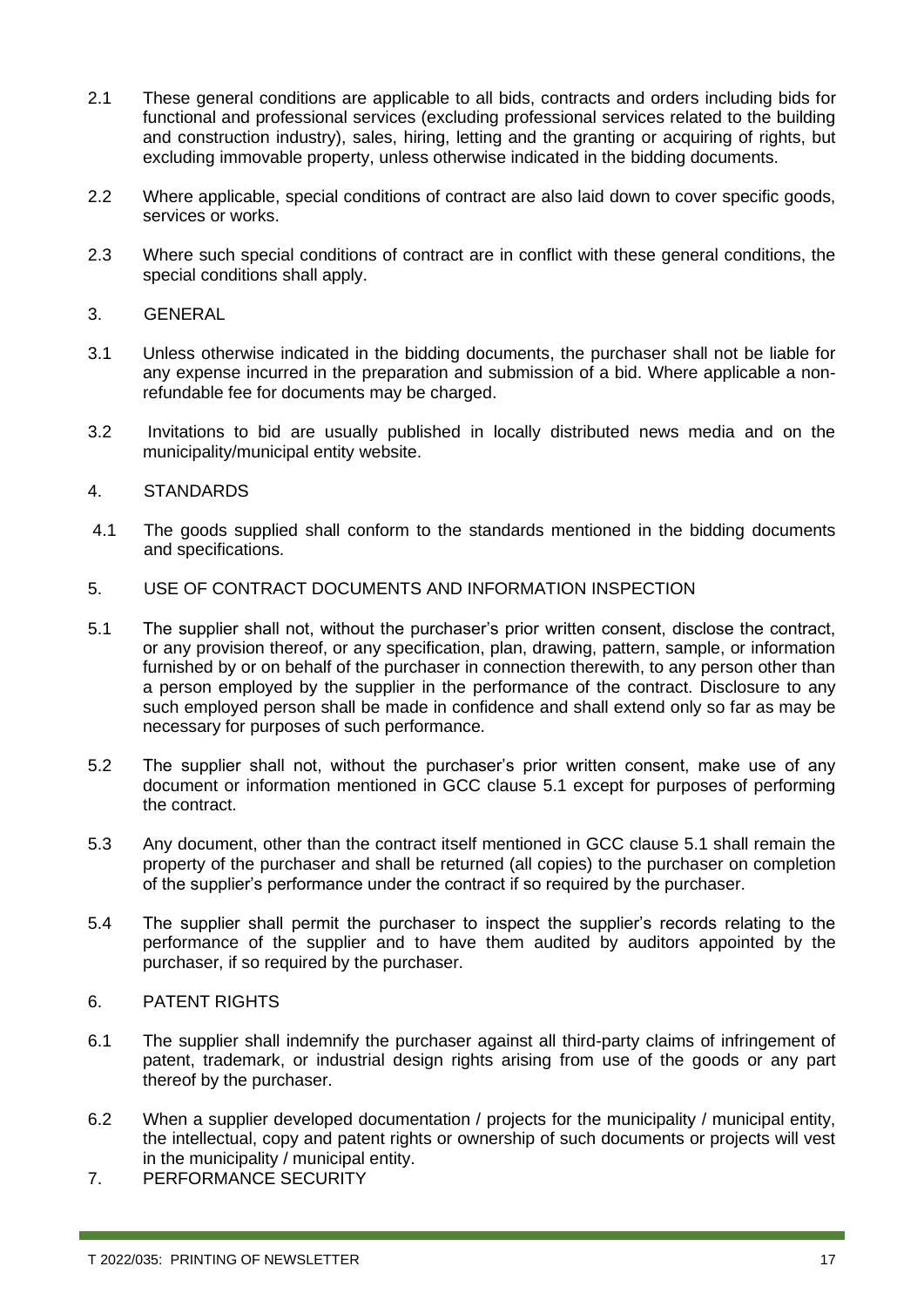2.1 These general conditions are applicable to all bids, contracts and orders including bids for functional and professional services (excluding professional services related to the building and construction industry), sales, hiring, letting and the granting or acquiring of rights, but excluding immovable property, unless otherwise indicated in the bidding documents.

2.2 Where applicable, special conditions of contract are also laid down to cover specific goods, services or works.

2.3 Where such special conditions of contract are in conflict with these general conditions, the special conditions shall apply.

## 3. GENERAL

3.1 Unless otherwise indicated in the bidding documents, the purchaser shall not be liable for any expense incurred in the preparation and submission of a bid. Where applicable a non-refundable fee for documents may be charged.

3.2 Invitations to bid are usually published in locally distributed news media and on the municipality/municipal entity website.

## 4. STANDARDS

4.1 The goods supplied shall conform to the standards mentioned in the bidding documents and specifications.

## 5. USE OF CONTRACT DOCUMENTS AND INFORMATION INSPECTION

5.1 The supplier shall not, without the purchaser's prior written consent, disclose the contract, or any provision thereof, or any specification, plan, drawing, pattern, sample, or information furnished by or on behalf of the purchaser in connection therewith, to any person other than a person employed by the supplier in the performance of the contract. Disclosure to any such employed person shall be made in confidence and shall extend only so far as may be necessary for purposes of such performance.

5.2 The supplier shall not, without the purchaser's prior written consent, make use of any document or information mentioned in GCC clause 5.1 except for purposes of performing the contract.

5.3 Any document, other than the contract itself mentioned in GCC clause 5.1 shall remain the property of the purchaser and shall be returned (all copies) to the purchaser on completion of the supplier's performance under the contract if so required by the purchaser.

5.4 The supplier shall permit the purchaser to inspect the supplier's records relating to the performance of the supplier and to have them audited by auditors appointed by the purchaser, if so required by the purchaser.

## 6. PATENT RIGHTS

6.1 The supplier shall indemnify the purchaser against all third-party claims of infringement of patent, trademark, or industrial design rights arising from use of the goods or any part thereof by the purchaser.

6.2 When a supplier developed documentation / projects for the municipality / municipal entity, the intellectual, copy and patent rights or ownership of such documents or projects will vest in the municipality / municipal entity.

## 7. PERFORMANCE SECURITY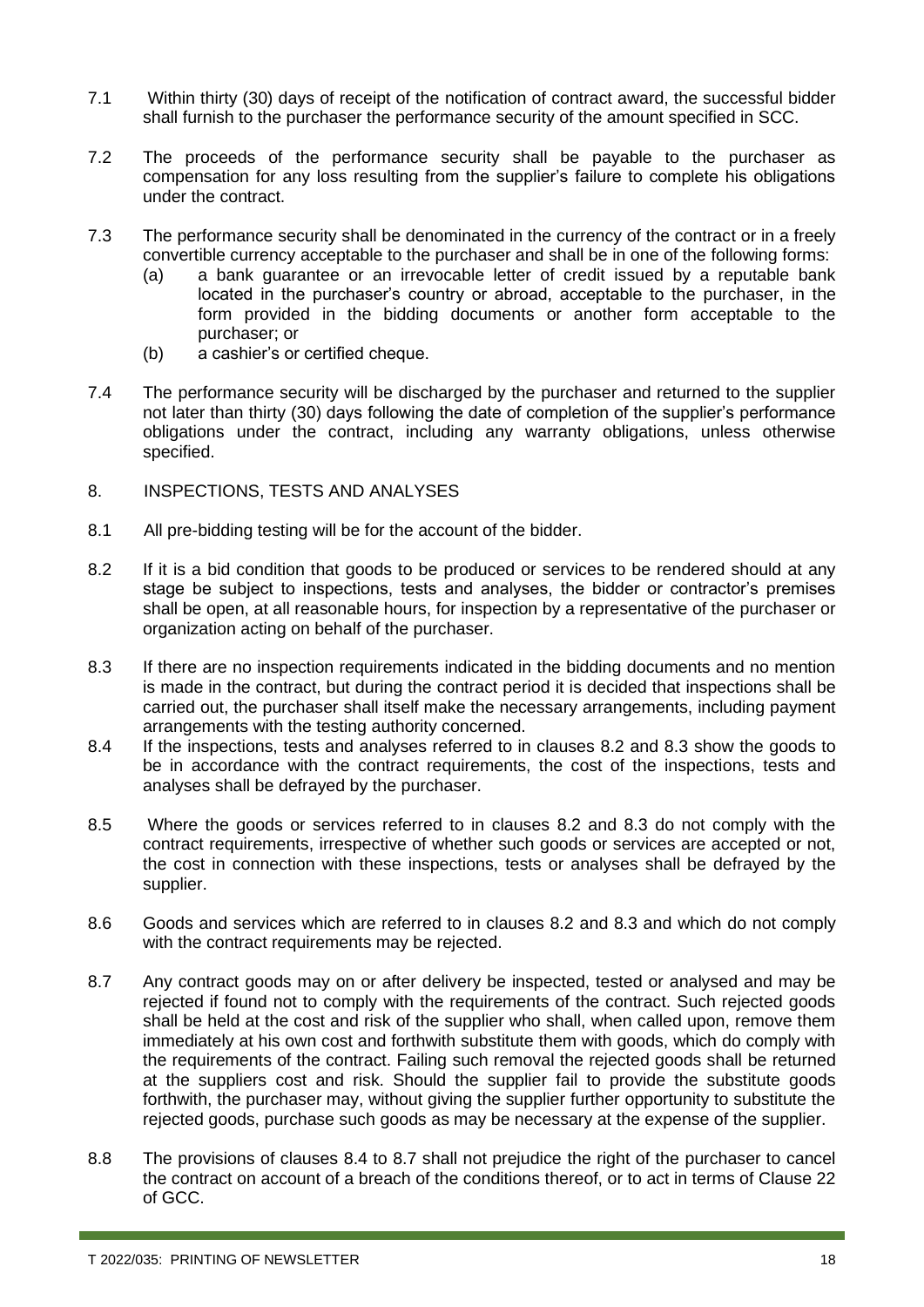7.1 Within thirty (30) days of receipt of the notification of contract award, the successful bidder shall furnish to the purchaser the performance security of the amount specified in SCC.

7.2 The proceeds of the performance security shall be payable to the purchaser as compensation for any loss resulting from the supplier's failure to complete his obligations under the contract.

7.3 The performance security shall be denominated in the currency of the contract or in a freely convertible currency acceptable to the purchaser and shall be in one of the following forms:

   (a) a bank guarantee or an irrevocable letter of credit issued by a reputable bank located in the purchaser's country or abroad, acceptable to the purchaser, in the form provided in the bidding documents or another form acceptable to the purchaser; or

   (b) a cashier's or certified cheque.

7.4 The performance security will be discharged by the purchaser and returned to the supplier not later than thirty (30) days following the date of completion of the supplier's performance obligations under the contract, including any warranty obligations, unless otherwise specified.

## 8. INSPECTIONS, TESTS AND ANALYSES

8.1 All pre-bidding testing will be for the account of the bidder.

8.2 If it is a bid condition that goods to be produced or services to be rendered should at any stage be subject to inspections, tests and analyses, the bidder or contractor's premises shall be open, at all reasonable hours, for inspection by a representative of the purchaser or organization acting on behalf of the purchaser.

8.3 If there are no inspection requirements indicated in the bidding documents and no mention is made in the contract, but during the contract period it is decided that inspections shall be carried out, the purchaser shall itself make the necessary arrangements, including payment arrangements with the testing authority concerned.

8.4 If the inspections, tests and analyses referred to in clauses 8.2 and 8.3 show the goods to be in accordance with the contract requirements, the cost of the inspections, tests and analyses shall be defrayed by the purchaser.

8.5 Where the goods or services referred to in clauses 8.2 and 8.3 do not comply with the contract requirements, irrespective of whether such goods or services are accepted or not, the cost in connection with these inspections, tests or analyses shall be defrayed by the supplier.

8.6 Goods and services which are referred to in clauses 8.2 and 8.3 and which do not comply with the contract requirements may be rejected.

8.7 Any contract goods may on or after delivery be inspected, tested or analysed and may be rejected if found not to comply with the requirements of the contract. Such rejected goods shall be held at the cost and risk of the supplier who shall, when called upon, remove them immediately at his own cost and forthwith substitute them with goods, which do comply with the requirements of the contract. Failing such removal the rejected goods shall be returned at the suppliers cost and risk. Should the supplier fail to provide the substitute goods forthwith, the purchaser may, without giving the supplier further opportunity to substitute the rejected goods, purchase such goods as may be necessary at the expense of the supplier.

8.8 The provisions of clauses 8.4 to 8.7 shall not prejudice the right of the purchaser to cancel the contract on account of a breach of the conditions thereof, or to act in terms of Clause 22 of GCC.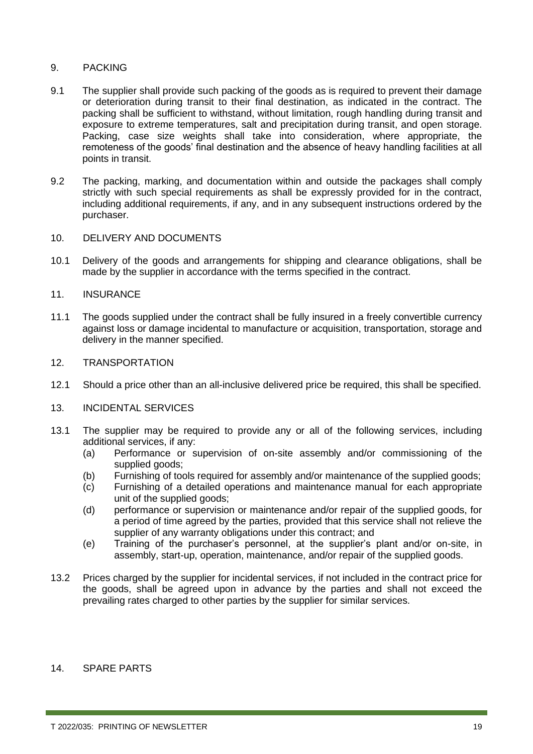## 9. PACKING

9.1 The supplier shall provide such packing of the goods as is required to prevent their damage or deterioration during transit to their final destination, as indicated in the contract. The packing shall be sufficient to withstand, without limitation, rough handling during transit and exposure to extreme temperatures, salt and precipitation during transit, and open storage. Packing, case size weights shall take into consideration, where appropriate, the remoteness of the goods' final destination and the absence of heavy handling facilities at all points in transit.

9.2 The packing, marking, and documentation within and outside the packages shall comply strictly with such special requirements as shall be expressly provided for in the contract, including additional requirements, if any, and in any subsequent instructions ordered by the purchaser.

## 10. DELIVERY AND DOCUMENTS

10.1 Delivery of the goods and arrangements for shipping and clearance obligations, shall be made by the supplier in accordance with the terms specified in the contract.

## 11. INSURANCE

11.1 The goods supplied under the contract shall be fully insured in a freely convertible currency against loss or damage incidental to manufacture or acquisition, transportation, storage and delivery in the manner specified.

## 12. TRANSPORTATION

12.1 Should a price other than an all-inclusive delivered price be required, this shall be specified.

## 13. INCIDENTAL SERVICES

13.1 The supplier may be required to provide any or all of the following services, including additional services, if any:

- (a) Performance or supervision of on-site assembly and/or commissioning of the supplied goods;
- (b) Furnishing of tools required for assembly and/or maintenance of the supplied goods;
- (c) Furnishing of a detailed operations and maintenance manual for each appropriate unit of the supplied goods;
- (d) performance or supervision or maintenance and/or repair of the supplied goods, for a period of time agreed by the parties, provided that this service shall not relieve the supplier of any warranty obligations under this contract; and
- (e) Training of the purchaser's personnel, at the supplier's plant and/or on-site, in assembly, start-up, operation, maintenance, and/or repair of the supplied goods.

13.2 Prices charged by the supplier for incidental services, if not included in the contract price for the goods, shall be agreed upon in advance by the parties and shall not exceed the prevailing rates charged to other parties by the supplier for similar services.

## 14. SPARE PARTS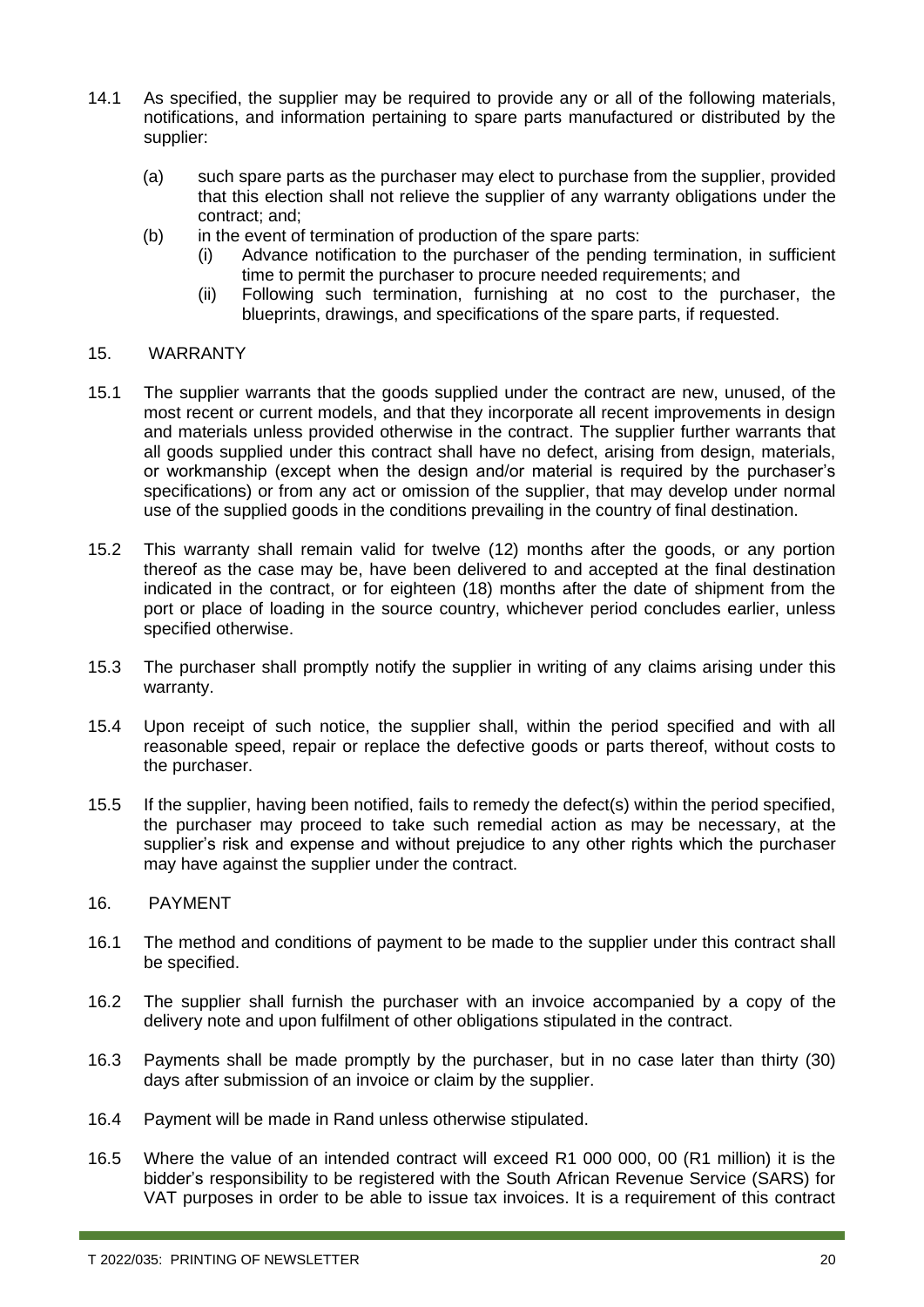14.1 As specified, the supplier may be required to provide any or all of the following materials, notifications, and information pertaining to spare parts manufactured or distributed by the supplier:

(a) such spare parts as the purchaser may elect to purchase from the supplier, provided that this election shall not relieve the supplier of any warranty obligations under the contract; and;

(b) in the event of termination of production of the spare parts:

(i) Advance notification to the purchaser of the pending termination, in sufficient time to permit the purchaser to procure needed requirements; and

(ii) Following such termination, furnishing at no cost to the purchaser, the blueprints, drawings, and specifications of the spare parts, if requested.

## 15. WARRANTY

15.1 The supplier warrants that the goods supplied under the contract are new, unused, of the most recent or current models, and that they incorporate all recent improvements in design and materials unless provided otherwise in the contract. The supplier further warrants that all goods supplied under this contract shall have no defect, arising from design, materials, or workmanship (except when the design and/or material is required by the purchaser's specifications) or from any act or omission of the supplier, that may develop under normal use of the supplied goods in the conditions prevailing in the country of final destination.

15.2 This warranty shall remain valid for twelve (12) months after the goods, or any portion thereof as the case may be, have been delivered to and accepted at the final destination indicated in the contract, or for eighteen (18) months after the date of shipment from the port or place of loading in the source country, whichever period concludes earlier, unless specified otherwise.

15.3 The purchaser shall promptly notify the supplier in writing of any claims arising under this warranty.

15.4 Upon receipt of such notice, the supplier shall, within the period specified and with all reasonable speed, repair or replace the defective goods or parts thereof, without costs to the purchaser.

15.5 If the supplier, having been notified, fails to remedy the defect(s) within the period specified, the purchaser may proceed to take such remedial action as may be necessary, at the supplier's risk and expense and without prejudice to any other rights which the purchaser may have against the supplier under the contract.

## 16. PAYMENT

16.1 The method and conditions of payment to be made to the supplier under this contract shall be specified.

16.2 The supplier shall furnish the purchaser with an invoice accompanied by a copy of the delivery note and upon fulfilment of other obligations stipulated in the contract.

16.3 Payments shall be made promptly by the purchaser, but in no case later than thirty (30) days after submission of an invoice or claim by the supplier.

16.4 Payment will be made in Rand unless otherwise stipulated.

16.5 Where the value of an intended contract will exceed R1 000 000, 00 (R1 million) it is the bidder's responsibility to be registered with the South African Revenue Service (SARS) for VAT purposes in order to be able to issue tax invoices. It is a requirement of this contract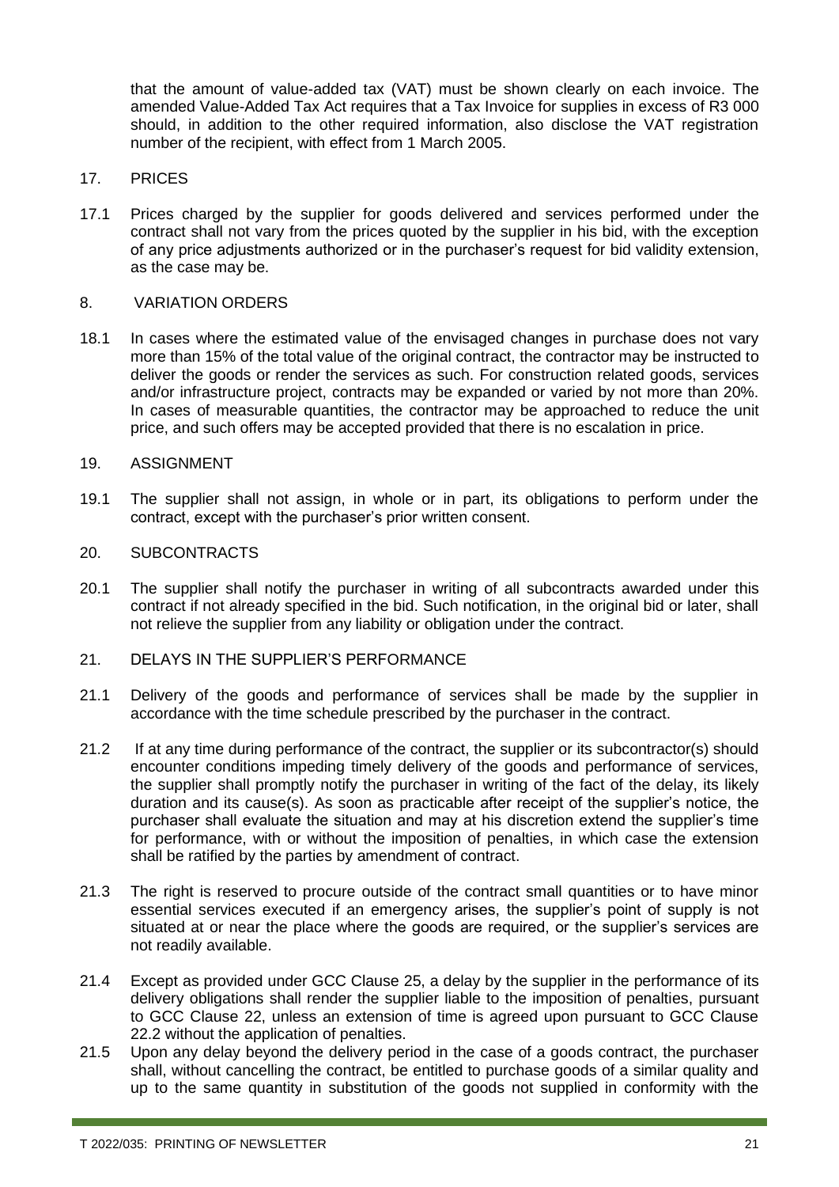that the amount of value-added tax (VAT) must be shown clearly on each invoice. The amended Value-Added Tax Act requires that a Tax Invoice for supplies in excess of R3 000 should, in addition to the other required information, also disclose the VAT registration number of the recipient, with effect from 1 March 2005.

17. PRICES

17.1 Prices charged by the supplier for goods delivered and services performed under the contract shall not vary from the prices quoted by the supplier in his bid, with the exception of any price adjustments authorized or in the purchaser's request for bid validity extension, as the case may be.

8. VARIATION ORDERS

18.1 In cases where the estimated value of the envisaged changes in purchase does not vary more than 15% of the total value of the original contract, the contractor may be instructed to deliver the goods or render the services as such. For construction related goods, services and/or infrastructure project, contracts may be expanded or varied by not more than 20%. In cases of measurable quantities, the contractor may be approached to reduce the unit price, and such offers may be accepted provided that there is no escalation in price.

19. ASSIGNMENT

19.1 The supplier shall not assign, in whole or in part, its obligations to perform under the contract, except with the purchaser's prior written consent.

20. SUBCONTRACTS

20.1 The supplier shall notify the purchaser in writing of all subcontracts awarded under this contract if not already specified in the bid. Such notification, in the original bid or later, shall not relieve the supplier from any liability or obligation under the contract.

21. DELAYS IN THE SUPPLIER'S PERFORMANCE

21.1 Delivery of the goods and performance of services shall be made by the supplier in accordance with the time schedule prescribed by the purchaser in the contract.

21.2 If at any time during performance of the contract, the supplier or its subcontractor(s) should encounter conditions impeding timely delivery of the goods and performance of services, the supplier shall promptly notify the purchaser in writing of the fact of the delay, its likely duration and its cause(s). As soon as practicable after receipt of the supplier's notice, the purchaser shall evaluate the situation and may at his discretion extend the supplier's time for performance, with or without the imposition of penalties, in which case the extension shall be ratified by the parties by amendment of contract.

21.3 The right is reserved to procure outside of the contract small quantities or to have minor essential services executed if an emergency arises, the supplier's point of supply is not situated at or near the place where the goods are required, or the supplier's services are not readily available.

21.4 Except as provided under GCC Clause 25, a delay by the supplier in the performance of its delivery obligations shall render the supplier liable to the imposition of penalties, pursuant to GCC Clause 22, unless an extension of time is agreed upon pursuant to GCC Clause 22.2 without the application of penalties.

21.5 Upon any delay beyond the delivery period in the case of a goods contract, the purchaser shall, without cancelling the contract, be entitled to purchase goods of a similar quality and up to the same quantity in substitution of the goods not supplied in conformity with the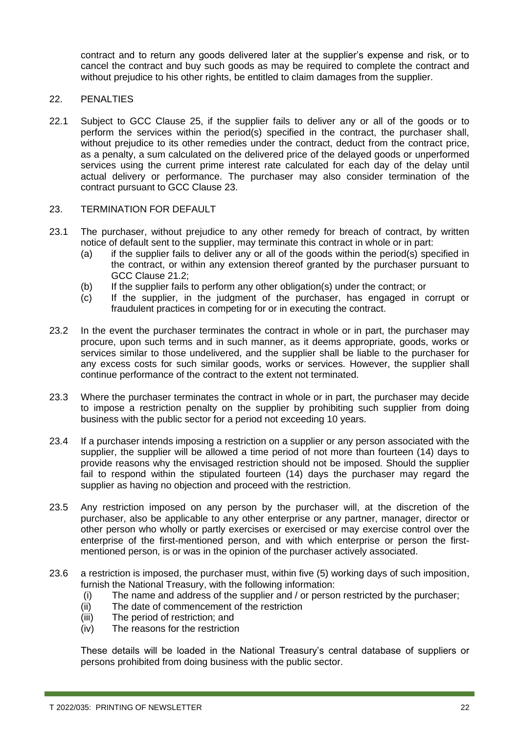contract and to return any goods delivered later at the supplier's expense and risk, or to cancel the contract and buy such goods as may be required to complete the contract and without prejudice to his other rights, be entitled to claim damages from the supplier.

22. PENALTIES

22.1 Subject to GCC Clause 25, if the supplier fails to deliver any or all of the goods or to perform the services within the period(s) specified in the contract, the purchaser shall, without prejudice to its other remedies under the contract, deduct from the contract price, as a penalty, a sum calculated on the delivered price of the delayed goods or unperformed services using the current prime interest rate calculated for each day of the delay until actual delivery or performance. The purchaser may also consider termination of the contract pursuant to GCC Clause 23.

23. TERMINATION FOR DEFAULT

23.1 The purchaser, without prejudice to any other remedy for breach of contract, by written notice of default sent to the supplier, may terminate this contract in whole or in part:
   - (a) if the supplier fails to deliver any or all of the goods within the period(s) specified in the contract, or within any extension thereof granted by the purchaser pursuant to GCC Clause 21.2;
   - (b) If the supplier fails to perform any other obligation(s) under the contract; or
   - (c) If the supplier, in the judgment of the purchaser, has engaged in corrupt or fraudulent practices in competing for or in executing the contract.

23.2 In the event the purchaser terminates the contract in whole or in part, the purchaser may procure, upon such terms and in such manner, as it deems appropriate, goods, works or services similar to those undelivered, and the supplier shall be liable to the purchaser for any excess costs for such similar goods, works or services. However, the supplier shall continue performance of the contract to the extent not terminated.

23.3 Where the purchaser terminates the contract in whole or in part, the purchaser may decide to impose a restriction penalty on the supplier by prohibiting such supplier from doing business with the public sector for a period not exceeding 10 years.

23.4 If a purchaser intends imposing a restriction on a supplier or any person associated with the supplier, the supplier will be allowed a time period of not more than fourteen (14) days to provide reasons why the envisaged restriction should not be imposed. Should the supplier fail to respond within the stipulated fourteen (14) days the purchaser may regard the supplier as having no objection and proceed with the restriction.

23.5 Any restriction imposed on any person by the purchaser will, at the discretion of the purchaser, also be applicable to any other enterprise or any partner, manager, director or other person who wholly or partly exercises or exercised or may exercise control over the enterprise of the first-mentioned person, and with which enterprise or person the first-mentioned person, is or was in the opinion of the purchaser actively associated.

23.6 a restriction is imposed, the purchaser must, within five (5) working days of such imposition, furnish the National Treasury, with the following information:
   - (i) The name and address of the supplier and / or person restricted by the purchaser;
   - (ii) The date of commencement of the restriction
   - (iii) The period of restriction; and
   - (iv) The reasons for the restriction

These details will be loaded in the National Treasury's central database of suppliers or persons prohibited from doing business with the public sector.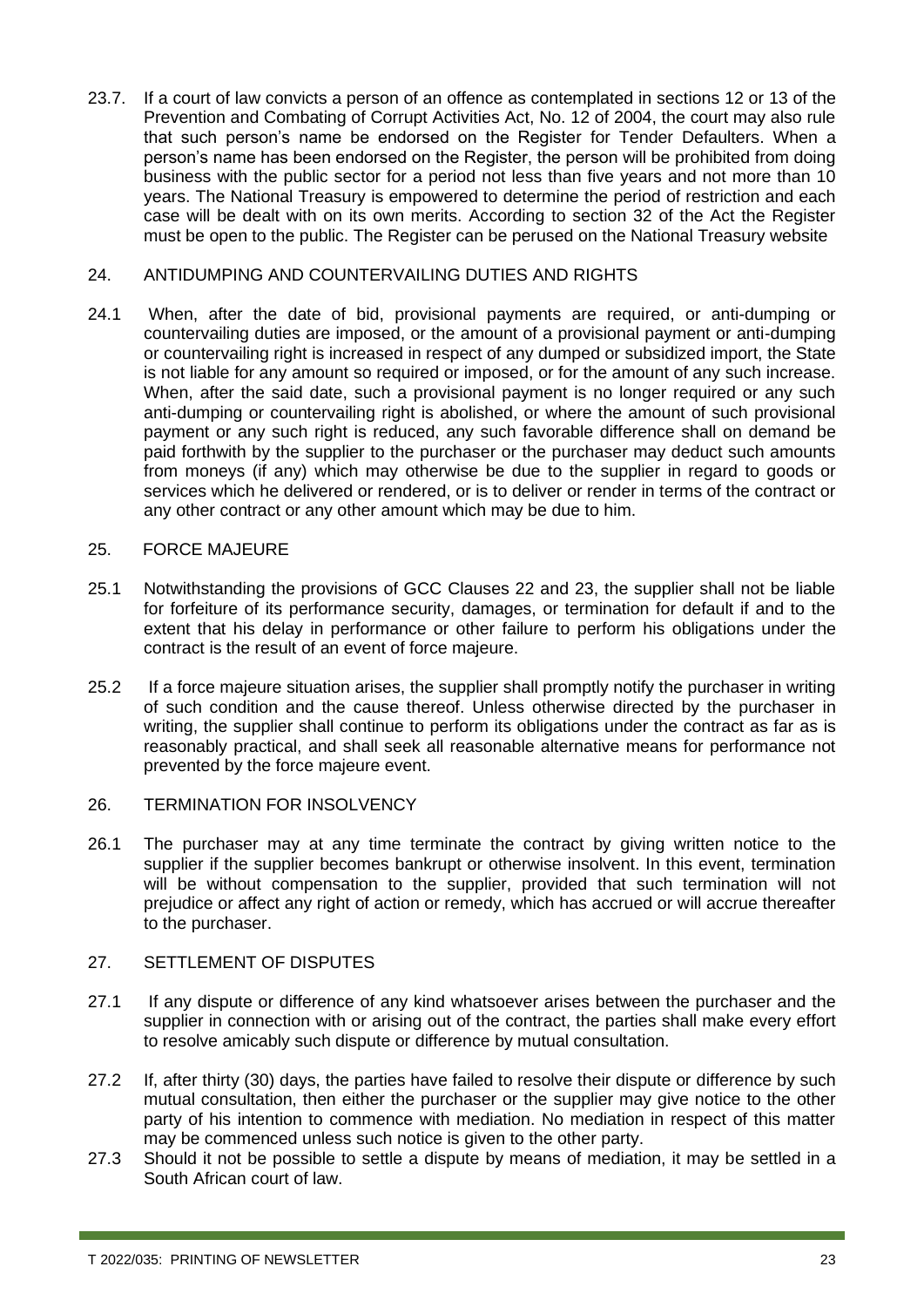23.7. If a court of law convicts a person of an offence as contemplated in sections 12 or 13 of the Prevention and Combating of Corrupt Activities Act, No. 12 of 2004, the court may also rule that such person's name be endorsed on the Register for Tender Defaulters. When a person's name has been endorsed on the Register, the person will be prohibited from doing business with the public sector for a period not less than five years and not more than 10 years. The National Treasury is empowered to determine the period of restriction and each case will be dealt with on its own merits. According to section 32 of the Act the Register must be open to the public. The Register can be perused on the National Treasury website

## 24. ANTIDUMPING AND COUNTERVAILING DUTIES AND RIGHTS

24.1 When, after the date of bid, provisional payments are required, or anti-dumping or countervailing duties are imposed, or the amount of a provisional payment or anti-dumping or countervailing right is increased in respect of any dumped or subsidized import, the State is not liable for any amount so required or imposed, or for the amount of any such increase. When, after the said date, such a provisional payment is no longer required or any such anti-dumping or countervailing right is abolished, or where the amount of such provisional payment or any such right is reduced, any such favorable difference shall on demand be paid forthwith by the supplier to the purchaser or the purchaser may deduct such amounts from moneys (if any) which may otherwise be due to the supplier in regard to goods or services which he delivered or rendered, or is to deliver or render in terms of the contract or any other contract or any other amount which may be due to him.

## 25. FORCE MAJEURE

25.1 Notwithstanding the provisions of GCC Clauses 22 and 23, the supplier shall not be liable for forfeiture of its performance security, damages, or termination for default if and to the extent that his delay in performance or other failure to perform his obligations under the contract is the result of an event of force majeure.

25.2 If a force majeure situation arises, the supplier shall promptly notify the purchaser in writing of such condition and the cause thereof. Unless otherwise directed by the purchaser in writing, the supplier shall continue to perform its obligations under the contract as far as is reasonably practical, and shall seek all reasonable alternative means for performance not prevented by the force majeure event.

## 26. TERMINATION FOR INSOLVENCY

26.1 The purchaser may at any time terminate the contract by giving written notice to the supplier if the supplier becomes bankrupt or otherwise insolvent. In this event, termination will be without compensation to the supplier, provided that such termination will not prejudice or affect any right of action or remedy, which has accrued or will accrue thereafter to the purchaser.

## 27. SETTLEMENT OF DISPUTES

27.1 If any dispute or difference of any kind whatsoever arises between the purchaser and the supplier in connection with or arising out of the contract, the parties shall make every effort to resolve amicably such dispute or difference by mutual consultation.

27.2 If, after thirty (30) days, the parties have failed to resolve their dispute or difference by such mutual consultation, then either the purchaser or the supplier may give notice to the other party of his intention to commence with mediation. No mediation in respect of this matter may be commenced unless such notice is given to the other party.

27.3 Should it not be possible to settle a dispute by means of mediation, it may be settled in a South African court of law.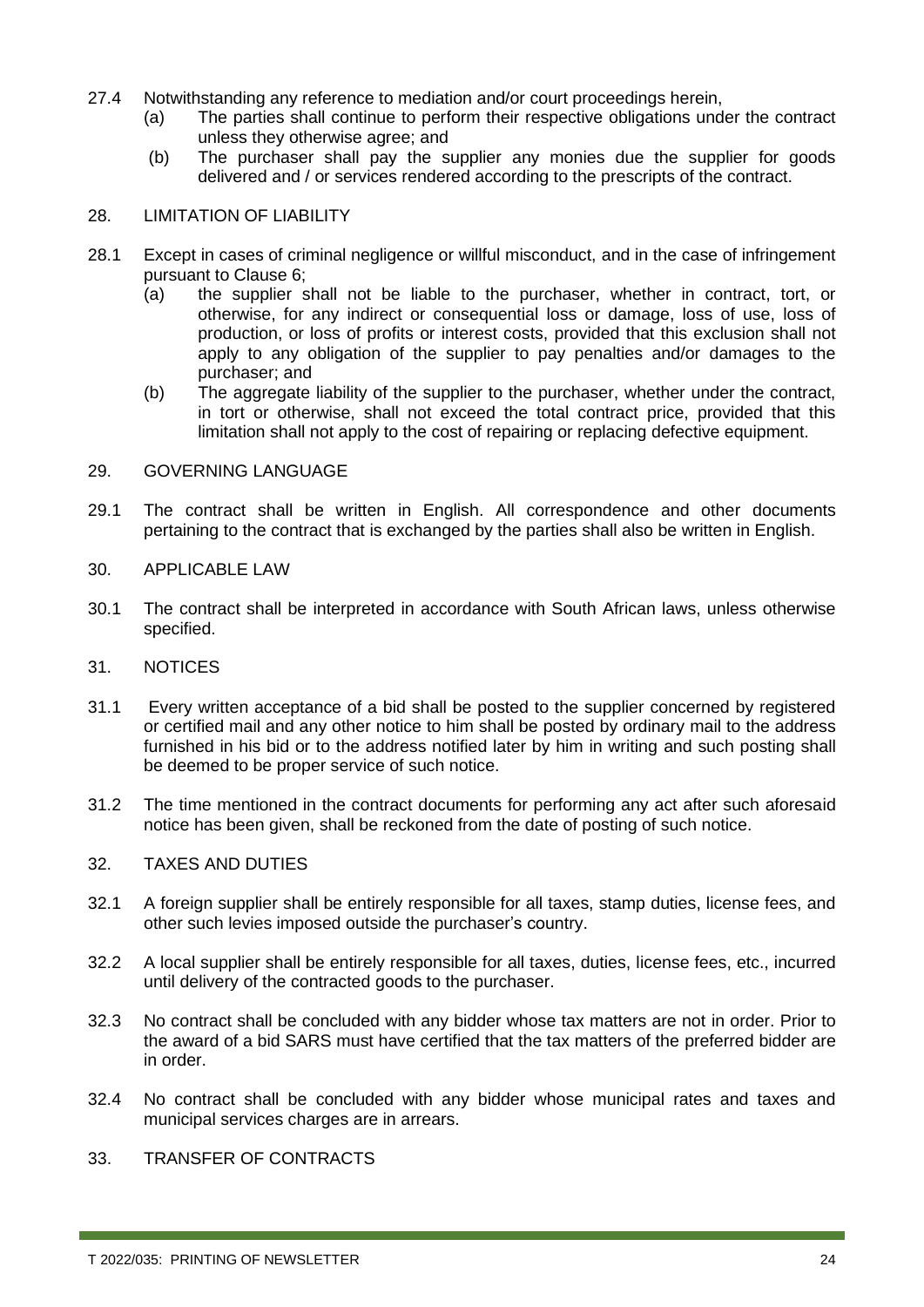27.4 Notwithstanding any reference to mediation and/or court proceedings herein,

- (a) The parties shall continue to perform their respective obligations under the contract unless they otherwise agree; and
- (b) The purchaser shall pay the supplier any monies due the supplier for goods delivered and / or services rendered according to the prescripts of the contract.

28. LIMITATION OF LIABILITY

28.1 Except in cases of criminal negligence or willful misconduct, and in the case of infringement pursuant to Clause 6;

- (a) the supplier shall not be liable to the purchaser, whether in contract, tort, or otherwise, for any indirect or consequential loss or damage, loss of use, loss of production, or loss of profits or interest costs, provided that this exclusion shall not apply to any obligation of the supplier to pay penalties and/or damages to the purchaser; and
- (b) The aggregate liability of the supplier to the purchaser, whether under the contract, in tort or otherwise, shall not exceed the total contract price, provided that this limitation shall not apply to the cost of repairing or replacing defective equipment.

29. GOVERNING LANGUAGE

29.1 The contract shall be written in English. All correspondence and other documents pertaining to the contract that is exchanged by the parties shall also be written in English.

30. APPLICABLE LAW

30.1 The contract shall be interpreted in accordance with South African laws, unless otherwise specified.

31. NOTICES

31.1 Every written acceptance of a bid shall be posted to the supplier concerned by registered or certified mail and any other notice to him shall be posted by ordinary mail to the address furnished in his bid or to the address notified later by him in writing and such posting shall be deemed to be proper service of such notice.

31.2 The time mentioned in the contract documents for performing any act after such aforesaid notice has been given, shall be reckoned from the date of posting of such notice.

32. TAXES AND DUTIES

32.1 A foreign supplier shall be entirely responsible for all taxes, stamp duties, license fees, and other such levies imposed outside the purchaser's country.

32.2 A local supplier shall be entirely responsible for all taxes, duties, license fees, etc., incurred until delivery of the contracted goods to the purchaser.

32.3 No contract shall be concluded with any bidder whose tax matters are not in order. Prior to the award of a bid SARS must have certified that the tax matters of the preferred bidder are in order.

32.4 No contract shall be concluded with any bidder whose municipal rates and taxes and municipal services charges are in arrears.

33. TRANSFER OF CONTRACTS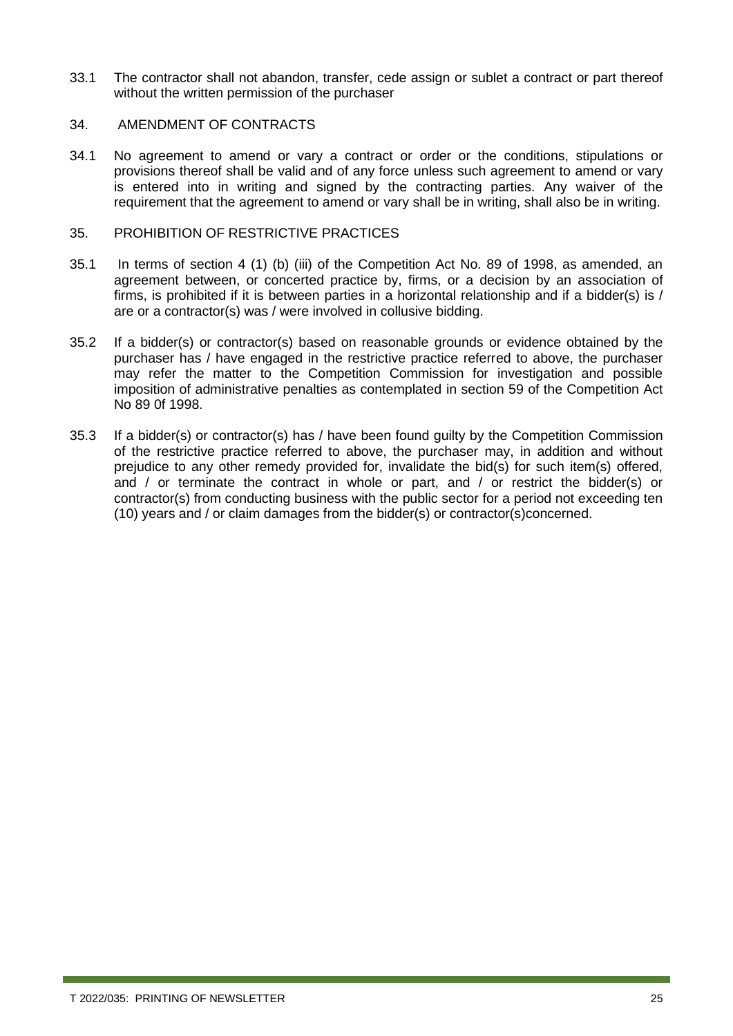33.1 The contractor shall not abandon, transfer, cede assign or sublet a contract or part thereof without the written permission of the purchaser

## 34. AMENDMENT OF CONTRACTS

34.1 No agreement to amend or vary a contract or order or the conditions, stipulations or provisions thereof shall be valid and of any force unless such agreement to amend or vary is entered into in writing and signed by the contracting parties. Any waiver of the requirement that the agreement to amend or vary shall be in writing, shall also be in writing.

## 35. PROHIBITION OF RESTRICTIVE PRACTICES

35.1 In terms of section 4 (1) (b) (iii) of the Competition Act No. 89 of 1998, as amended, an agreement between, or concerted practice by, firms, or a decision by an association of firms, is prohibited if it is between parties in a horizontal relationship and if a bidder(s) is / are or a contractor(s) was / were involved in collusive bidding.

35.2 If a bidder(s) or contractor(s) based on reasonable grounds or evidence obtained by the purchaser has / have engaged in the restrictive practice referred to above, the purchaser may refer the matter to the Competition Commission for investigation and possible imposition of administrative penalties as contemplated in section 59 of the Competition Act No 89 0f 1998.

35.3 If a bidder(s) or contractor(s) has / have been found guilty by the Competition Commission of the restrictive practice referred to above, the purchaser may, in addition and without prejudice to any other remedy provided for, invalidate the bid(s) for such item(s) offered, and / or terminate the contract in whole or part, and / or restrict the bidder(s) or contractor(s) from conducting business with the public sector for a period not exceeding ten (10) years and / or claim damages from the bidder(s) or contractor(s)concerned.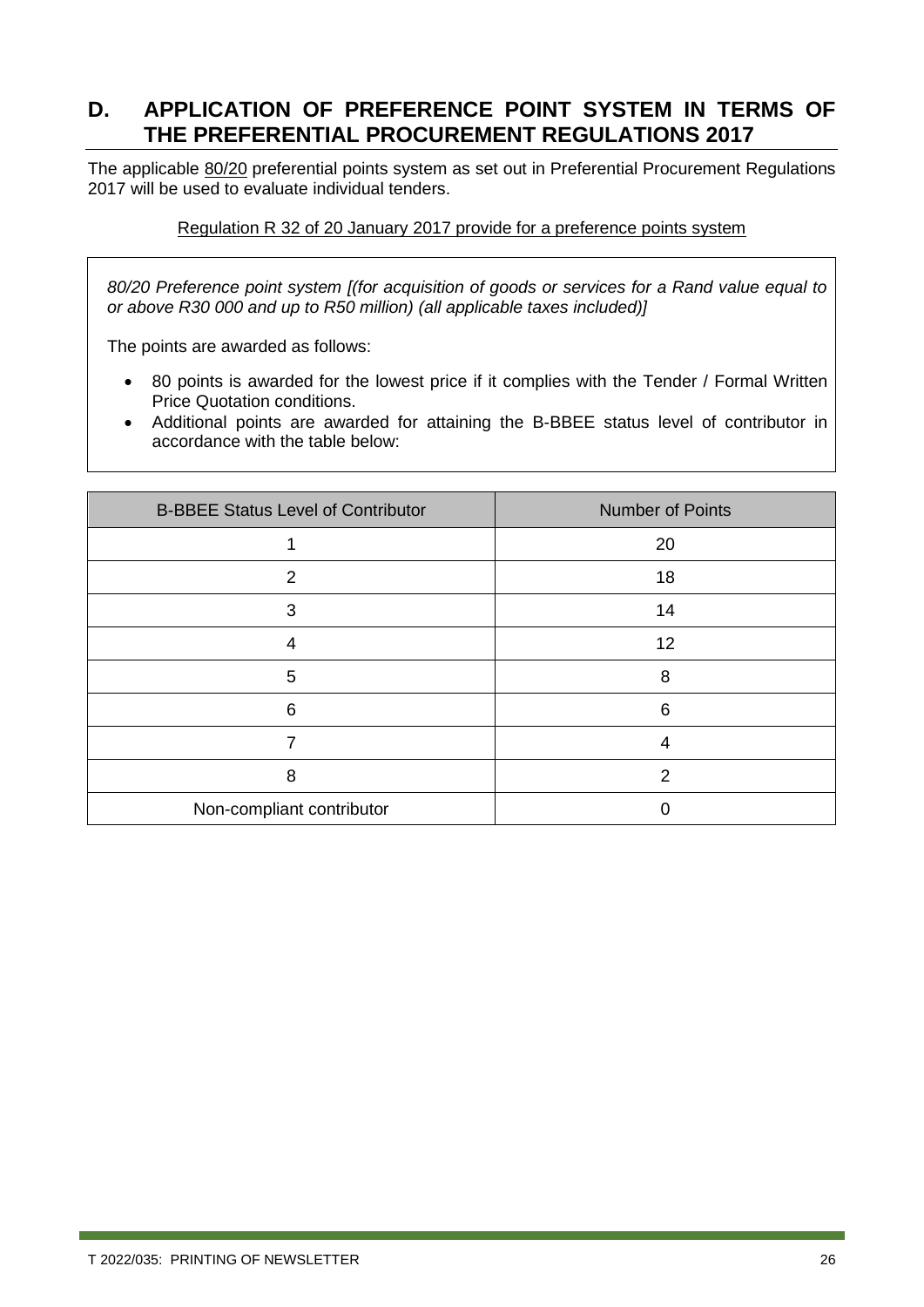## D. APPLICATION OF PREFERENCE POINT SYSTEM IN TERMS OF THE PREFERENTIAL PROCUREMENT REGULATIONS 2017

The applicable 80/20 preferential points system as set out in Preferential Procurement Regulations 2017 will be used to evaluate individual tenders.

Regulation R 32 of 20 January 2017 provide for a preference points system

*80/20 Preference point system [(for acquisition of goods or services for a Rand value equal to or above R30 000 and up to R50 million) (all applicable taxes included)]*

The points are awarded as follows:

- 80 points is awarded for the lowest price if it complies with the Tender / Formal Written Price Quotation conditions.
- Additional points are awarded for attaining the B-BBEE status level of contributor in accordance with the table below:

| B-BBEE Status Level of Contributor | Number of Points |
|---|---|
| 1 | 20 |
| 2 | 18 |
| 3 | 14 |
| 4 | 12 |
| 5 | 8 |
| 6 | 6 |
| 7 | 4 |
| 8 | 2 |
| Non-compliant contributor | 0 |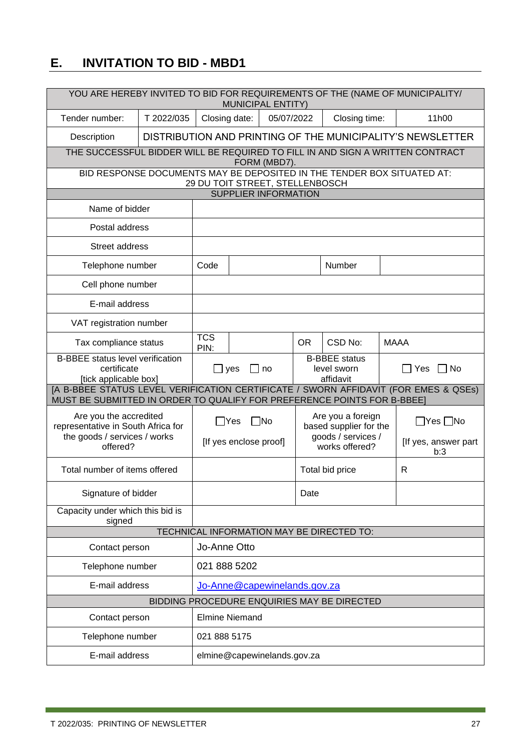## E. INVITATION TO BID - MBD1

| YOU ARE HEREBY INVITED TO BID FOR REQUIREMENTS OF THE (NAME OF MUNICIPALITY/ MUNICIPAL ENTITY) | | | | | |
|---|---|---|---|---|---|
| Tender number: | T 2022/035 | Closing date: | 05/07/2022 | Closing time: | 11h00 |
| Description | DISTRIBUTION AND PRINTING OF THE MUNICIPALITY'S NEWSLETTER | | | | |
| THE SUCCESSFUL BIDDER WILL BE REQUIRED TO FILL IN AND SIGN A WRITTEN CONTRACT FORM (MBD7). | | | | | |
| BID RESPONSE DOCUMENTS MAY BE DEPOSITED IN THE TENDER BOX SITUATED AT: 29 DU TOIT STREET, STELLENBOSCH | | | | | |

| SUPPLIER INFORMATION | | | | | | |
|---|---|---|---|---|---|---|
| Name of bidder | | | | | | |
| Postal address | | | | | | |
| Street address | | | | | | |
| Telephone number | Code | | | Number | | |
| Cell phone number | | | | | | |
| E-mail address | | | | | | |
| VAT registration number | | | | | | |
| Tax compliance status | TCS PIN: | | OR | CSD No: | MAAA | |
| B-BBEE status level verification certificate [tick applicable box] | ☐ yes ☐ no | | | B-BBEE status level sworn affidavit | ☐ Yes ☐ No | |
| [A B-BBEE STATUS LEVEL VERIFICATION CERTIFICATE / SWORN AFFIDAVIT (FOR EMES & QSEs) MUST BE SUBMITTED IN ORDER TO QUALIFY FOR PREFERENCE POINTS FOR B-BBEE] | | | | | | |
| Are you the accredited representative in South Africa for the goods / services / works offered? | ☐Yes ☐No [If yes enclose proof] | | | Are you a foreign based supplier for the goods / services / works offered? | ☐Yes ☐No [If yes, answer part b:3 | |
| Total number of items offered | | | | Total bid price | R | |
| Signature of bidder | | | | Date | | |
| Capacity under which this bid is signed | | | | | | |

| TECHNICAL INFORMATION MAY BE DIRECTED TO: | |
|---|---|
| Contact person | Jo-Anne Otto |
| Telephone number | 021 888 5202 |
| E-mail address | Jo-Anne@capewinelands.gov.za |
| **BIDDING PROCEDURE ENQUIRIES MAY BE DIRECTED** | |
| Contact person | Elmine Niemand |
| Telephone number | 021 888 5175 |
| E-mail address | elmine@capewinelands.gov.za |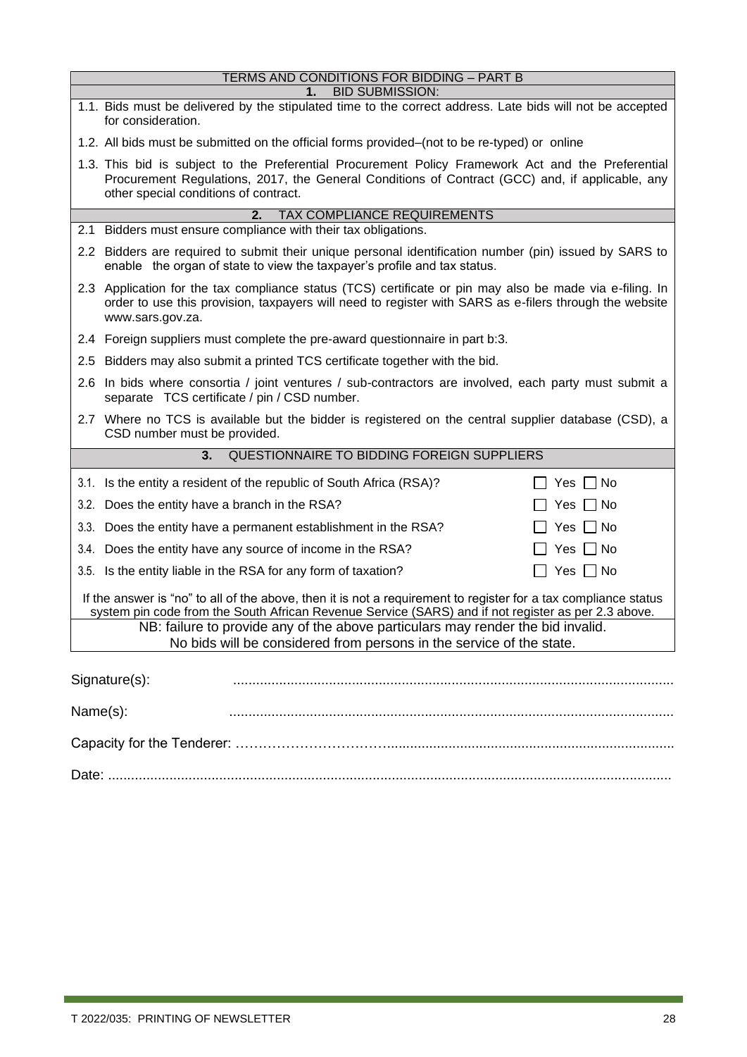## TERMS AND CONDITIONS FOR BIDDING – PART B

### 1. BID SUBMISSION:

1.1. Bids must be delivered by the stipulated time to the correct address. Late bids will not be accepted for consideration.

1.2. All bids must be submitted on the official forms provided–(not to be re-typed) or online

1.3. This bid is subject to the Preferential Procurement Policy Framework Act and the Preferential Procurement Regulations, 2017, the General Conditions of Contract (GCC) and, if applicable, any other special conditions of contract.

### 2. TAX COMPLIANCE REQUIREMENTS

2.1 Bidders must ensure compliance with their tax obligations.

2.2 Bidders are required to submit their unique personal identification number (pin) issued by SARS to enable the organ of state to view the taxpayer's profile and tax status.

2.3 Application for the tax compliance status (TCS) certificate or pin may also be made via e-filing. In order to use this provision, taxpayers will need to register with SARS as e-filers through the website www.sars.gov.za.

2.4 Foreign suppliers must complete the pre-award questionnaire in part b:3.

2.5 Bidders may also submit a printed TCS certificate together with the bid.

2.6 In bids where consortia / joint ventures / sub-contractors are involved, each party must submit a separate TCS certificate / pin / CSD number.

2.7 Where no TCS is available but the bidder is registered on the central supplier database (CSD), a CSD number must be provided.

### 3. QUESTIONNAIRE TO BIDDING FOREIGN SUPPLIERS

| | |
|---|---|
| 3.1. Is the entity a resident of the republic of South Africa (RSA)? | ☐ Yes ☐ No |
| 3.2. Does the entity have a branch in the RSA? | ☐ Yes ☐ No |
| 3.3. Does the entity have a permanent establishment in the RSA? | ☐ Yes ☐ No |
| 3.4. Does the entity have any source of income in the RSA? | ☐ Yes ☐ No |
| 3.5. Is the entity liable in the RSA for any form of taxation? | ☐ Yes ☐ No |

If the answer is "no" to all of the above, then it is not a requirement to register for a tax compliance status system pin code from the South African Revenue Service (SARS) and if not register as per 2.3 above.

NB: failure to provide any of the above particulars may render the bid invalid.
No bids will be considered from persons in the service of the state.

Signature(s): ....................................................................................................................

Name(s): ....................................................................................................................

Capacity for the Tenderer: ……………………………..........................................................................

Date: ....................................................................................................................................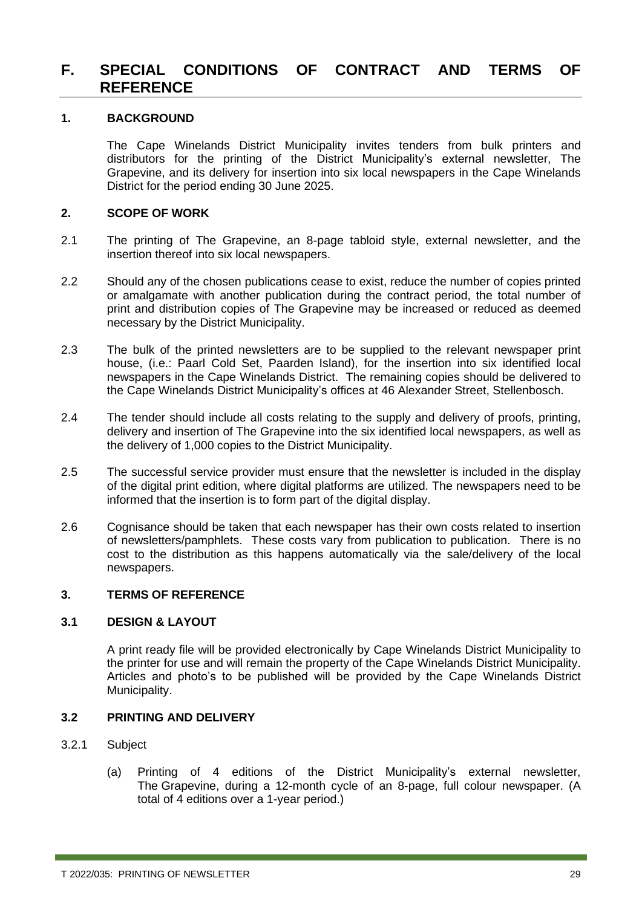# F. SPECIAL CONDITIONS OF CONTRACT AND TERMS OF REFERENCE

## 1. BACKGROUND

The Cape Winelands District Municipality invites tenders from bulk printers and distributors for the printing of the District Municipality's external newsletter, The Grapevine, and its delivery for insertion into six local newspapers in the Cape Winelands District for the period ending 30 June 2025.

## 2. SCOPE OF WORK

2.1 The printing of The Grapevine, an 8-page tabloid style, external newsletter, and the insertion thereof into six local newspapers.

2.2 Should any of the chosen publications cease to exist, reduce the number of copies printed or amalgamate with another publication during the contract period, the total number of print and distribution copies of The Grapevine may be increased or reduced as deemed necessary by the District Municipality.

2.3 The bulk of the printed newsletters are to be supplied to the relevant newspaper print house, (i.e.: Paarl Cold Set, Paarden Island), for the insertion into six identified local newspapers in the Cape Winelands District. The remaining copies should be delivered to the Cape Winelands District Municipality's offices at 46 Alexander Street, Stellenbosch.

2.4 The tender should include all costs relating to the supply and delivery of proofs, printing, delivery and insertion of The Grapevine into the six identified local newspapers, as well as the delivery of 1,000 copies to the District Municipality.

2.5 The successful service provider must ensure that the newsletter is included in the display of the digital print edition, where digital platforms are utilized. The newspapers need to be informed that the insertion is to form part of the digital display.

2.6 Cognisance should be taken that each newspaper has their own costs related to insertion of newsletters/pamphlets. These costs vary from publication to publication. There is no cost to the distribution as this happens automatically via the sale/delivery of the local newspapers.

## 3. TERMS OF REFERENCE

### 3.1 DESIGN & LAYOUT

A print ready file will be provided electronically by Cape Winelands District Municipality to the printer for use and will remain the property of the Cape Winelands District Municipality. Articles and photo's to be published will be provided by the Cape Winelands District Municipality.

### 3.2 PRINTING AND DELIVERY

3.2.1 Subject

(a) Printing of 4 editions of the District Municipality's external newsletter, The Grapevine, during a 12-month cycle of an 8-page, full colour newspaper. (A total of 4 editions over a 1-year period.)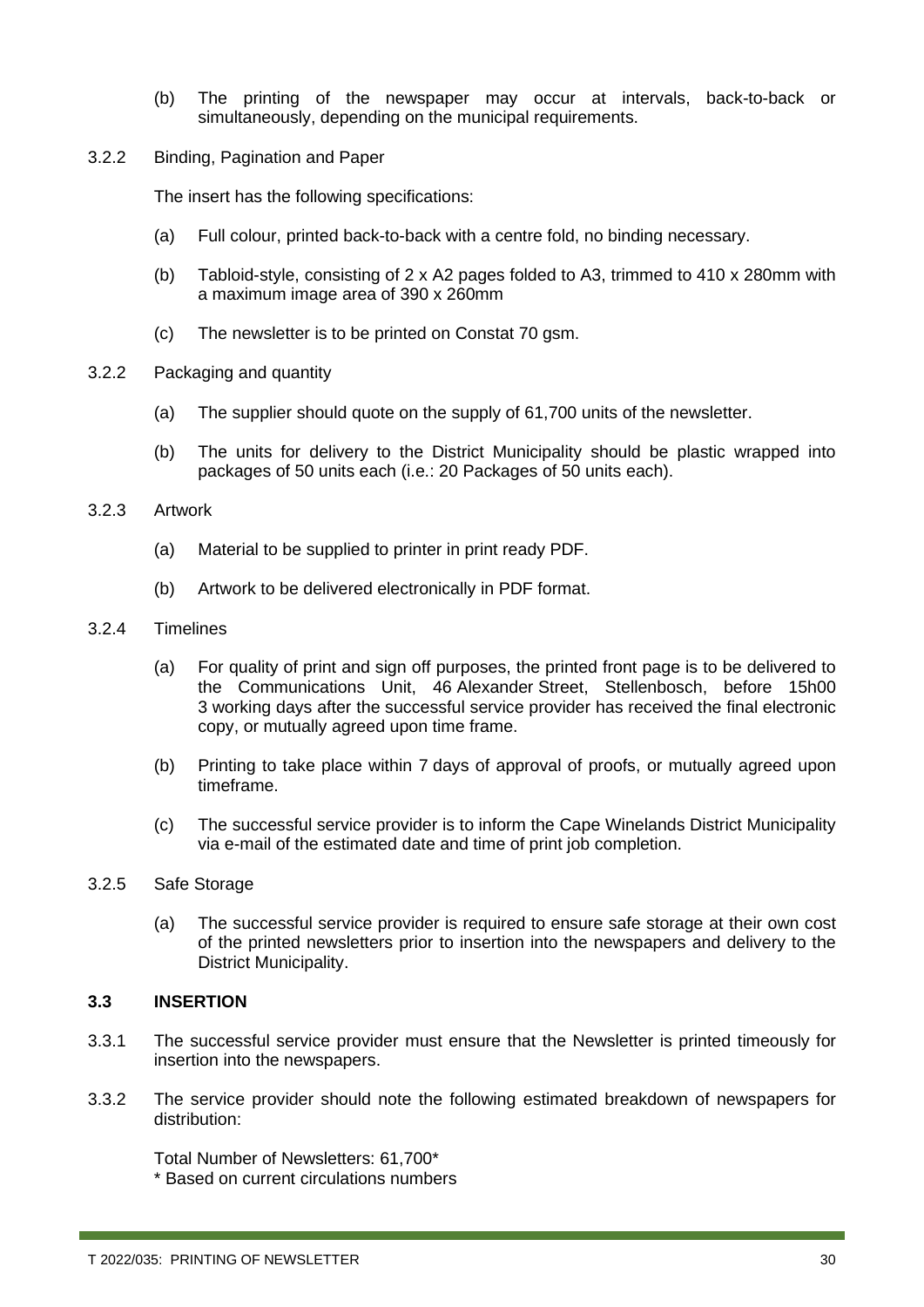(b) The printing of the newspaper may occur at intervals, back-to-back or simultaneously, depending on the municipal requirements.

3.2.2 Binding, Pagination and Paper

The insert has the following specifications:

(a) Full colour, printed back-to-back with a centre fold, no binding necessary.

(b) Tabloid-style, consisting of 2 x A2 pages folded to A3, trimmed to 410 x 280mm with a maximum image area of 390 x 260mm

(c) The newsletter is to be printed on Constat 70 gsm.

3.2.2 Packaging and quantity

(a) The supplier should quote on the supply of 61,700 units of the newsletter.

(b) The units for delivery to the District Municipality should be plastic wrapped into packages of 50 units each (i.e.: 20 Packages of 50 units each).

3.2.3 Artwork

(a) Material to be supplied to printer in print ready PDF.

(b) Artwork to be delivered electronically in PDF format.

3.2.4 Timelines

(a) For quality of print and sign off purposes, the printed front page is to be delivered to the Communications Unit, 46 Alexander Street, Stellenbosch, before 15h00 3 working days after the successful service provider has received the final electronic copy, or mutually agreed upon time frame.

(b) Printing to take place within 7 days of approval of proofs, or mutually agreed upon timeframe.

(c) The successful service provider is to inform the Cape Winelands District Municipality via e-mail of the estimated date and time of print job completion.

3.2.5 Safe Storage

(a) The successful service provider is required to ensure safe storage at their own cost of the printed newsletters prior to insertion into the newspapers and delivery to the District Municipality.

**3.3 INSERTION**

3.3.1 The successful service provider must ensure that the Newsletter is printed timeously for insertion into the newspapers.

3.3.2 The service provider should note the following estimated breakdown of newspapers for distribution:

Total Number of Newsletters: 61,700*
* Based on current circulations numbers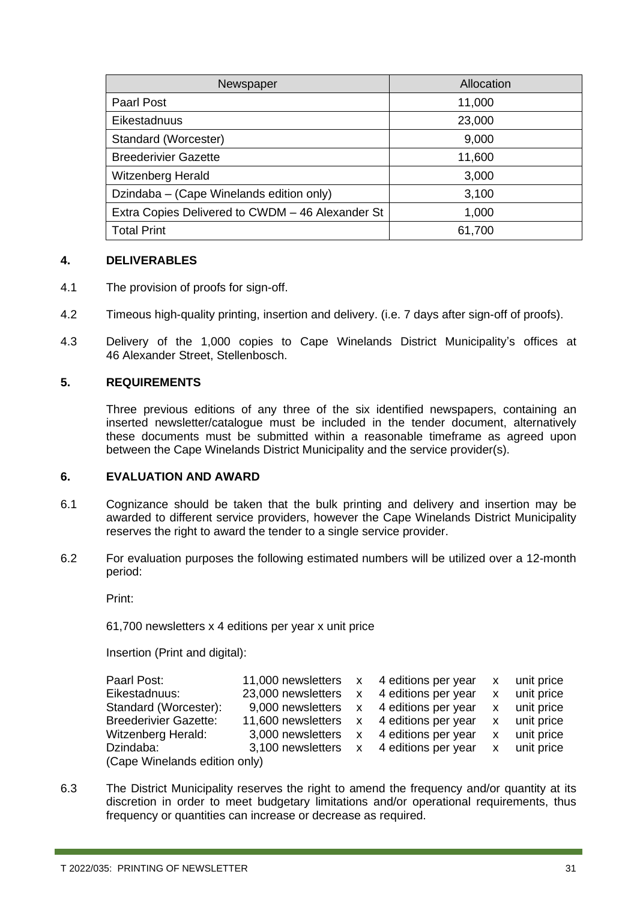| Newspaper | Allocation |
|---|---|
| Paarl Post | 11,000 |
| Eikestadnuus | 23,000 |
| Standard (Worcester) | 9,000 |
| Breederivier Gazette | 11,600 |
| Witzenberg Herald | 3,000 |
| Dzindaba – (Cape Winelands edition only) | 3,100 |
| Extra Copies Delivered to CWDM – 46 Alexander St | 1,000 |
| Total Print | 61,700 |

## 4. DELIVERABLES

4.1 The provision of proofs for sign-off.

4.2 Timeous high-quality printing, insertion and delivery. (i.e. 7 days after sign-off of proofs).

4.3 Delivery of the 1,000 copies to Cape Winelands District Municipality's offices at 46 Alexander Street, Stellenbosch.

## 5. REQUIREMENTS

Three previous editions of any three of the six identified newspapers, containing an inserted newsletter/catalogue must be included in the tender document, alternatively these documents must be submitted within a reasonable timeframe as agreed upon between the Cape Winelands District Municipality and the service provider(s).

## 6. EVALUATION AND AWARD

6.1 Cognizance should be taken that the bulk printing and delivery and insertion may be awarded to different service providers, however the Cape Winelands District Municipality reserves the right to award the tender to a single service provider.

6.2 For evaluation purposes the following estimated numbers will be utilized over a 12-month period:

Print:

61,700 newsletters x 4 editions per year x unit price

Insertion (Print and digital):

| | | | | | |
|---|---|---|---|---|---|
| Paarl Post: | 11,000 newsletters | x | 4 editions per year | x | unit price |
| Eikestadnuus: | 23,000 newsletters | x | 4 editions per year | x | unit price |
| Standard (Worcester): | 9,000 newsletters | x | 4 editions per year | x | unit price |
| Breederivier Gazette: | 11,600 newsletters | x | 4 editions per year | x | unit price |
| Witzenberg Herald: | 3,000 newsletters | x | 4 editions per year | x | unit price |
| Dzindaba: (Cape Winelands edition only) | 3,100 newsletters | x | 4 editions per year | x | unit price |

6.3 The District Municipality reserves the right to amend the frequency and/or quantity at its discretion in order to meet budgetary limitations and/or operational requirements, thus frequency or quantities can increase or decrease as required.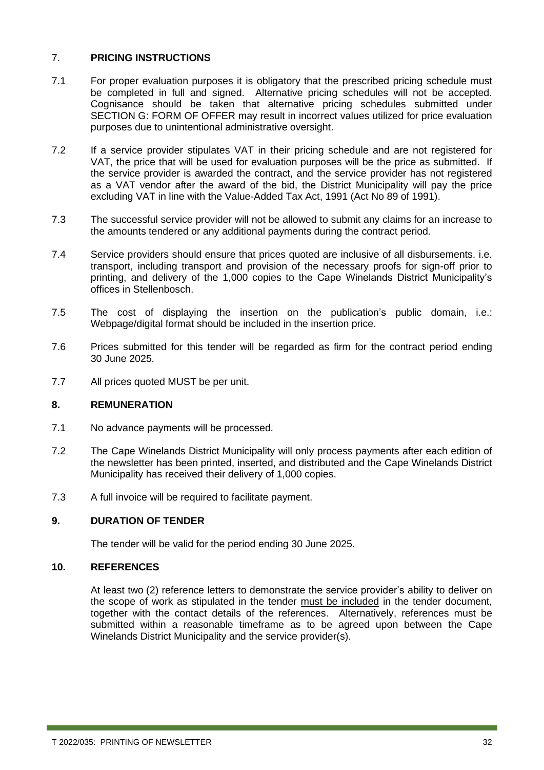## 7. PRICING INSTRUCTIONS

7.1 For proper evaluation purposes it is obligatory that the prescribed pricing schedule must be completed in full and signed. Alternative pricing schedules will not be accepted. Cognisance should be taken that alternative pricing schedules submitted under SECTION G: FORM OF OFFER may result in incorrect values utilized for price evaluation purposes due to unintentional administrative oversight.

7.2 If a service provider stipulates VAT in their pricing schedule and are not registered for VAT, the price that will be used for evaluation purposes will be the price as submitted. If the service provider is awarded the contract, and the service provider has not registered as a VAT vendor after the award of the bid, the District Municipality will pay the price excluding VAT in line with the Value-Added Tax Act, 1991 (Act No 89 of 1991).

7.3 The successful service provider will not be allowed to submit any claims for an increase to the amounts tendered or any additional payments during the contract period.

7.4 Service providers should ensure that prices quoted are inclusive of all disbursements. i.e. transport, including transport and provision of the necessary proofs for sign-off prior to printing, and delivery of the 1,000 copies to the Cape Winelands District Municipality's offices in Stellenbosch.

7.5 The cost of displaying the insertion on the publication's public domain, i.e.: Webpage/digital format should be included in the insertion price.

7.6 Prices submitted for this tender will be regarded as firm for the contract period ending 30 June 2025.

7.7 All prices quoted MUST be per unit.

## 8. REMUNERATION

7.1 No advance payments will be processed.

7.2 The Cape Winelands District Municipality will only process payments after each edition of the newsletter has been printed, inserted, and distributed and the Cape Winelands District Municipality has received their delivery of 1,000 copies.

7.3 A full invoice will be required to facilitate payment.

## 9. DURATION OF TENDER

The tender will be valid for the period ending 30 June 2025.

## 10. REFERENCES

At least two (2) reference letters to demonstrate the service provider's ability to deliver on the scope of work as stipulated in the tender must be included in the tender document, together with the contact details of the references. Alternatively, references must be submitted within a reasonable timeframe as to be agreed upon between the Cape Winelands District Municipality and the service provider(s).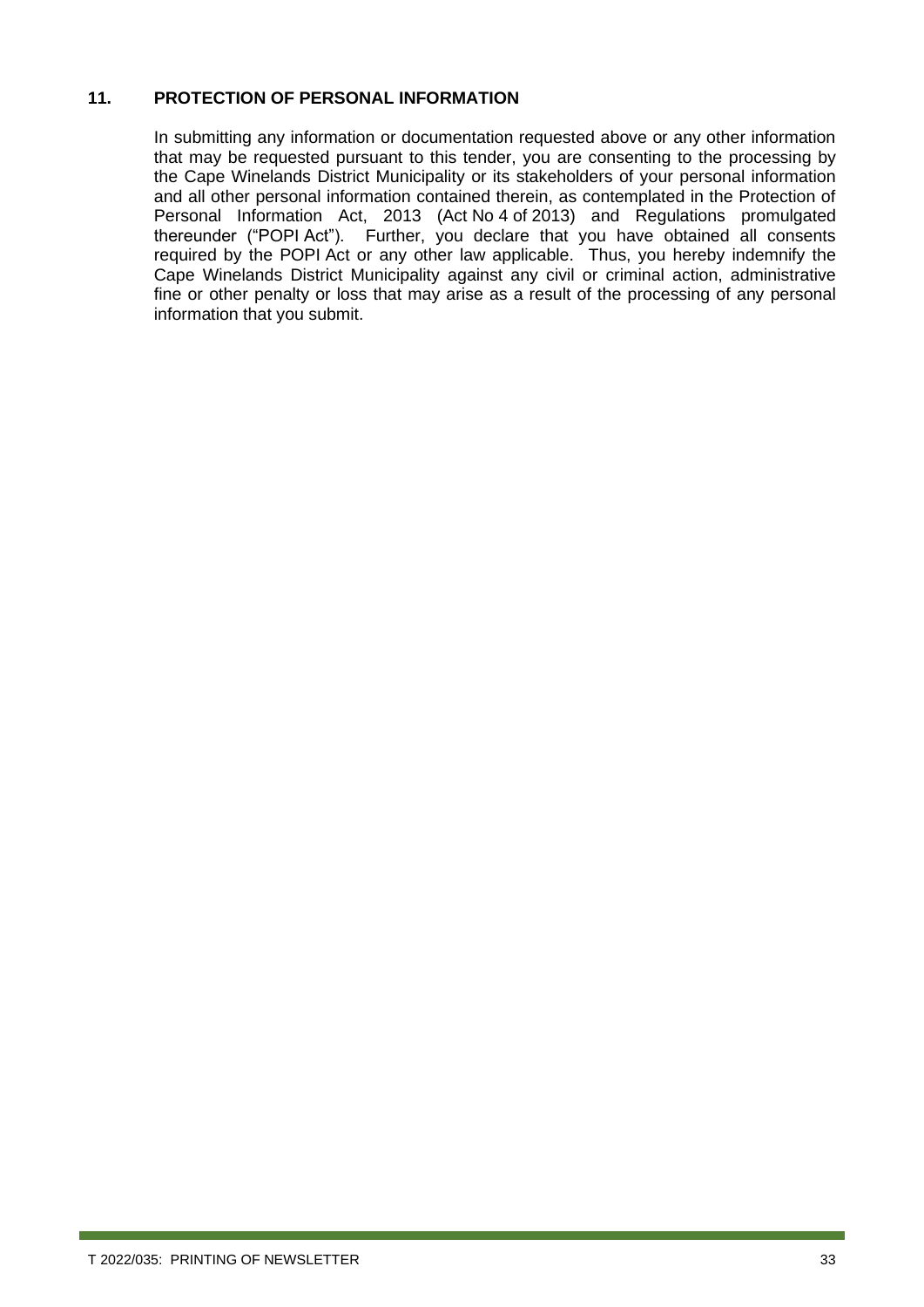## 11. PROTECTION OF PERSONAL INFORMATION

In submitting any information or documentation requested above or any other information that may be requested pursuant to this tender, you are consenting to the processing by the Cape Winelands District Municipality or its stakeholders of your personal information and all other personal information contained therein, as contemplated in the Protection of Personal Information Act, 2013 (Act No 4 of 2013) and Regulations promulgated thereunder ("POPI Act"). Further, you declare that you have obtained all consents required by the POPI Act or any other law applicable. Thus, you hereby indemnify the Cape Winelands District Municipality against any civil or criminal action, administrative fine or other penalty or loss that may arise as a result of the processing of any personal information that you submit.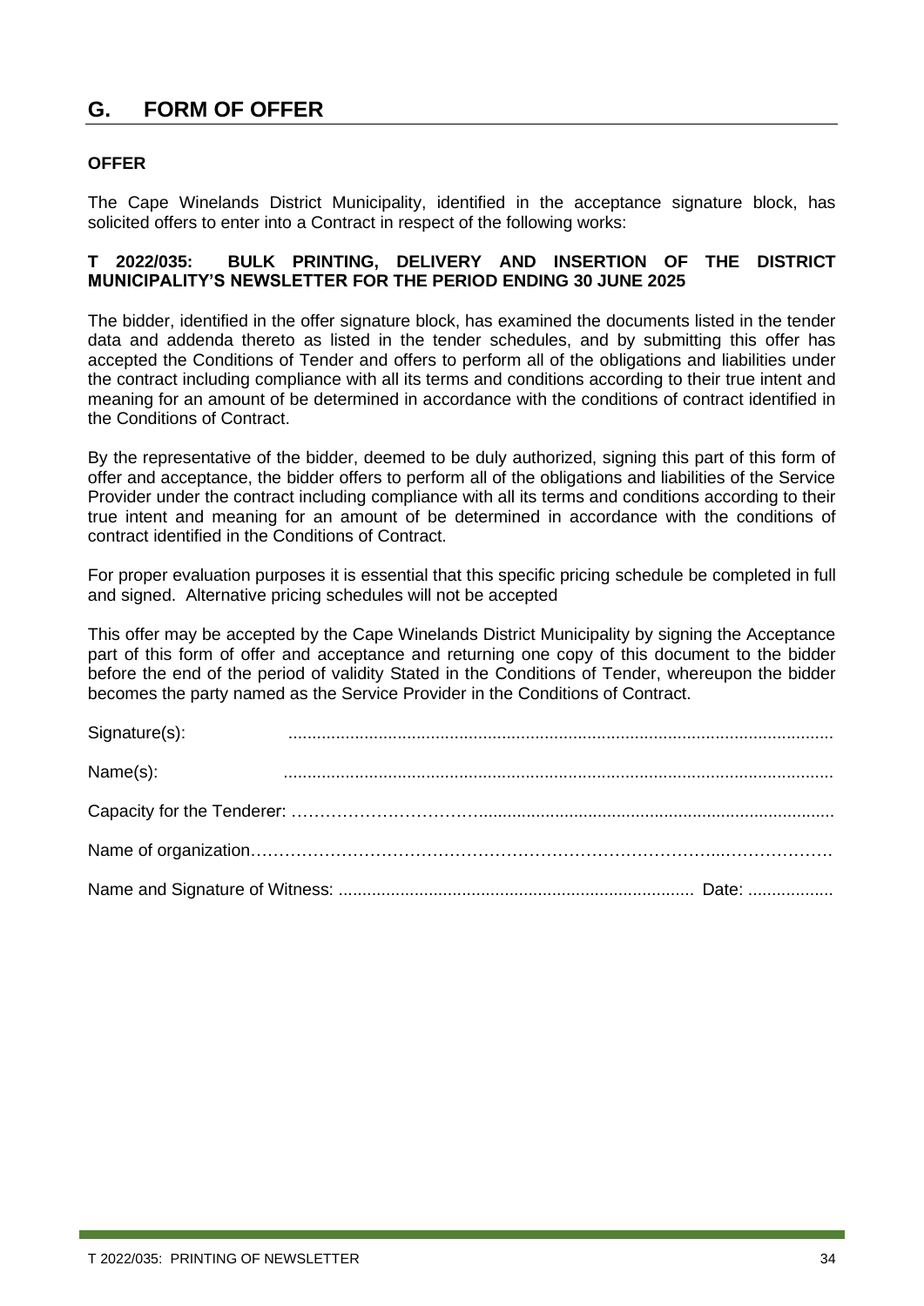## G. FORM OF OFFER

**OFFER**

The Cape Winelands District Municipality, identified in the acceptance signature block, has solicited offers to enter into a Contract in respect of the following works:

**T 2022/035: BULK PRINTING, DELIVERY AND INSERTION OF THE DISTRICT MUNICIPALITY'S NEWSLETTER FOR THE PERIOD ENDING 30 JUNE 2025**

The bidder, identified in the offer signature block, has examined the documents listed in the tender data and addenda thereto as listed in the tender schedules, and by submitting this offer has accepted the Conditions of Tender and offers to perform all of the obligations and liabilities under the contract including compliance with all its terms and conditions according to their true intent and meaning for an amount of be determined in accordance with the conditions of contract identified in the Conditions of Contract.

By the representative of the bidder, deemed to be duly authorized, signing this part of this form of offer and acceptance, the bidder offers to perform all of the obligations and liabilities of the Service Provider under the contract including compliance with all its terms and conditions according to their true intent and meaning for an amount of be determined in accordance with the conditions of contract identified in the Conditions of Contract.

For proper evaluation purposes it is essential that this specific pricing schedule be completed in full and signed. Alternative pricing schedules will not be accepted

This offer may be accepted by the Cape Winelands District Municipality by signing the Acceptance part of this form of offer and acceptance and returning one copy of this document to the bidder before the end of the period of validity Stated in the Conditions of Tender, whereupon the bidder becomes the party named as the Service Provider in the Conditions of Contract.

Signature(s): ..................................................................................................................

Name(s): ..................................................................................................................

Capacity for the Tenderer: ……………………………..........................................................................

Name of organization…………………………………………………………………………..……………….

Name and Signature of Witness: .......................................................................... Date: ..................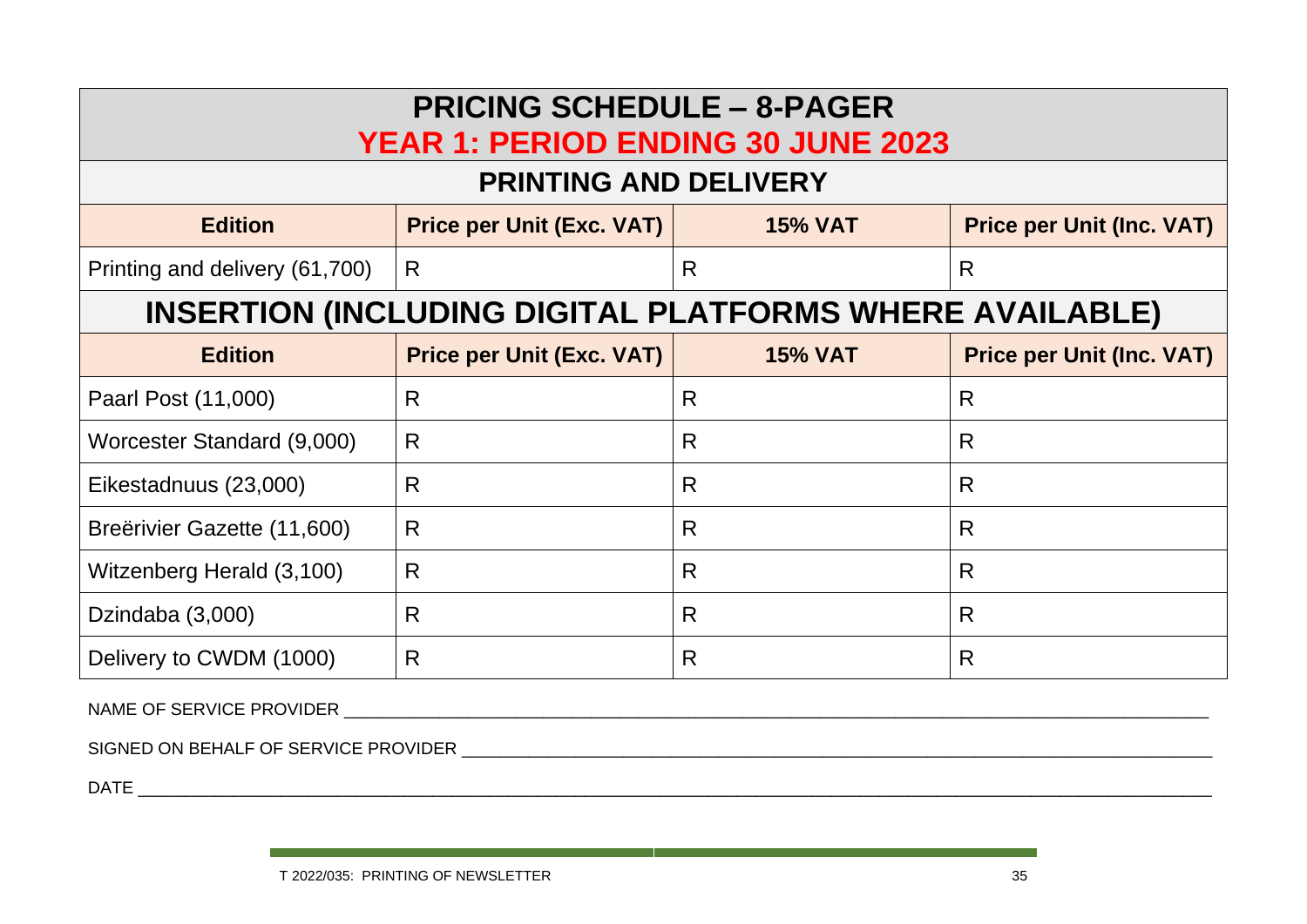# PRICING SCHEDULE – 8-PAGER

## YEAR 1: PERIOD ENDING 30 JUNE 2023

### PRINTING AND DELIVERY

| Edition | Price per Unit (Exc. VAT) | 15% VAT | Price per Unit (Inc. VAT) |
|---|---|---|---|
| Printing and delivery (61,700) | R | R | R |

### INSERTION (INCLUDING DIGITAL PLATFORMS WHERE AVAILABLE)

| Edition | Price per Unit (Exc. VAT) | 15% VAT | Price per Unit (Inc. VAT) |
|---|---|---|---|
| Paarl Post (11,000) | R | R | R |
| Worcester Standard (9,000) | R | R | R |
| Eikestadnuus (23,000) | R | R | R |
| Breërivier Gazette (11,600) | R | R | R |
| Witzenberg Herald (3,100) | R | R | R |
| Dzindaba (3,000) | R | R | R |
| Delivery to CWDM (1000) | R | R | R |

NAME OF SERVICE PROVIDER ______________________________________________

SIGNED ON BEHALF OF SERVICE PROVIDER ______________________________________

DATE ______________________________________________________________

T 2022/035: PRINTING OF NEWSLETTER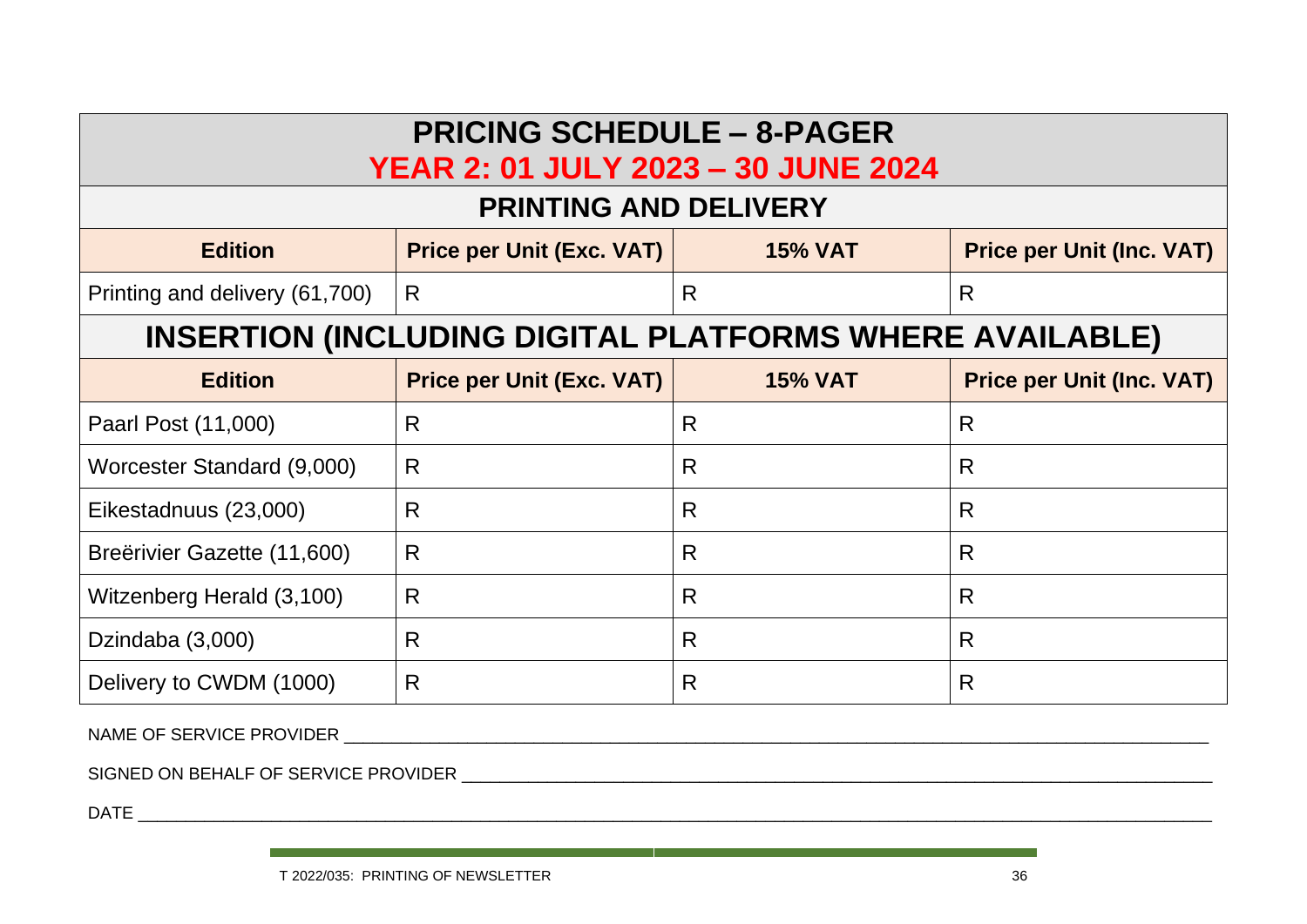| PRICING SCHEDULE – 8-PAGER<br>YEAR 2: 01 JULY 2023 – 30 JUNE 2024 | | | |
|---|---|---|---|
| **PRINTING AND DELIVERY** | | | |
| **Edition** | **Price per Unit (Exc. VAT)** | **15% VAT** | **Price per Unit (Inc. VAT)** |
| Printing and delivery (61,700) | R | R | R |
| **INSERTION (INCLUDING DIGITAL PLATFORMS WHERE AVAILABLE)** | | | |
| **Edition** | **Price per Unit (Exc. VAT)** | **15% VAT** | **Price per Unit (Inc. VAT)** |
| Paarl Post (11,000) | R | R | R |
| Worcester Standard (9,000) | R | R | R |
| Eikestadnuus (23,000) | R | R | R |
| Breërivier Gazette (11,600) | R | R | R |
| Witzenberg Herald (3,100) | R | R | R |
| Dzindaba (3,000) | R | R | R |
| Delivery to CWDM (1000) | R | R | R |

NAME OF SERVICE PROVIDER ____________________________________________

SIGNED ON BEHALF OF SERVICE PROVIDER ____________________________________________

DATE ____________________________________________

T 2022/035: PRINTING OF NEWSLETTER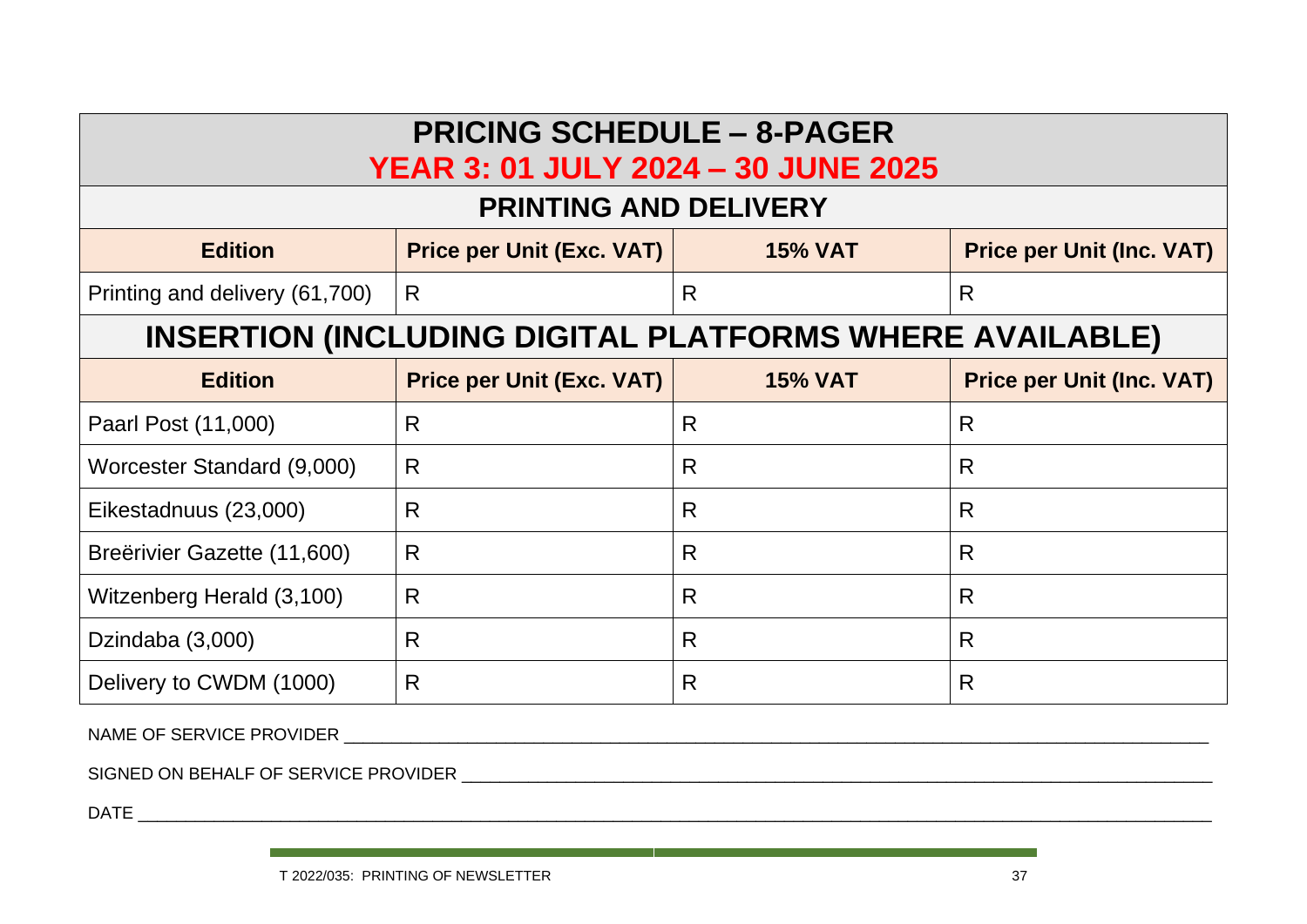| PRICING SCHEDULE – 8-PAGER<br>YEAR 3: 01 JULY 2024 – 30 JUNE 2025 | | | |
|---|---|---|---|
| **PRINTING AND DELIVERY** | | | |
| **Edition** | **Price per Unit (Exc. VAT)** | **15% VAT** | **Price per Unit (Inc. VAT)** |
| Printing and delivery (61,700) | R | R | R |
| **INSERTION (INCLUDING DIGITAL PLATFORMS WHERE AVAILABLE)** | | | |
| **Edition** | **Price per Unit (Exc. VAT)** | **15% VAT** | **Price per Unit (Inc. VAT)** |
| Paarl Post (11,000) | R | R | R |
| Worcester Standard (9,000) | R | R | R |
| Eikestadnuus (23,000) | R | R | R |
| Breërivier Gazette (11,600) | R | R | R |
| Witzenberg Herald (3,100) | R | R | R |
| Dzindaba (3,000) | R | R | R |
| Delivery to CWDM (1000) | R | R | R |

NAME OF SERVICE PROVIDER ____________________________________________

SIGNED ON BEHALF OF SERVICE PROVIDER ____________________________________________

DATE ____________________________________________

T 2022/035: PRINTING OF NEWSLETTER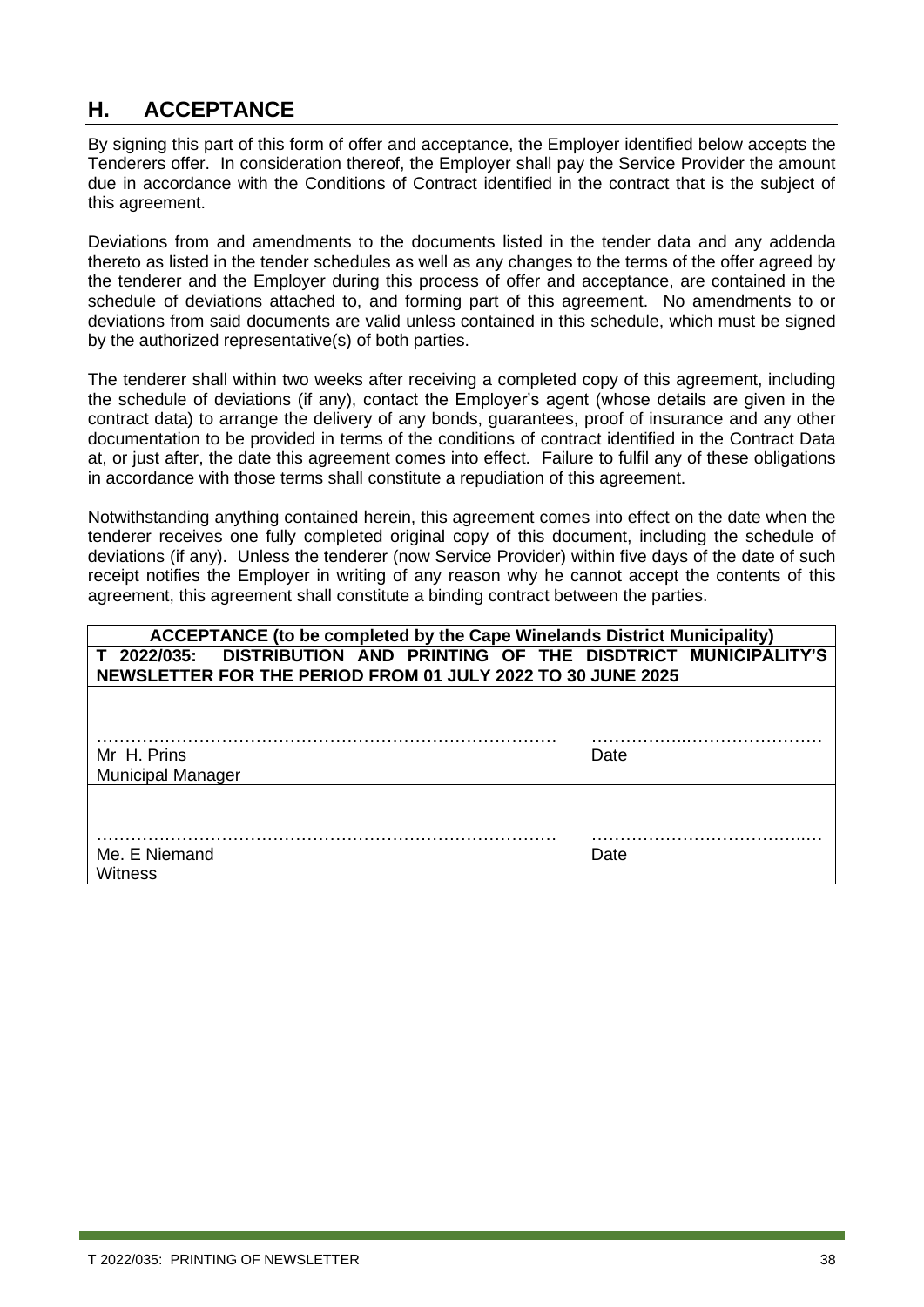## H. ACCEPTANCE

By signing this part of this form of offer and acceptance, the Employer identified below accepts the Tenderers offer. In consideration thereof, the Employer shall pay the Service Provider the amount due in accordance with the Conditions of Contract identified in the contract that is the subject of this agreement.

Deviations from and amendments to the documents listed in the tender data and any addenda thereto as listed in the tender schedules as well as any changes to the terms of the offer agreed by the tenderer and the Employer during this process of offer and acceptance, are contained in the schedule of deviations attached to, and forming part of this agreement. No amendments to or deviations from said documents are valid unless contained in this schedule, which must be signed by the authorized representative(s) of both parties.

The tenderer shall within two weeks after receiving a completed copy of this agreement, including the schedule of deviations (if any), contact the Employer's agent (whose details are given in the contract data) to arrange the delivery of any bonds, guarantees, proof of insurance and any other documentation to be provided in terms of the conditions of contract identified in the Contract Data at, or just after, the date this agreement comes into effect. Failure to fulfil any of these obligations in accordance with those terms shall constitute a repudiation of this agreement.

Notwithstanding anything contained herein, this agreement comes into effect on the date when the tenderer receives one fully completed original copy of this document, including the schedule of deviations (if any). Unless the tenderer (now Service Provider) within five days of the date of such receipt notifies the Employer in writing of any reason why he cannot accept the contents of this agreement, this agreement shall constitute a binding contract between the parties.

| **ACCEPTANCE (to be completed by the Cape Winelands District Municipality)** | |
|---|---|
| **T 2022/035: DISTRIBUTION AND PRINTING OF THE DISDTRICT MUNICIPALITY'S NEWSLETTER FOR THE PERIOD FROM 01 JULY 2022 TO 30 JUNE 2025** | |
| ……………………………………………………………………… Mr H. Prins Municipal Manager | ……………..…………………… Date |
| ……………………………………………………………………… Me. E Niemand Witness | ……………………………….… Date |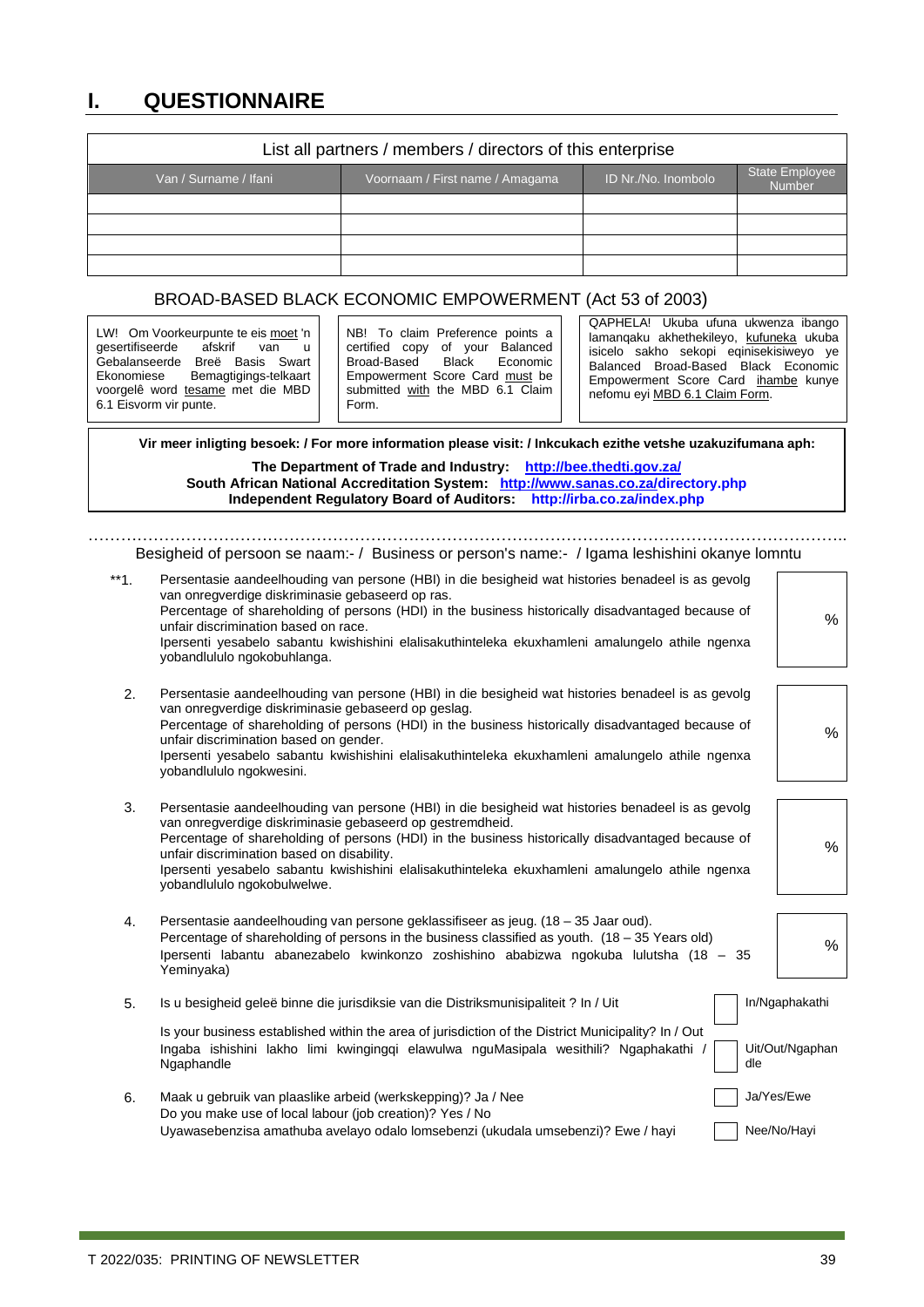# I. QUESTIONNAIRE

| List all partners / members / directors of this enterprise | | | |
|---|---|---|---|
| Van / Surname / Ifani | Voornaam / First name / Amagama | ID Nr./No. Inombolo | State Employee Number |
| | | | |
| | | | |
| | | | |
| | | | |

## BROAD-BASED BLACK ECONOMIC EMPOWERMENT (Act 53 of 2003)

| | | |
|---|---|---|
| LW! Om Voorkeurpunte te eis moet 'n gesertifiseerde afskrif van u Gebalanseerde Breë Basis Swart Ekonomiese Bemagtigings-telkaart voorgelê word tesame met die MBD 6.1 Eisvorm vir punte. | NB! To claim Preference points a certified copy of your Balanced Broad-Based Black Economic Empowerment Score Card must be submitted with the MBD 6.1 Claim Form. | QAPHELA! Ukuba ufuna ukwenza ibango lamanqaku akhethekileyo, kufuneka ukuba isicelo sakho sekopi eqinisekisiweyo ye Balanced Broad-Based Black Economic Empowerment Score Card ihambe kunye nefomu eyi MBD 6.1 Claim Form. |

**Vir meer inligting besoek: / For more information please visit: / Inkcukach ezithe vetshe uzakuzifumana aph:**

**The Department of Trade and Industry: http://bee.thedti.gov.za/**
**South African National Accreditation System: http://www.sanas.co.za/directory.php**
**Independent Regulatory Board of Auditors: http://irba.co.za/index.php**

..........................................................................................................................................

Besigheid of persoon se naam:- / Business or person's name:- / Igama leshishini okanye lomntu

**1. Persentasie aandeelhouding van persone (HBI) in die besigheid wat histories benadeel is as gevolg van onregverdige diskriminasie gebaseerd op ras.
Percentage of shareholding of persons (HDI) in the business historically disadvantaged because of unfair discrimination based on race.
Ipersenti yesabelo sabantu kwishishini elalisakuthinteleka ekuxhamleni amalungelo athile ngenxa yobandlululo ngokobuhlanga. ______ %

2. Persentasie aandeelhouding van persone (HBI) in die besigheid wat histories benadeel is as gevolg van onregverdige diskriminasie gebaseerd op geslag.
Percentage of shareholding of persons (HDI) in the business historically disadvantaged because of unfair discrimination based on gender.
Ipersenti yesabelo sabantu kwishishini elalisakuthinteleka ekuxhamleni amalungelo athile ngenxa yobandlululo ngokwesini. ______ %

3. Persentasie aandeelhouding van persone (HBI) in die besigheid wat histories benadeel is as gevolg van onregverdige diskriminasie gebaseerd op gestremdheid.
Percentage of shareholding of persons (HDI) in the business historically disadvantaged because of unfair discrimination based on disability.
Ipersenti yesabelo sabantu kwishishini elalisakuthinteleka ekuxhamleni amalungelo athile ngenxa yobandlululo ngokobulwelwe. ______ %

4. Persentasie aandeelhouding van persone geklassifiseer as jeug. (18 – 35 Jaar oud).
Percentage of shareholding of persons in the business classified as youth. (18 – 35 Years old)
Ipersenti labantu abanezabelo kwinkonzo zoshishino ababizwa ngokuba lulutsha (18 – 35 Yeminyaka) ______ %

5. Is u besigheid geleë binne die jurisdiksie van die Distriksmunisipaliteit ? In / Uit
Is your business established within the area of jurisdiction of the District Municipality? In / Out
Ingaba ishishini lakho limi kwingingqi elawulwa nguMasipala wesithili? Ngaphakathi / Ngaphandle
☐ In/Ngaphakathi
☐ Uit/Out/Ngaphandle

6. Maak u gebruik van plaaslike arbeid (werkskepping)? Ja / Nee
Do you make use of local labour (job creation)? Yes / No
Uyawasebenzisa amathuba avelayo odalo lomsebenzi (ukudala umsebenzi)? Ewe / hayi
☐ Ja/Yes/Ewe
☐ Nee/No/Hayi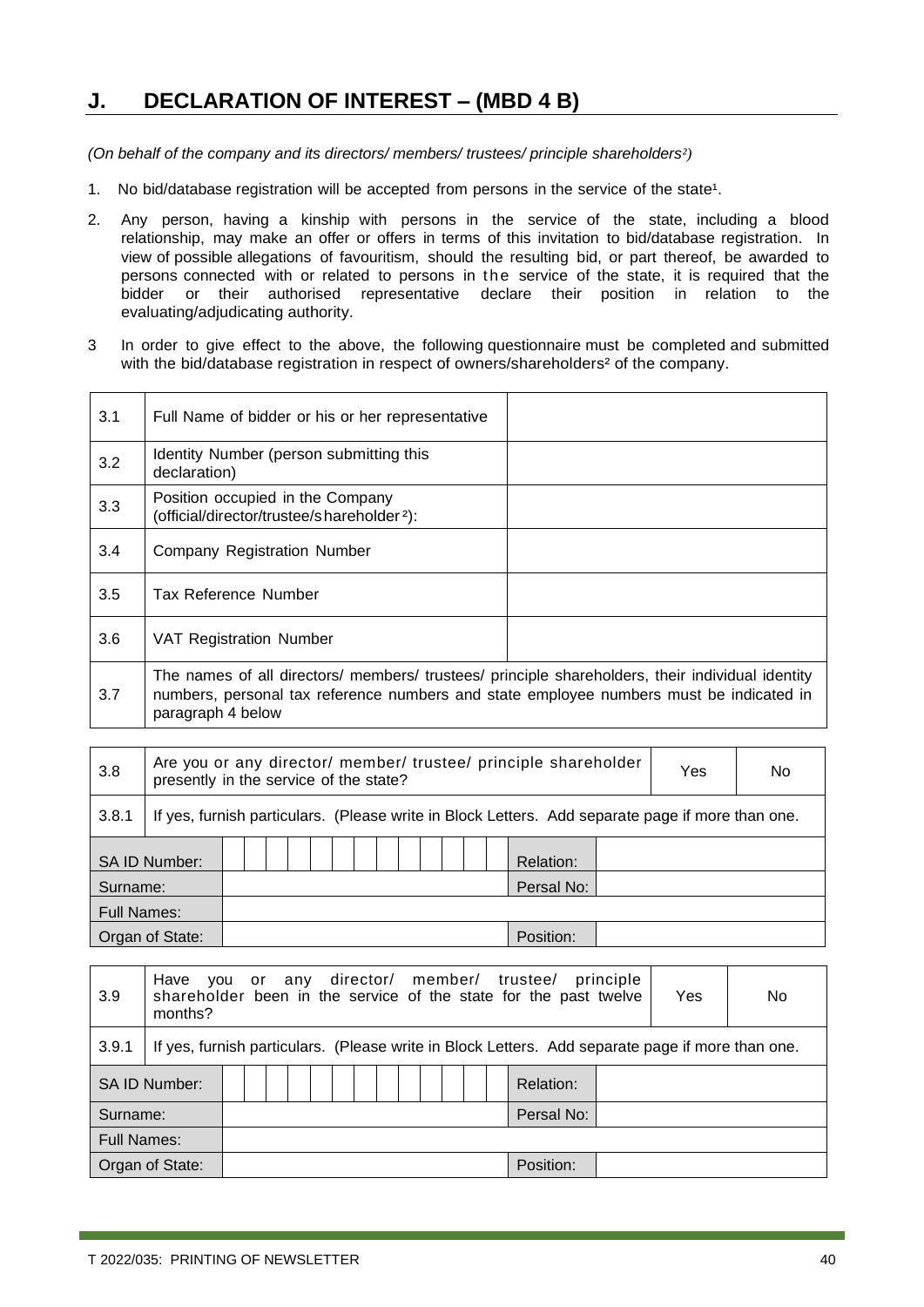## J. DECLARATION OF INTEREST – (MBD 4 B)

*(On behalf of the company and its directors/ members/ trustees/ principle shareholders[2])*

1. No bid/database registration will be accepted from persons in the service of the state[1].
2. Any person, having a kinship with persons in the service of the state, including a blood relationship, may make an offer or offers in terms of this invitation to bid/database registration. In view of possible allegations of favouritism, should the resulting bid, or part thereof, be awarded to persons connected with or related to persons in the service of the state, it is required that the bidder or their authorised representative declare their position in relation to the evaluating/adjudicating authority.
3. In order to give effect to the above, the following questionnaire must be completed and submitted with the bid/database registration in respect of owners/shareholders[2] of the company.

| | | |
|---|---|---|
| 3.1 | Full Name of bidder or his or her representative | |
| 3.2 | Identity Number (person submitting this declaration) | |
| 3.3 | Position occupied in the Company (official/director/trustee/shareholder[2]): | |
| 3.4 | Company Registration Number | |
| 3.5 | Tax Reference Number | |
| 3.6 | VAT Registration Number | |
| 3.7 | The names of all directors/ members/ trustees/ principle shareholders, their individual identity numbers, personal tax reference numbers and state employee numbers must be indicated in paragraph 4 below | |

| | | | |
|---|---|---|---|
| 3.8 | Are you or any director/ member/ trustee/ principle shareholder presently in the service of the state? | Yes | No |
| 3.8.1 | If yes, furnish particulars. (Please write in Block Letters. Add separate page if more than one. | | |

| | | | |
|---|---|---|---|
| SA ID Number: | | Relation: | |
| Surname: | | Persal No: | |
| Full Names: | | | |
| Organ of State: | | Position: | |

| | | | |
|---|---|---|---|
| 3.9 | Have you or any director/ member/ trustee/ principle shareholder been in the service of the state for the past twelve months? | Yes | No |
| 3.9.1 | If yes, furnish particulars. (Please write in Block Letters. Add separate page if more than one. | | |

| | | | |
|---|---|---|---|
| SA ID Number: | | Relation: | |
| Surname: | | Persal No: | |
| Full Names: | | | |
| Organ of State: | | Position: | |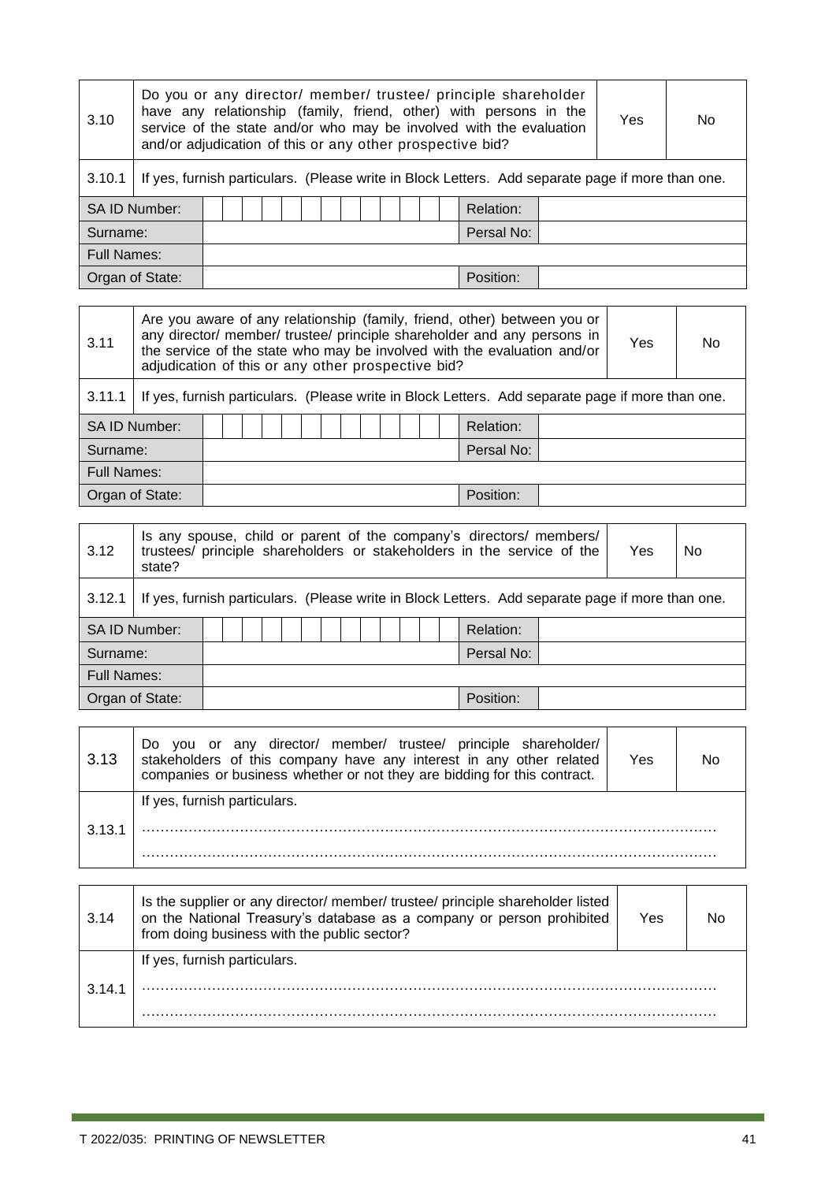| 3.10 | Do you or any director/ member/ trustee/ principle shareholder have any relationship (family, friend, other) with persons in the service of the state and/or who may be involved with the evaluation and/or adjudication of this or any other prospective bid? | Yes | No |
|---|---|---|---|
| 3.10.1 | If yes, furnish particulars. (Please write in Block Letters. Add separate page if more than one. | | |

| SA ID Number: | | Relation: | |
|---|---|---|---|
| Surname: | | Persal No: | |
| Full Names: | | | |
| Organ of State: | | Position: | |

| 3.11 | Are you aware of any relationship (family, friend, other) between you or any director/ member/ trustee/ principle shareholder and any persons in the service of the state who may be involved with the evaluation and/or adjudication of this or any other prospective bid? | Yes | No |
|---|---|---|---|
| 3.11.1 | If yes, furnish particulars. (Please write in Block Letters. Add separate page if more than one. | | |

| SA ID Number: | | Relation: | |
|---|---|---|---|
| Surname: | | Persal No: | |
| Full Names: | | | |
| Organ of State: | | Position: | |

| 3.12 | Is any spouse, child or parent of the company's directors/ members/ trustees/ principle shareholders or stakeholders in the service of the state? | Yes | No |
|---|---|---|---|
| 3.12.1 | If yes, furnish particulars. (Please write in Block Letters. Add separate page if more than one. | | |

| SA ID Number: | | Relation: | |
|---|---|---|---|
| Surname: | | Persal No: | |
| Full Names: | | | |
| Organ of State: | | Position: | |

| 3.13 | Do you or any director/ member/ trustee/ principle shareholder/ stakeholders of this company have any interest in any other related companies or business whether or not they are bidding for this contract. | Yes | No |
|---|---|---|---|
| 3.13.1 | If yes, furnish particulars.<br>……………………………………………………………………………………………………<br>…………………………………………………………………………………………………… | | |

| 3.14 | Is the supplier or any director/ member/ trustee/ principle shareholder listed on the National Treasury's database as a company or person prohibited from doing business with the public sector? | Yes | No |
|---|---|---|---|
| 3.14.1 | If yes, furnish particulars.<br>……………………………………………………………………………………………………<br>…………………………………………………………………………………………………… | | |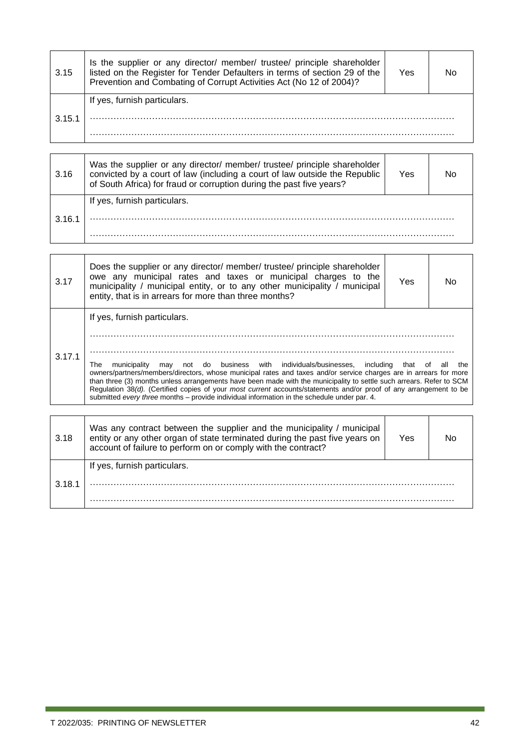| 3.15 | Is the supplier or any director/ member/ trustee/ principle shareholder listed on the Register for Tender Defaulters in terms of section 29 of the Prevention and Combating of Corrupt Activities Act (No 12 of 2004)? | Yes | No |
|---|---|---|---|
| 3.15.1 | If yes, furnish particulars.<br>……………………………………………………………………………………………………<br>…………………………………………………………………………………………………… | | |

| 3.16 | Was the supplier or any director/ member/ trustee/ principle shareholder convicted by a court of law (including a court of law outside the Republic of South Africa) for fraud or corruption during the past five years? | Yes | No |
|---|---|---|---|
| 3.16.1 | If yes, furnish particulars.<br>……………………………………………………………………………………………………<br>…………………………………………………………………………………………………… | | |

| 3.17 | Does the supplier or any director/ member/ trustee/ principle shareholder owe any municipal rates and taxes or municipal charges to the municipality / municipal entity, or to any other municipality / municipal entity, that is in arrears for more than three months? | Yes | No |
|---|---|---|---|
| 3.17.1 | If yes, furnish particulars.<br>……………………………………………………………………………………………………<br>……………………………………………………………………………………………………<br>The municipality may not do business with individuals/businesses, including that of all the owners/partners/members/directors, whose municipal rates and taxes and/or service charges are in arrears for more than three (3) months unless arrangements have been made with the municipality to settle such arrears. Refer to SCM Regulation 38*(d)*. (Certified copies of your *most current* accounts/statements and/or proof of any arrangement to be submitted *every three* months – provide individual information in the schedule under par. 4. | | |

| 3.18 | Was any contract between the supplier and the municipality / municipal entity or any other organ of state terminated during the past five years on account of failure to perform on or comply with the contract? | Yes | No |
|---|---|---|---|
| 3.18.1 | If yes, furnish particulars.<br>……………………………………………………………………………………………………<br>…………………………………………………………………………………………………… | | |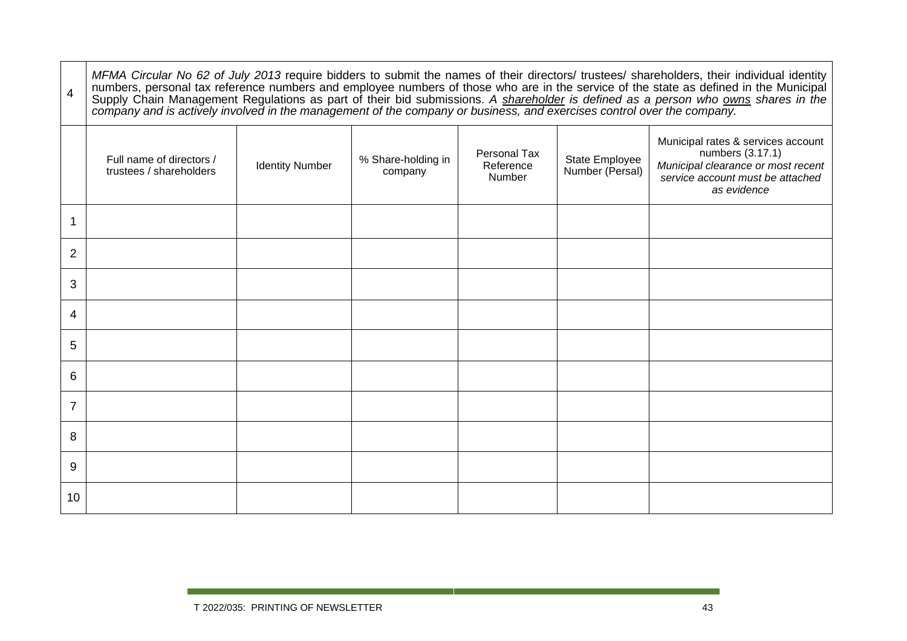| 4 | *MFMA Circular No 62 of July 2013* require bidders to submit the names of their directors/ trustees/ shareholders, their individual identity numbers, personal tax reference numbers and employee numbers of those who are in the service of the state as defined in the Municipal Supply Chain Management Regulations as part of their bid submissions. *A shareholder is defined as a person who owns shares in the company and is actively involved in the management of the company or business, and exercises control over the company.* | | | | | |
|---|---|---|---|---|---|---|
| | Full name of directors / trustees / shareholders | Identity Number | % Share-holding in company | Personal Tax Reference Number | State Employee Number (Persal) | Municipal rates & services account numbers (3.17.1) *Municipal clearance or most recent service account must be attached as evidence* |
| 1 | | | | | | |
| 2 | | | | | | |
| 3 | | | | | | |
| 4 | | | | | | |
| 5 | | | | | | |
| 6 | | | | | | |
| 7 | | | | | | |
| 8 | | | | | | |
| 9 | | | | | | |
| 10 | | | | | | |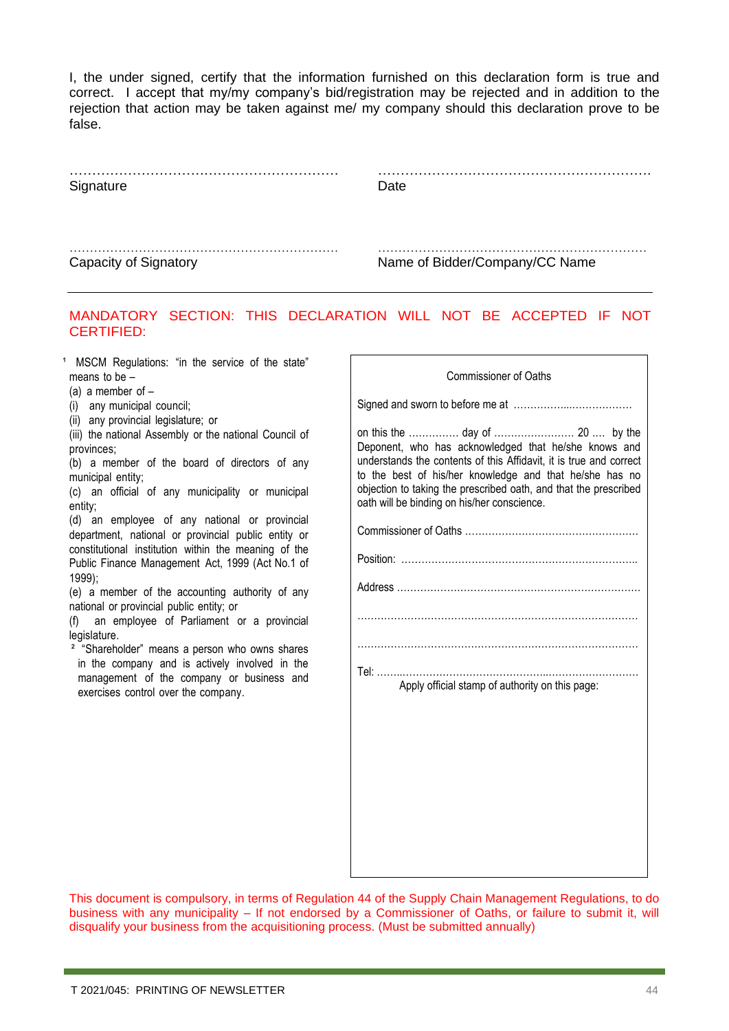I, the under signed, certify that the information furnished on this declaration form is true and correct. I accept that my/my company's bid/registration may be rejected and in addition to the rejection that action may be taken against me/ my company should this declaration prove to be false.

………………………………………………… Signature

………………………………………………… Date

………………………………………………… Capacity of Signatory

………………………………………………… Name of Bidder/Company/CC Name

---

MANDATORY SECTION: THIS DECLARATION WILL NOT BE ACCEPTED IF NOT CERTIFIED:

[1] MSCM Regulations: "in the service of the state" means to be –

(a) a member of –
(i) any municipal council;
(ii) any provincial legislature; or
(iii) the national Assembly or the national Council of provinces;
(b) a member of the board of directors of any municipal entity;
(c) an official of any municipality or municipal entity;
(d) an employee of any national or provincial department, national or provincial public entity or constitutional institution within the meaning of the Public Finance Management Act, 1999 (Act No.1 of 1999);
(e) a member of the accounting authority of any national or provincial public entity; or
(f) an employee of Parliament or a provincial legislature.

[2] "Shareholder" means a person who owns shares in the company and is actively involved in the management of the company or business and exercises control over the company.

Commissioner of Oaths

Signed and sworn to before me at ………………..………………

on this the ………….. day of …………………… 20 …. by the Deponent, who has acknowledged that he/she knows and understands the contents of this Affidavit, it is true and correct to the best of his/her knowledge and that he/she has no objection to taking the prescribed oath, and that the prescribed oath will be binding on his/her conscience.

Commissioner of Oaths ……………………………………………

Position: ……………………………………………………………

Address ……………………………………………………………

……………………………………………………………………

……………………………………………………………………

Tel: ……………………………………………………………………

Apply official stamp of authority on this page:

This document is compulsory, in terms of Regulation 44 of the Supply Chain Management Regulations, to do business with any municipality – If not endorsed by a Commissioner of Oaths, or failure to submit it, will disqualify your business from the acquisitioning process. (Must be submitted annually)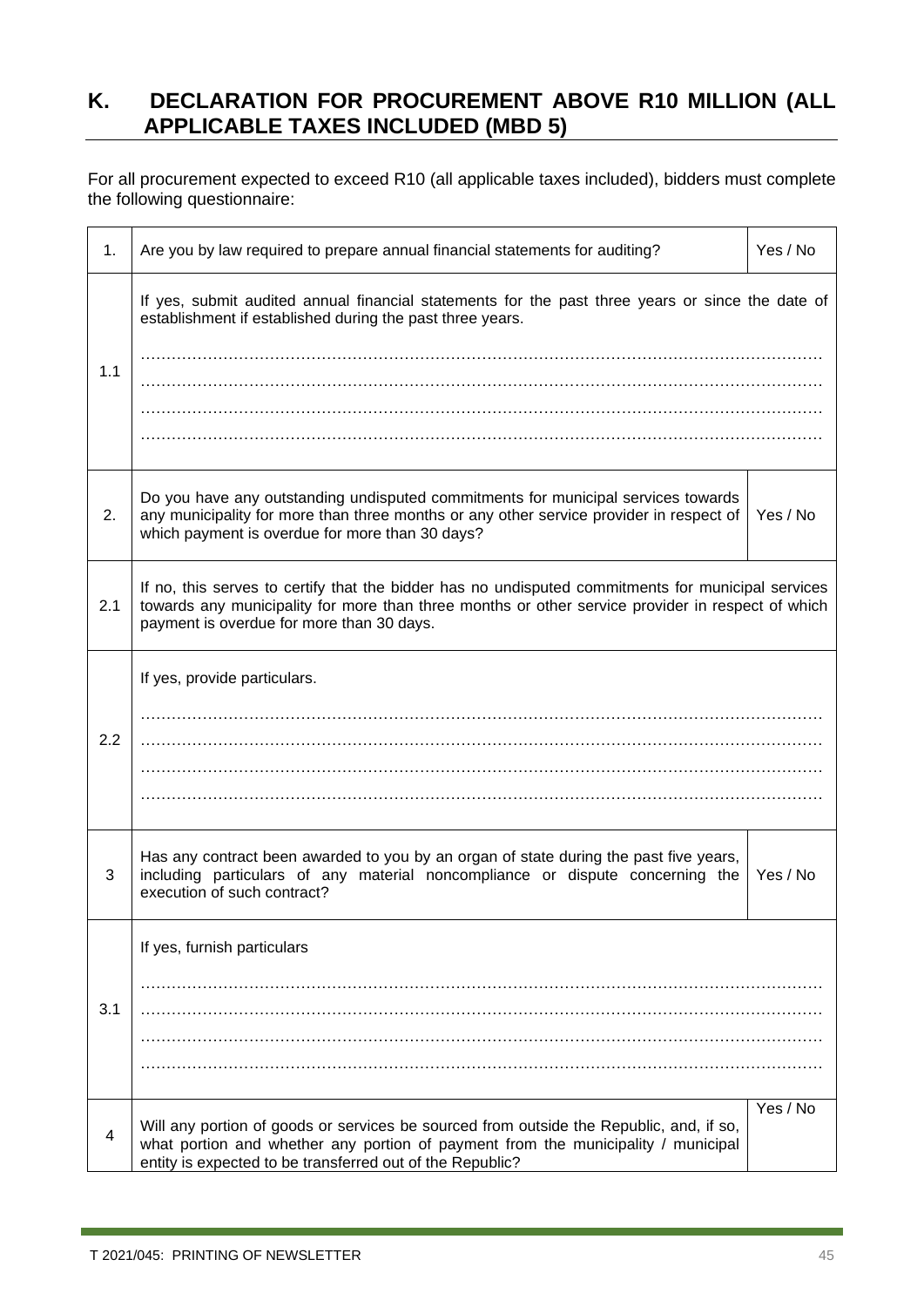## K. DECLARATION FOR PROCUREMENT ABOVE R10 MILLION (ALL APPLICABLE TAXES INCLUDED (MBD 5)

For all procurement expected to exceed R10 (all applicable taxes included), bidders must complete the following questionnaire:

| | | |
|---|---|---|
| 1. | Are you by law required to prepare annual financial statements for auditing? | Yes / No |
| 1.1 | If yes, submit audited annual financial statements for the past three years or since the date of establishment if established during the past three years.<br>……………………………………………………………………………………………………<br>……………………………………………………………………………………………………<br>……………………………………………………………………………………………………<br>…………………………………………………………………………………………………… | |
| 2. | Do you have any outstanding undisputed commitments for municipal services towards any municipality for more than three months or any other service provider in respect of which payment is overdue for more than 30 days? | Yes / No |
| 2.1 | If no, this serves to certify that the bidder has no undisputed commitments for municipal services towards any municipality for more than three months or other service provider in respect of which payment is overdue for more than 30 days. | |
| 2.2 | If yes, provide particulars.<br>……………………………………………………………………………………………………<br>……………………………………………………………………………………………………<br>……………………………………………………………………………………………………<br>…………………………………………………………………………………………………… | |
| 3 | Has any contract been awarded to you by an organ of state during the past five years, including particulars of any material noncompliance or dispute concerning the execution of such contract? | Yes / No |
| 3.1 | If yes, furnish particulars<br>……………………………………………………………………………………………………<br>……………………………………………………………………………………………………<br>……………………………………………………………………………………………………<br>…………………………………………………………………………………………………… | |
| 4 | Will any portion of goods or services be sourced from outside the Republic, and, if so, what portion and whether any portion of payment from the municipality / municipal entity is expected to be transferred out of the Republic? | Yes / No |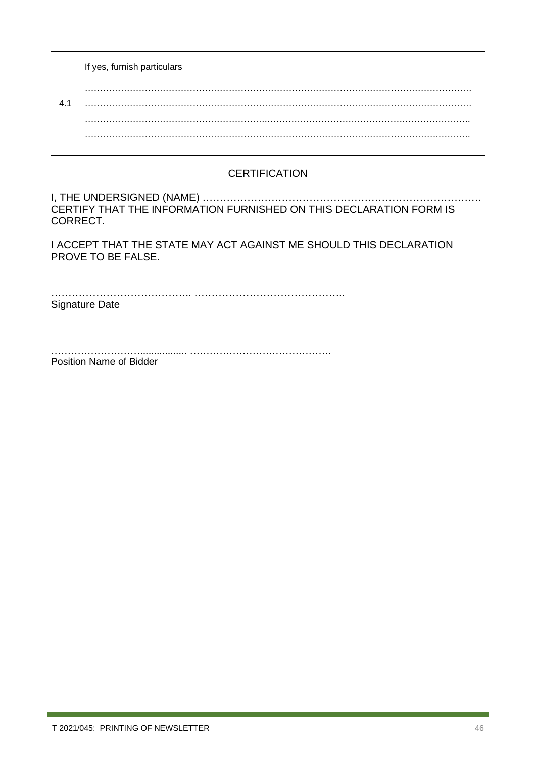| 4.1 | If yes, furnish particulars<br><br>…………………………………………………………………………………………………………………<br>…………………………………………………………………………………………………………………<br>…………………………………………………………………………………………………………………<br>………………………………………………………………………………………………………………… |
|---|---|

## CERTIFICATION

I, THE UNDERSIGNED (NAME) ………………………………………………………………………… CERTIFY THAT THE INFORMATION FURNISHED ON THIS DECLARATION FORM IS CORRECT.

I ACCEPT THAT THE STATE MAY ACT AGAINST ME SHOULD THIS DECLARATION PROVE TO BE FALSE.

………………………………….. ……………………………………..
Signature Date

……………………….................. ……………………………………
Position Name of Bidder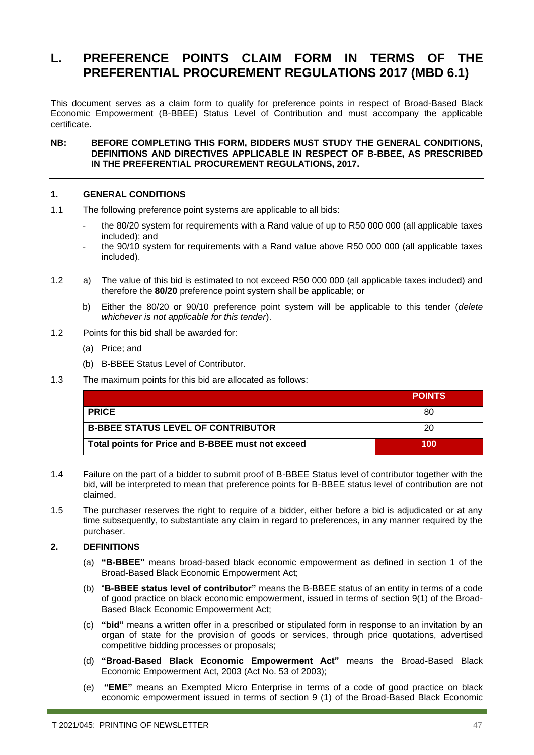# L. PREFERENCE POINTS CLAIM FORM IN TERMS OF THE PREFERENTIAL PROCUREMENT REGULATIONS 2017 (MBD 6.1)

This document serves as a claim form to qualify for preference points in respect of Broad-Based Black Economic Empowerment (B-BBEE) Status Level of Contribution and must accompany the applicable certificate.

**NB: BEFORE COMPLETING THIS FORM, BIDDERS MUST STUDY THE GENERAL CONDITIONS, DEFINITIONS AND DIRECTIVES APPLICABLE IN RESPECT OF B-BBEE, AS PRESCRIBED IN THE PREFERENTIAL PROCUREMENT REGULATIONS, 2017.**

## 1. GENERAL CONDITIONS

1.1 The following preference point systems are applicable to all bids:

- the 80/20 system for requirements with a Rand value of up to R50 000 000 (all applicable taxes included); and
- the 90/10 system for requirements with a Rand value above R50 000 000 (all applicable taxes included).

1.2 a) The value of this bid is estimated to not exceed R50 000 000 (all applicable taxes included) and therefore the **80/20** preference point system shall be applicable; or

b) Either the 80/20 or 90/10 preference point system will be applicable to this tender (*delete whichever is not applicable for this tender*).

1.2 Points for this bid shall be awarded for:

(a) Price; and

(b) B-BBEE Status Level of Contributor.

1.3 The maximum points for this bid are allocated as follows:

| | POINTS |
|---|---|
| **PRICE** | 80 |
| **B-BBEE STATUS LEVEL OF CONTRIBUTOR** | 20 |
| **Total points for Price and B-BBEE must not exceed** | **100** |

1.4 Failure on the part of a bidder to submit proof of B-BBEE Status level of contributor together with the bid, will be interpreted to mean that preference points for B-BBEE status level of contribution are not claimed.

1.5 The purchaser reserves the right to require of a bidder, either before a bid is adjudicated or at any time subsequently, to substantiate any claim in regard to preferences, in any manner required by the purchaser.

## 2. DEFINITIONS

(a) **"B-BBEE"** means broad-based black economic empowerment as defined in section 1 of the Broad-Based Black Economic Empowerment Act;

(b) "**B-BBEE status level of contributor"** means the B-BBEE status of an entity in terms of a code of good practice on black economic empowerment, issued in terms of section 9(1) of the Broad-Based Black Economic Empowerment Act;

(c) **"bid"** means a written offer in a prescribed or stipulated form in response to an invitation by an organ of state for the provision of goods or services, through price quotations, advertised competitive bidding processes or proposals;

(d) **"Broad-Based Black Economic Empowerment Act"** means the Broad-Based Black Economic Empowerment Act, 2003 (Act No. 53 of 2003);

(e) **"EME"** means an Exempted Micro Enterprise in terms of a code of good practice on black economic empowerment issued in terms of section 9 (1) of the Broad-Based Black Economic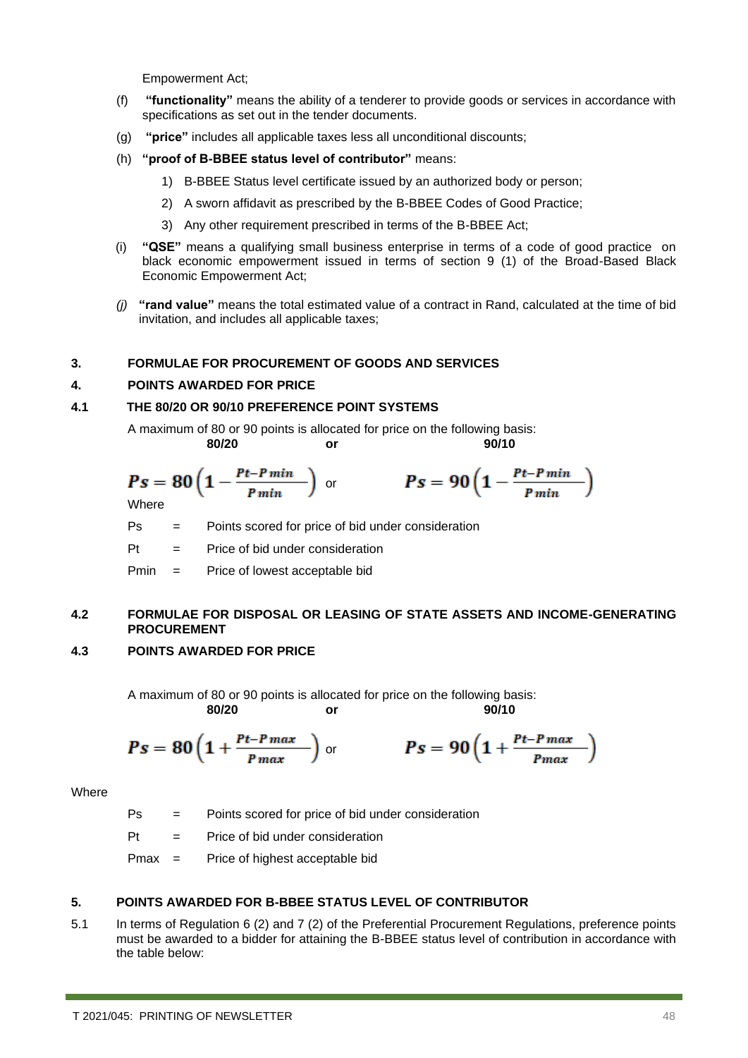Empowerment Act;

(f) **"functionality"** means the ability of a tenderer to provide goods or services in accordance with specifications as set out in the tender documents.

(g) **"price"** includes all applicable taxes less all unconditional discounts;

(h) **"proof of B-BBEE status level of contributor"** means:

1) B-BBEE Status level certificate issued by an authorized body or person;
2) A sworn affidavit as prescribed by the B-BBEE Codes of Good Practice;
3) Any other requirement prescribed in terms of the B-BBEE Act;

(i) **"QSE"** means a qualifying small business enterprise in terms of a code of good practice on black economic empowerment issued in terms of section 9 (1) of the Broad-Based Black Economic Empowerment Act;

*(j)* **"rand value"** means the total estimated value of a contract in Rand, calculated at the time of bid invitation, and includes all applicable taxes;

## 3. FORMULAE FOR PROCUREMENT OF GOODS AND SERVICES

## 4. POINTS AWARDED FOR PRICE

### 4.1 THE 80/20 OR 90/10 PREFERENCE POINT SYSTEMS

A maximum of 80 or 90 points is allocated for price on the following basis:

**80/20** **or** **90/10**

$$Ps = 80\left(1 - \frac{Pt - Pmin}{Pmin}\right) \quad \text{or} \quad Ps = 90\left(1 - \frac{Pt - Pmin}{Pmin}\right)$$

Where

Ps = Points scored for price of bid under consideration

Pt = Price of bid under consideration

Pmin = Price of lowest acceptable bid

### 4.2 FORMULAE FOR DISPOSAL OR LEASING OF STATE ASSETS AND INCOME-GENERATING PROCUREMENT

### 4.3 POINTS AWARDED FOR PRICE

A maximum of 80 or 90 points is allocated for price on the following basis:

**80/20** **or** **90/10**

$$Ps = 80\left(1 + \frac{Pt - Pmax}{Pmax}\right) \quad \text{or} \quad Ps = 90\left(1 + \frac{Pt - Pmax}{Pmax}\right)$$

Where

Ps = Points scored for price of bid under consideration

Pt = Price of bid under consideration

Pmax = Price of highest acceptable bid

## 5. POINTS AWARDED FOR B-BBEE STATUS LEVEL OF CONTRIBUTOR

5.1 In terms of Regulation 6 (2) and 7 (2) of the Preferential Procurement Regulations, preference points must be awarded to a bidder for attaining the B-BBEE status level of contribution in accordance with the table below: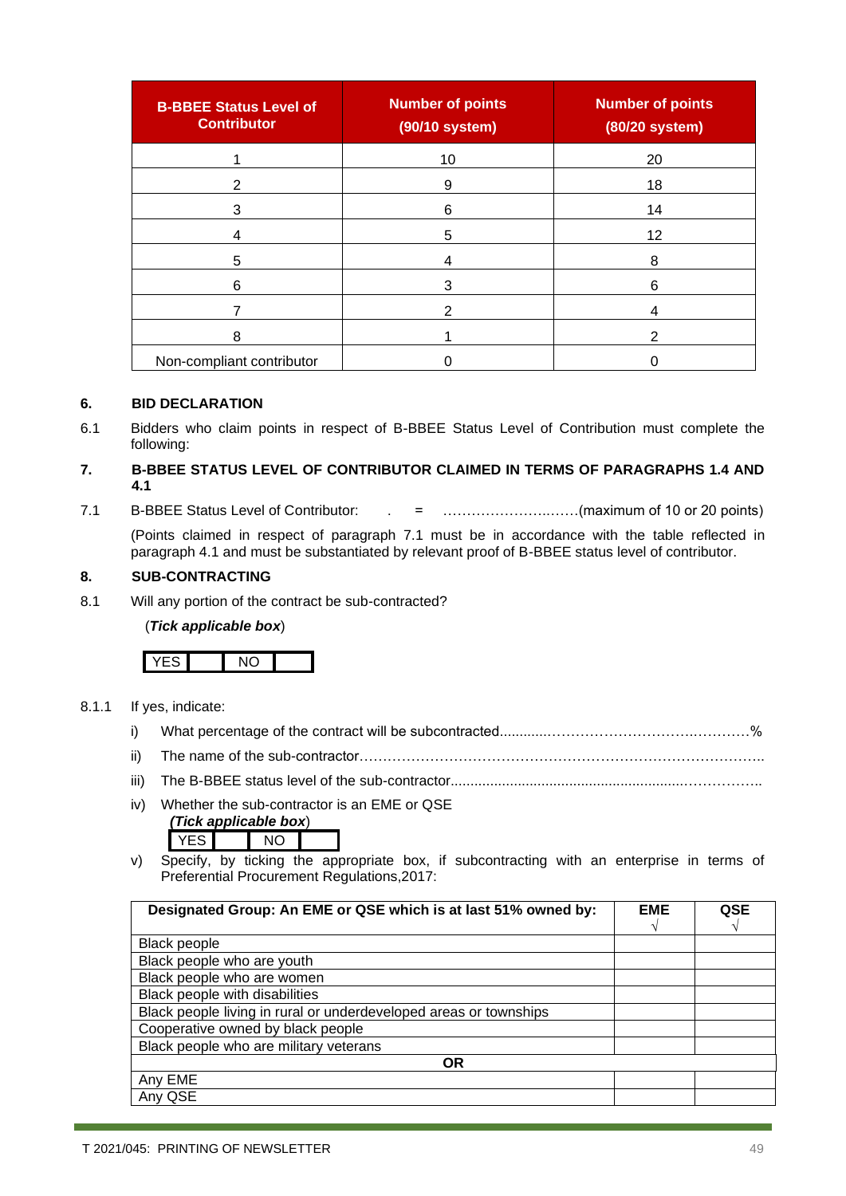| B-BBEE Status Level of Contributor | Number of points (90/10 system) | Number of points (80/20 system) |
|---|---|---|
| 1 | 10 | 20 |
| 2 | 9 | 18 |
| 3 | 6 | 14 |
| 4 | 5 | 12 |
| 5 | 4 | 8 |
| 6 | 3 | 6 |
| 7 | 2 | 4 |
| 8 | 1 | 2 |
| Non-compliant contributor | 0 | 0 |

**6. BID DECLARATION**

6.1 Bidders who claim points in respect of B-BBEE Status Level of Contribution must complete the following:

**7. B-BBEE STATUS LEVEL OF CONTRIBUTOR CLAIMED IN TERMS OF PARAGRAPHS 1.4 AND 4.1**

7.1 B-BBEE Status Level of Contributor: . = ………………….……(maximum of 10 or 20 points)

(Points claimed in respect of paragraph 7.1 must be in accordance with the table reflected in paragraph 4.1 and must be substantiated by relevant proof of B-BBEE status level of contributor.

**8. SUB-CONTRACTING**

8.1 Will any portion of the contract be sub-contracted?

(***Tick applicable box***)

| YES | | NO | |
|---|---|---|---|

8.1.1 If yes, indicate:

i) What percentage of the contract will be subcontracted............…………………….………….…………%

ii) The name of the sub-contractor…………………………………………………………………………..

iii) The B-BBEE status level of the sub-contractor......................................………………..

iv) Whether the sub-contractor is an EME or QSE

***(Tick applicable box***)

| YES | | NO | |
|---|---|---|---|

v) Specify, by ticking the appropriate box, if subcontracting with an enterprise in terms of Preferential Procurement Regulations,2017:

| Designated Group: An EME or QSE which is at last 51% owned by: | EME √ | QSE √ |
|---|---|---|
| Black people | | |
| Black people who are youth | | |
| Black people who are women | | |
| Black people with disabilities | | |
| Black people living in rural or underdeveloped areas or townships | | |
| Cooperative owned by black people | | |
| Black people who are military veterans | | |
| **OR** | | |
| Any EME | | |
| Any QSE | | |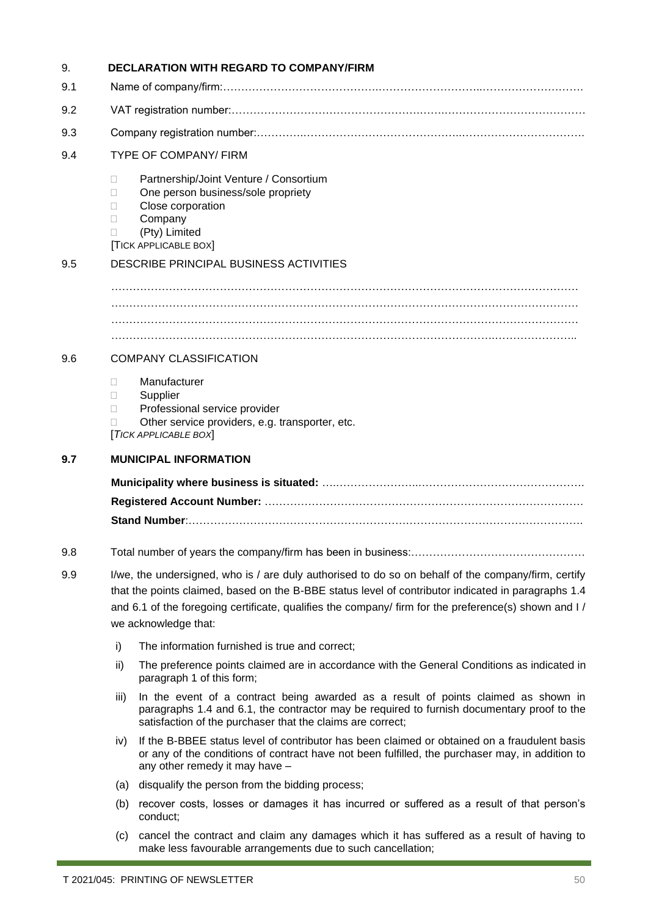## 9. DECLARATION WITH REGARD TO COMPANY/FIRM

9.1 Name of company/firm:………………………………………………………………………………………….

9.2 VAT registration number:………………………………………………………………………………………

9.3 Company registration number:………………………………………………………………………………….

9.4 TYPE OF COMPANY/ FIRM

- □ Partnership/Joint Venture / Consortium
- □ One person business/sole propriety
- □ Close corporation
- □ Company
- □ (Pty) Limited

[TICK APPLICABLE BOX]

9.5 DESCRIBE PRINCIPAL BUSINESS ACTIVITIES

…………………………………………………………………………………………………………………
…………………………………………………………………………………………………………………
…………………………………………………………………………………………………………………
…………………………………………………………………………………………………………………..

9.6 COMPANY CLASSIFICATION

- □ Manufacturer
- □ Supplier
- □ Professional service provider
- □ Other service providers, e.g. transporter, etc.

[*TICK APPLICABLE BOX*]

**9.7 MUNICIPAL INFORMATION**

**Municipality where business is situated:** ……………………………………………………………………….

**Registered Account Number:** ………………………………………………………………………………

**Stand Number**:…………………………………………………………………………………………………….

9.8 Total number of years the company/firm has been in business:…………………………………………

9.9 I/we, the undersigned, who is / are duly authorised to do so on behalf of the company/firm, certify that the points claimed, based on the B-BBE status level of contributor indicated in paragraphs 1.4 and 6.1 of the foregoing certificate, qualifies the company/ firm for the preference(s) shown and I / we acknowledge that:

i) The information furnished is true and correct;

ii) The preference points claimed are in accordance with the General Conditions as indicated in paragraph 1 of this form;

iii) In the event of a contract being awarded as a result of points claimed as shown in paragraphs 1.4 and 6.1, the contractor may be required to furnish documentary proof to the satisfaction of the purchaser that the claims are correct;

iv) If the B-BBEE status level of contributor has been claimed or obtained on a fraudulent basis or any of the conditions of contract have not been fulfilled, the purchaser may, in addition to any other remedy it may have –

(a) disqualify the person from the bidding process;

(b) recover costs, losses or damages it has incurred or suffered as a result of that person's conduct;

(c) cancel the contract and claim any damages which it has suffered as a result of having to make less favourable arrangements due to such cancellation;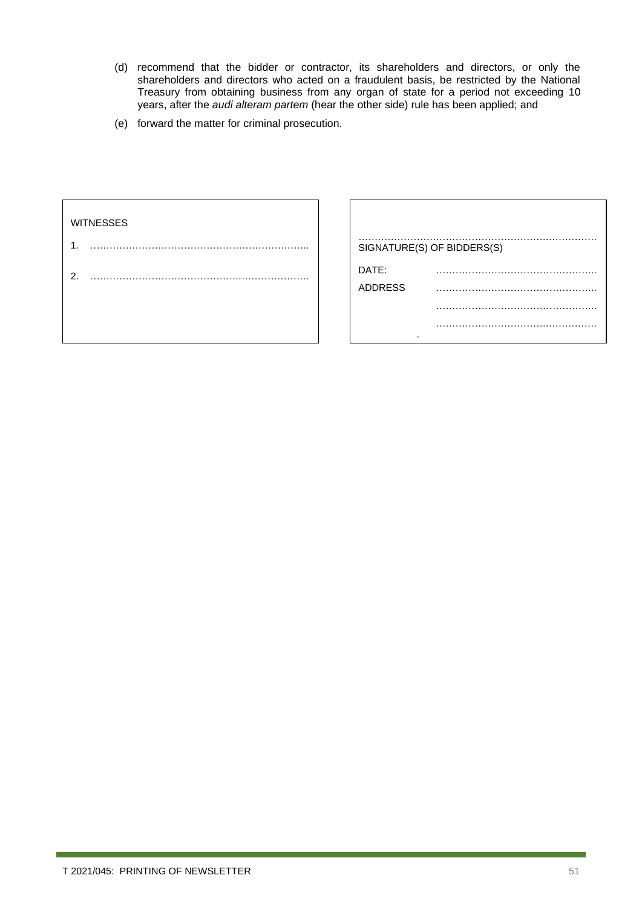(d) recommend that the bidder or contractor, its shareholders and directors, or only the shareholders and directors who acted on a fraudulent basis, be restricted by the National Treasury from obtaining business from any organ of state for a period not exceeding 10 years, after the *audi alteram partem* (hear the other side) rule has been applied; and

(e) forward the matter for criminal prosecution.

| WITNESSES | |
|---|---|
| 1. ………………………………………………………….. | …………………………………………………………………<br>SIGNATURE(S) OF BIDDERS(S) |
| 2. …………………………………………………………… | DATE: ………………………………………….. |
| | ADDRESS ………………………………………….. |
| | ………………………………………….. |
| | ………………………………………….. |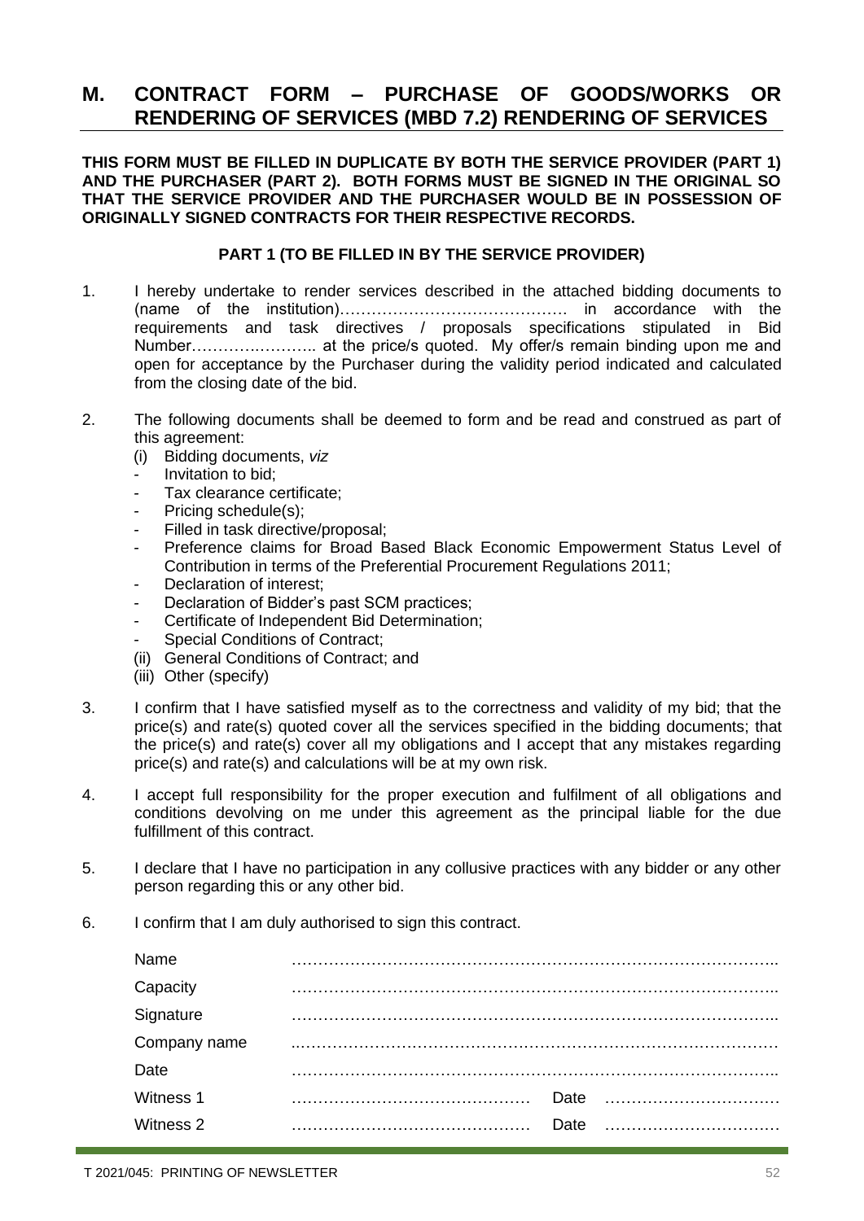# M. CONTRACT FORM – PURCHASE OF GOODS/WORKS OR RENDERING OF SERVICES (MBD 7.2) RENDERING OF SERVICES

**THIS FORM MUST BE FILLED IN DUPLICATE BY BOTH THE SERVICE PROVIDER (PART 1) AND THE PURCHASER (PART 2). BOTH FORMS MUST BE SIGNED IN THE ORIGINAL SO THAT THE SERVICE PROVIDER AND THE PURCHASER WOULD BE IN POSSESSION OF ORIGINALLY SIGNED CONTRACTS FOR THEIR RESPECTIVE RECORDS.**

**PART 1 (TO BE FILLED IN BY THE SERVICE PROVIDER)**

1. I hereby undertake to render services described in the attached bidding documents to (name of the institution)……………………………………. in accordance with the requirements and task directives / proposals specifications stipulated in Bid Number……….……….. at the price/s quoted. My offer/s remain binding upon me and open for acceptance by the Purchaser during the validity period indicated and calculated from the closing date of the bid.

2. The following documents shall be deemed to form and be read and construed as part of this agreement:
   (i) Bidding documents, *viz*
   - Invitation to bid;
   - Tax clearance certificate;
   - Pricing schedule(s);
   - Filled in task directive/proposal;
   - Preference claims for Broad Based Black Economic Empowerment Status Level of Contribution in terms of the Preferential Procurement Regulations 2011;
   - Declaration of interest;
   - Declaration of Bidder's past SCM practices;
   - Certificate of Independent Bid Determination;
   - Special Conditions of Contract;

   (ii) General Conditions of Contract; and
   (iii) Other (specify)

3. I confirm that I have satisfied myself as to the correctness and validity of my bid; that the price(s) and rate(s) quoted cover all the services specified in the bidding documents; that the price(s) and rate(s) cover all my obligations and I accept that any mistakes regarding price(s) and rate(s) and calculations will be at my own risk.

4. I accept full responsibility for the proper execution and fulfilment of all obligations and conditions devolving on me under this agreement as the principal liable for the due fulfillment of this contract.

5. I declare that I have no participation in any collusive practices with any bidder or any other person regarding this or any other bid.

6. I confirm that I am duly authorised to sign this contract.

| | | | |
|---|---|---|---|
| Name | ……………………………………………………………………………… | | |
| Capacity | ……………………………………………………………………………… | | |
| Signature | ……………………………………………………………………………… | | |
| Company name | ……………………………………………………………………………… | | |
| Date | ……………………………………………………………………………… | | |
| Witness 1 | ……………………………………… | Date | …………………………… |
| Witness 2 | ……………………………………… | Date | …………………………… |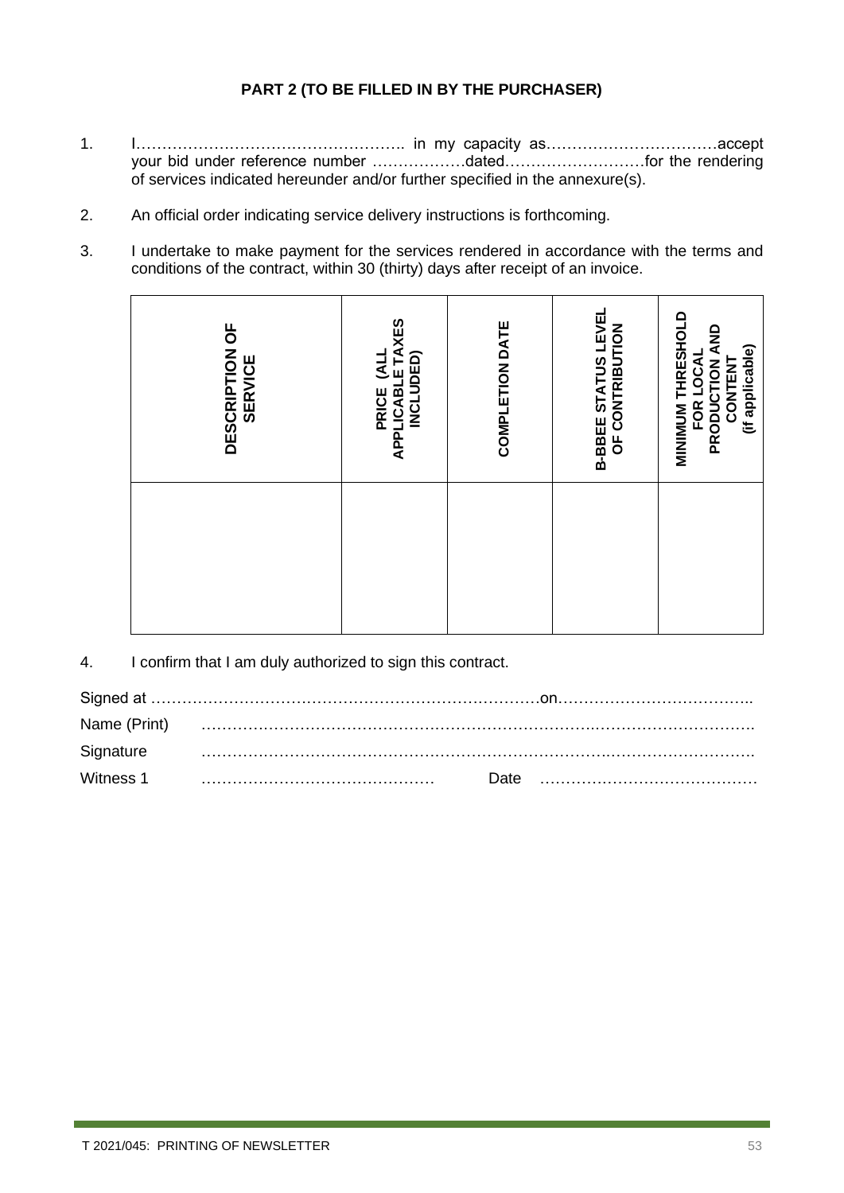**PART 2 (TO BE FILLED IN BY THE PURCHASER)**

1. I……………………………………………. in my capacity as……………………………accept your bid under reference number ………………dated………………………for the rendering of services indicated hereunder and/or further specified in the annexure(s).

2. An official order indicating service delivery instructions is forthcoming.

3. I undertake to make payment for the services rendered in accordance with the terms and conditions of the contract, within 30 (thirty) days after receipt of an invoice.

| DESCRIPTION OF SERVICE | PRICE (ALL APPLICABLE TAXES INCLUDED) | COMPLETION DATE | B-BBEE STATUS LEVEL OF CONTRIBUTION | MINIMUM THRESHOLD FOR LOCAL PRODUCTION AND CONTENT (if applicable) |
|---|---|---|---|---|
| | | | | |

4. I confirm that I am duly authorized to sign this contract.

Signed at ……………………………………………………………………on………………………………..

Name (Print) ……………………………………………………………………………………………….

Signature ……………………………………………………………………………………………….

Witness 1 ……………………………………… Date ……………………………………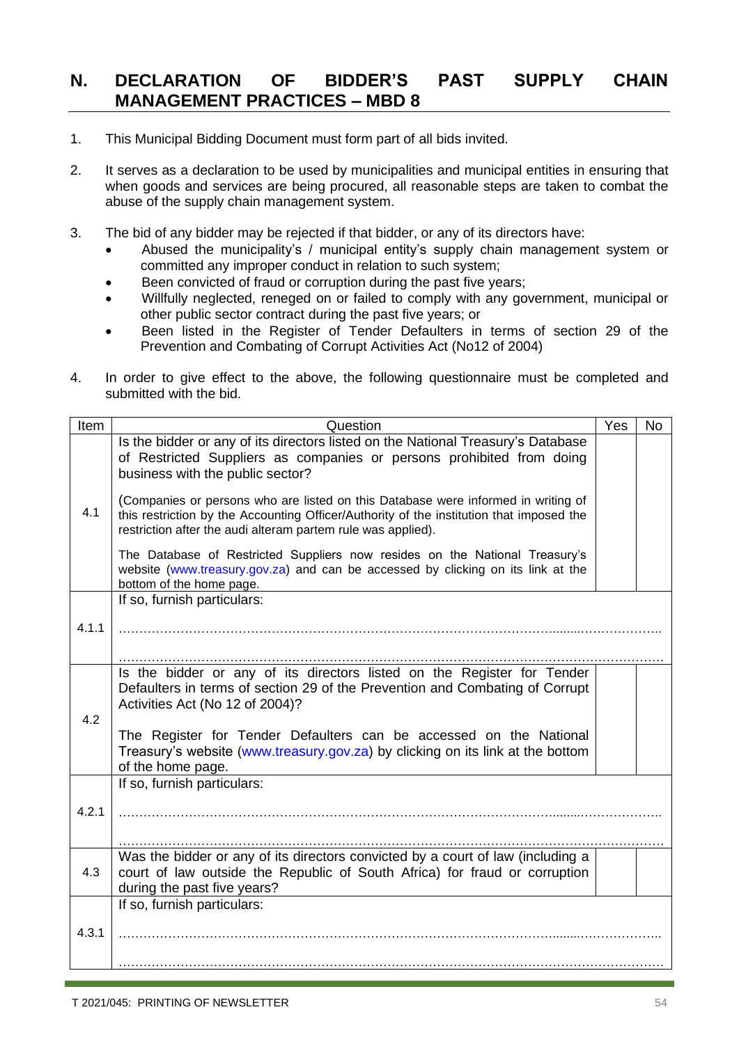## N. DECLARATION OF BIDDER'S PAST SUPPLY CHAIN MANAGEMENT PRACTICES – MBD 8

1. This Municipal Bidding Document must form part of all bids invited.

2. It serves as a declaration to be used by municipalities and municipal entities in ensuring that when goods and services are being procured, all reasonable steps are taken to combat the abuse of the supply chain management system.

3. The bid of any bidder may be rejected if that bidder, or any of its directors have:
   - Abused the municipality's / municipal entity's supply chain management system or committed any improper conduct in relation to such system;
   - Been convicted of fraud or corruption during the past five years;
   - Willfully neglected, reneged on or failed to comply with any government, municipal or other public sector contract during the past five years; or
   - Been listed in the Register of Tender Defaulters in terms of section 29 of the Prevention and Combating of Corrupt Activities Act (No12 of 2004)

4. In order to give effect to the above, the following questionnaire must be completed and submitted with the bid.

| Item | Question | Yes | No |
|---|---|---|---|
| 4.1 | Is the bidder or any of its directors listed on the National Treasury's Database of Restricted Suppliers as companies or persons prohibited from doing business with the public sector?<br><br>(Companies or persons who are listed on this Database were informed in writing of this restriction by the Accounting Officer/Authority of the institution that imposed the restriction after the audi alteram partem rule was applied).<br><br>The Database of Restricted Suppliers now resides on the National Treasury's website (www.treasury.gov.za) and can be accessed by clicking on its link at the bottom of the home page. | | |
| 4.1.1 | If so, furnish particulars:<br>……………………………………………………………………………<br>…………………………………………………………………………… | | |
| 4.2 | Is the bidder or any of its directors listed on the Register for Tender Defaulters in terms of section 29 of the Prevention and Combating of Corrupt Activities Act (No 12 of 2004)?<br><br>The Register for Tender Defaulters can be accessed on the National Treasury's website (www.treasury.gov.za) by clicking on its link at the bottom of the home page. | | |
| 4.2.1 | If so, furnish particulars:<br>……………………………………………………………………………<br>…………………………………………………………………………… | | |
| 4.3 | Was the bidder or any of its directors convicted by a court of law (including a court of law outside the Republic of South Africa) for fraud or corruption during the past five years? | | |
| 4.3.1 | If so, furnish particulars:<br>……………………………………………………………………………<br>…………………………………………………………………………… | | |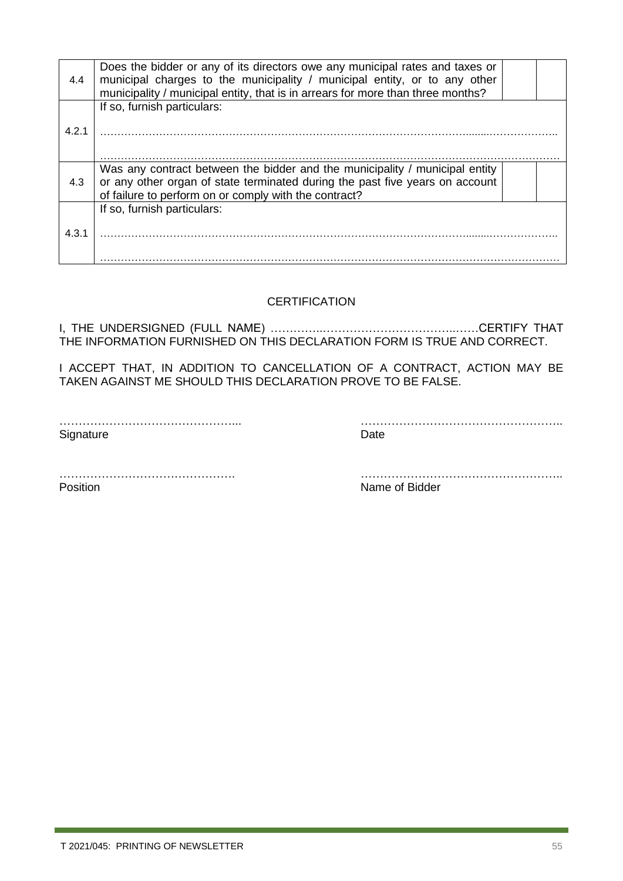| | | | |
|---|---|---|---|
| 4.4 | Does the bidder or any of its directors owe any municipal rates and taxes or municipal charges to the municipality / municipal entity, or to any other municipality / municipal entity, that is in arrears for more than three months? | | |
| 4.2.1 | If so, furnish particulars:<br><br>……………………………………………………………………………………………………………<br><br>…………………………………………………………………………………………………………… | | |
| 4.3 | Was any contract between the bidder and the municipality / municipal entity or any other organ of state terminated during the past five years on account of failure to perform on or comply with the contract? | | |
| 4.3.1 | If so, furnish particulars:<br><br>……………………………………………………………………………………………………………<br><br>…………………………………………………………………………………………………………… | | |

## CERTIFICATION

I, THE UNDERSIGNED (FULL NAME) …………..………………………………..……CERTIFY THAT THE INFORMATION FURNISHED ON THIS DECLARATION FORM IS TRUE AND CORRECT.

I ACCEPT THAT, IN ADDITION TO CANCELLATION OF A CONTRACT, ACTION MAY BE TAKEN AGAINST ME SHOULD THIS DECLARATION PROVE TO BE FALSE.

………………………………………...
Signature

……………………………………………..
Date

……………………………………….
Position

……………………………………………..
Name of Bidder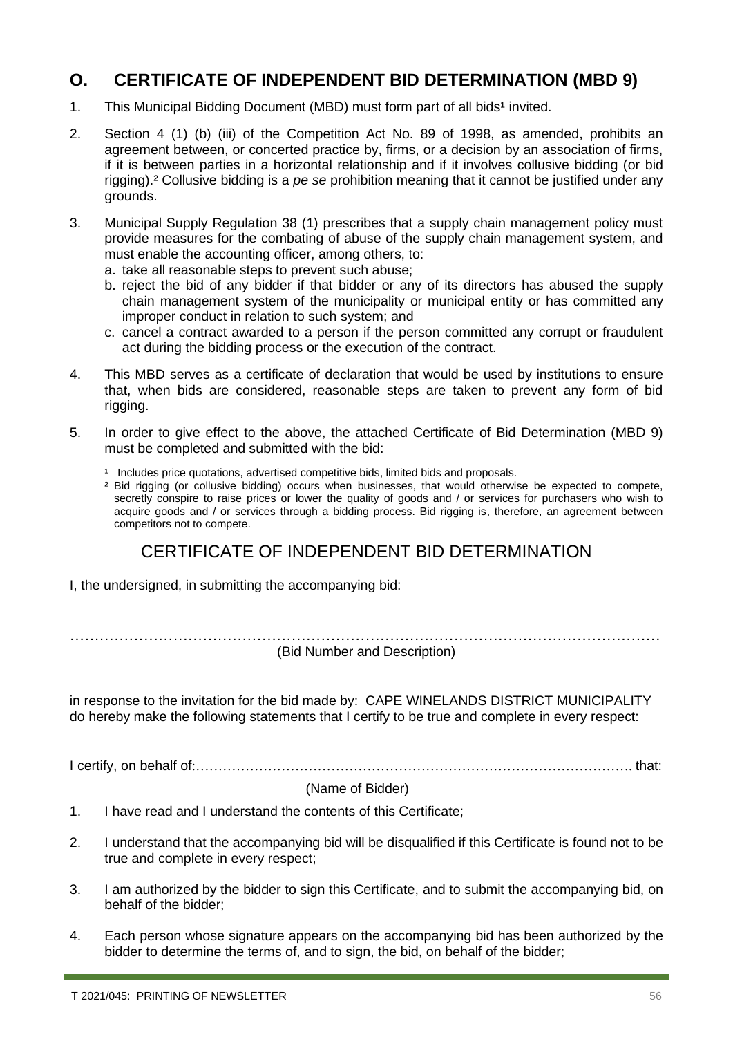## O. CERTIFICATE OF INDEPENDENT BID DETERMINATION (MBD 9)

1. This Municipal Bidding Document (MBD) must form part of all bids[1] invited.

2. Section 4 (1) (b) (iii) of the Competition Act No. 89 of 1998, as amended, prohibits an agreement between, or concerted practice by, firms, or a decision by an association of firms, if it is between parties in a horizontal relationship and if it involves collusive bidding (or bid rigging).[2] Collusive bidding is a *pe se* prohibition meaning that it cannot be justified under any grounds.

3. Municipal Supply Regulation 38 (1) prescribes that a supply chain management policy must provide measures for the combating of abuse of the supply chain management system, and must enable the accounting officer, among others, to:
   a. take all reasonable steps to prevent such abuse;
   b. reject the bid of any bidder if that bidder or any of its directors has abused the supply chain management system of the municipality or municipal entity or has committed any improper conduct in relation to such system; and
   c. cancel a contract awarded to a person if the person committed any corrupt or fraudulent act during the bidding process or the execution of the contract.

4. This MBD serves as a certificate of declaration that would be used by institutions to ensure that, when bids are considered, reasonable steps are taken to prevent any form of bid rigging.

5. In order to give effect to the above, the attached Certificate of Bid Determination (MBD 9) must be completed and submitted with the bid:

[1] Includes price quotations, advertised competitive bids, limited bids and proposals.
[2] Bid rigging (or collusive bidding) occurs when businesses, that would otherwise be expected to compete, secretly conspire to raise prices or lower the quality of goods and / or services for purchasers who wish to acquire goods and / or services through a bidding process. Bid rigging is, therefore, an agreement between competitors not to compete.

## CERTIFICATE OF INDEPENDENT BID DETERMINATION

I, the undersigned, in submitting the accompanying bid:

…………………………………………………………………………………………………………
(Bid Number and Description)

in response to the invitation for the bid made by: CAPE WINELANDS DISTRICT MUNICIPALITY do hereby make the following statements that I certify to be true and complete in every respect:

I certify, on behalf of:………………………………………………………………………………………. that:
(Name of Bidder)

1. I have read and I understand the contents of this Certificate;

2. I understand that the accompanying bid will be disqualified if this Certificate is found not to be true and complete in every respect;

3. I am authorized by the bidder to sign this Certificate, and to submit the accompanying bid, on behalf of the bidder;

4. Each person whose signature appears on the accompanying bid has been authorized by the bidder to determine the terms of, and to sign, the bid, on behalf of the bidder;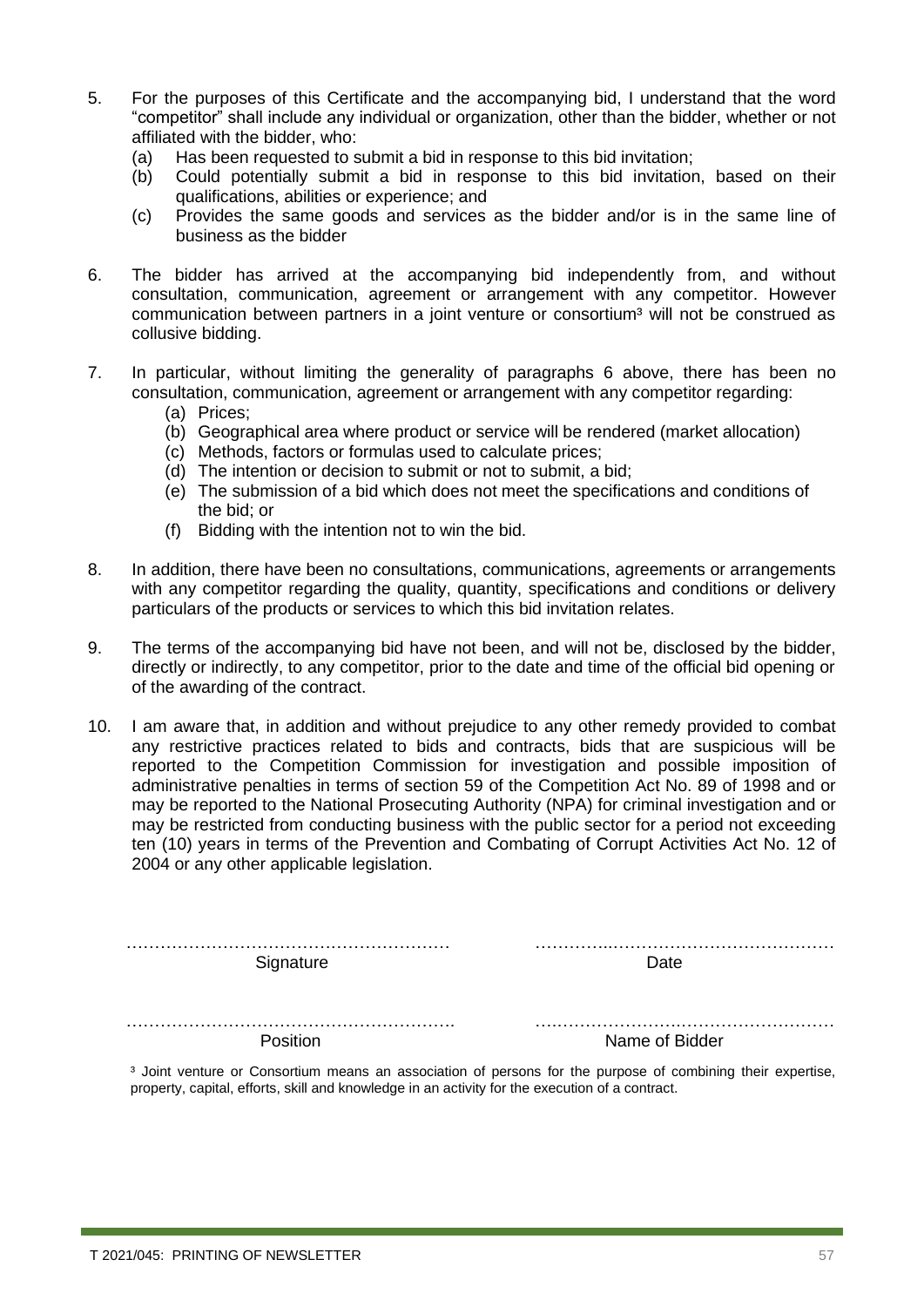5. For the purposes of this Certificate and the accompanying bid, I understand that the word "competitor" shall include any individual or organization, other than the bidder, whether or not affiliated with the bidder, who:
   (a) Has been requested to submit a bid in response to this bid invitation;
   (b) Could potentially submit a bid in response to this bid invitation, based on their qualifications, abilities or experience; and
   (c) Provides the same goods and services as the bidder and/or is in the same line of business as the bidder

6. The bidder has arrived at the accompanying bid independently from, and without consultation, communication, agreement or arrangement with any competitor. However communication between partners in a joint venture or consortium[3] will not be construed as collusive bidding.

7. In particular, without limiting the generality of paragraphs 6 above, there has been no consultation, communication, agreement or arrangement with any competitor regarding:
   (a) Prices;
   (b) Geographical area where product or service will be rendered (market allocation)
   (c) Methods, factors or formulas used to calculate prices;
   (d) The intention or decision to submit or not to submit, a bid;
   (e) The submission of a bid which does not meet the specifications and conditions of the bid; or
   (f) Bidding with the intention not to win the bid.

8. In addition, there have been no consultations, communications, agreements or arrangements with any competitor regarding the quality, quantity, specifications and conditions or delivery particulars of the products or services to which this bid invitation relates.

9. The terms of the accompanying bid have not been, and will not be, disclosed by the bidder, directly or indirectly, to any competitor, prior to the date and time of the official bid opening or of the awarding of the contract.

10. I am aware that, in addition and without prejudice to any other remedy provided to combat any restrictive practices related to bids and contracts, bids that are suspicious will be reported to the Competition Commission for investigation and possible imposition of administrative penalties in terms of section 59 of the Competition Act No. 89 of 1998 and or may be reported to the National Prosecuting Authority (NPA) for criminal investigation and or may be restricted from conducting business with the public sector for a period not exceeding ten (10) years in terms of the Prevention and Combating of Corrupt Activities Act No. 12 of 2004 or any other applicable legislation.

………………………………………………… ………………………………………………
Signature Date

………………………………………………… ………………………………………………
Position Name of Bidder

[3] Joint venture or Consortium means an association of persons for the purpose of combining their expertise, property, capital, efforts, skill and knowledge in an activity for the execution of a contract.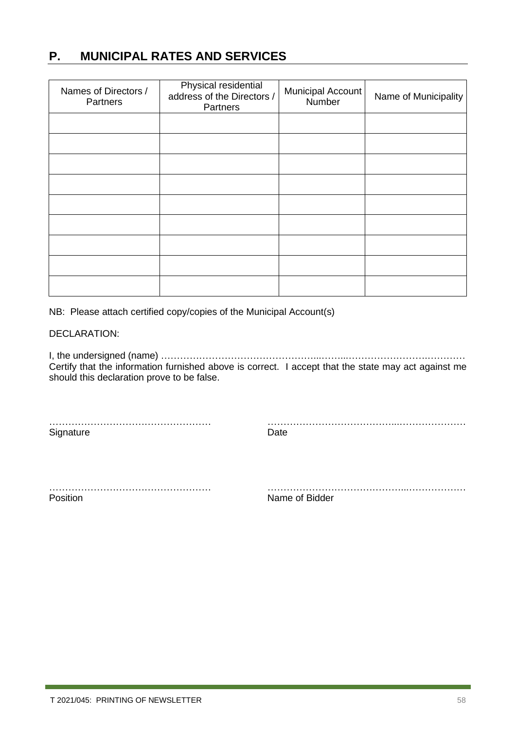## P. MUNICIPAL RATES AND SERVICES

| Names of Directors / Partners | Physical residential address of the Directors / Partners | Municipal Account Number | Name of Municipality |
|---|---|---|---|
| | | | |
| | | | |
| | | | |
| | | | |
| | | | |
| | | | |
| | | | |
| | | | |
| | | | |

NB: Please attach certified copy/copies of the Municipal Account(s)

DECLARATION:

I, the undersigned (name) ………………………………………………………………………………………
Certify that the information furnished above is correct. I accept that the state may act against me should this declaration prove to be false.

…………………………………………… Signature

…………………………………………………………………… Date

…………………………………………… Position

…………………………………………………………………… Name of Bidder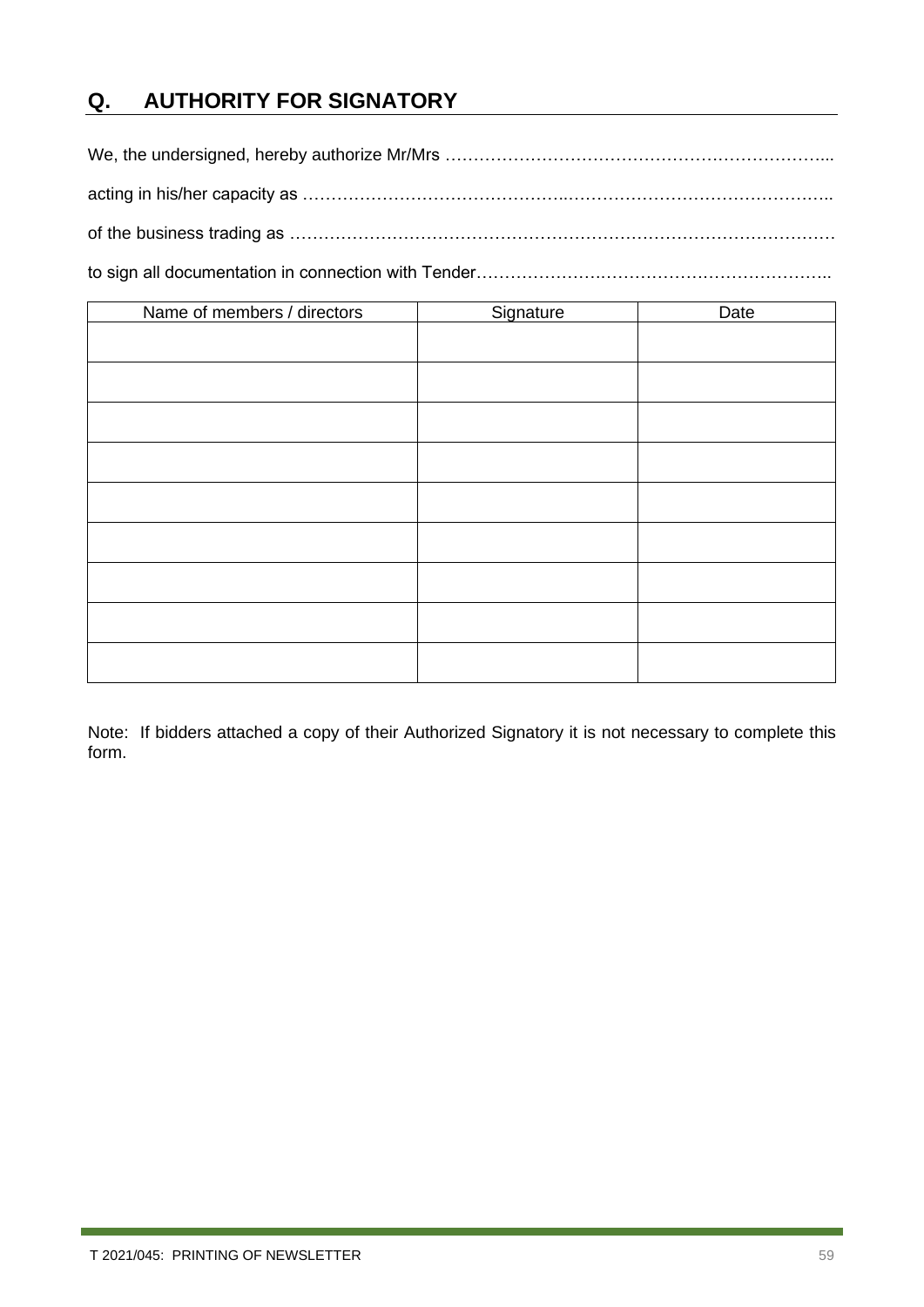## Q. AUTHORITY FOR SIGNATORY

We, the undersigned, hereby authorize Mr/Mrs …………………………………………………………...

acting in his/her capacity as ………………………………………..………………………………………..

of the business trading as ………………………………………………………………………………

to sign all documentation in connection with Tender…………………..………………………………..

| Name of members / directors | Signature | Date |
|---|---|---|
| | | |
| | | |
| | | |
| | | |
| | | |
| | | |
| | | |
| | | |
| | | |

Note: If bidders attached a copy of their Authorized Signatory it is not necessary to complete this form.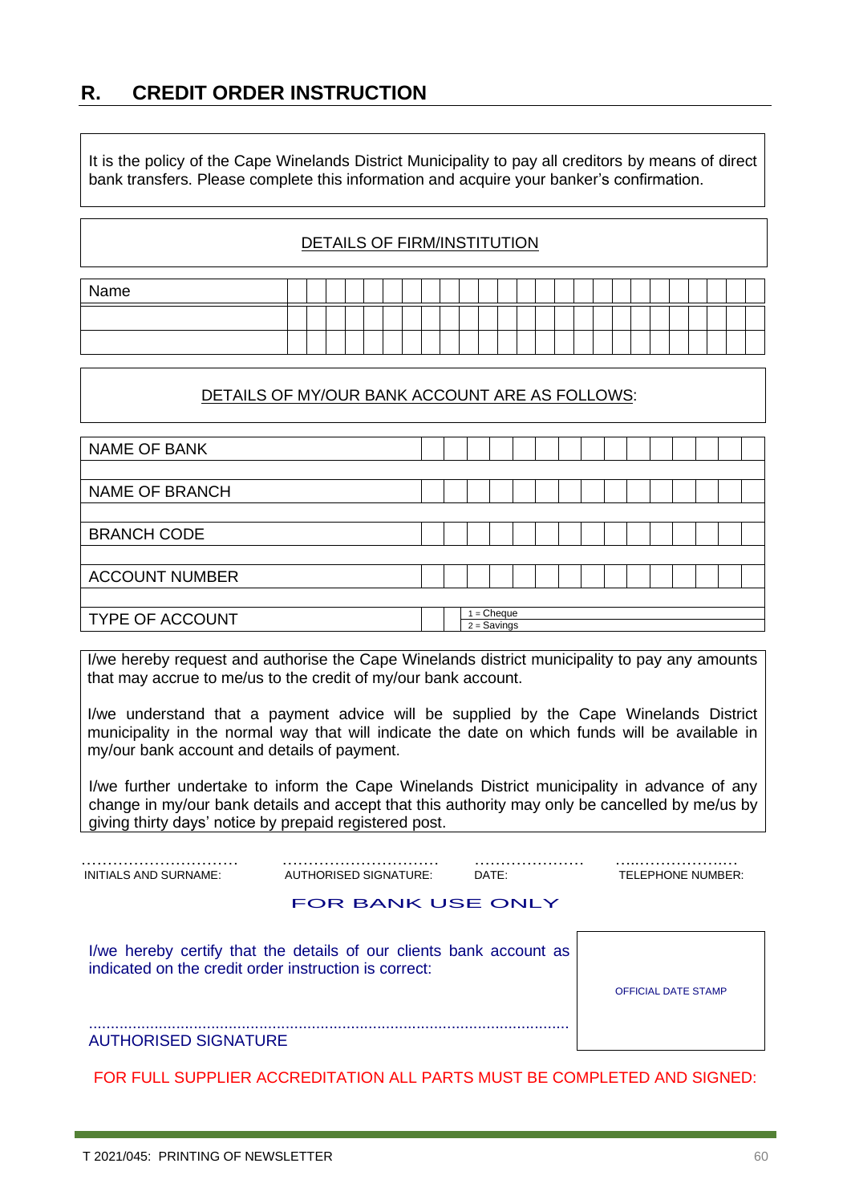## R. CREDIT ORDER INSTRUCTION

It is the policy of the Cape Winelands District Municipality to pay all creditors by means of direct bank transfers. Please complete this information and acquire your banker's confirmation.

DETAILS OF FIRM/INSTITUTION

| Name | |
|---|---|
| | |
| | |

DETAILS OF MY/OUR BANK ACCOUNT ARE AS FOLLOWS:

| | |
|---|---|
| NAME OF BANK | |
| NAME OF BRANCH | |
| BRANCH CODE | |
| ACCOUNT NUMBER | |
| TYPE OF ACCOUNT | 1 = Cheque<br>2 = Savings |

I/we hereby request and authorise the Cape Winelands district municipality to pay any amounts that may accrue to me/us to the credit of my/our bank account.

I/we understand that a payment advice will be supplied by the Cape Winelands District municipality in the normal way that will indicate the date on which funds will be available in my/our bank account and details of payment.

I/we further undertake to inform the Cape Winelands District municipality in advance of any change in my/our bank details and accept that this authority may only be cancelled by me/us by giving thirty days' notice by prepaid registered post.

| ………………………… | ………………………… | ………………… | ………………… |
|---|---|---|---|
| INITIALS AND SURNAME: | AUTHORISED SIGNATURE: | DATE: | TELEPHONE NUMBER: |

FOR BANK USE ONLY

I/we hereby certify that the details of our clients bank account as indicated on the credit order instruction is correct:

............................................................................................................

AUTHORISED SIGNATURE

OFFICIAL DATE STAMP

FOR FULL SUPPLIER ACCREDITATION ALL PARTS MUST BE COMPLETED AND SIGNED:

T 2021/045: PRINTING OF NEWSLETTER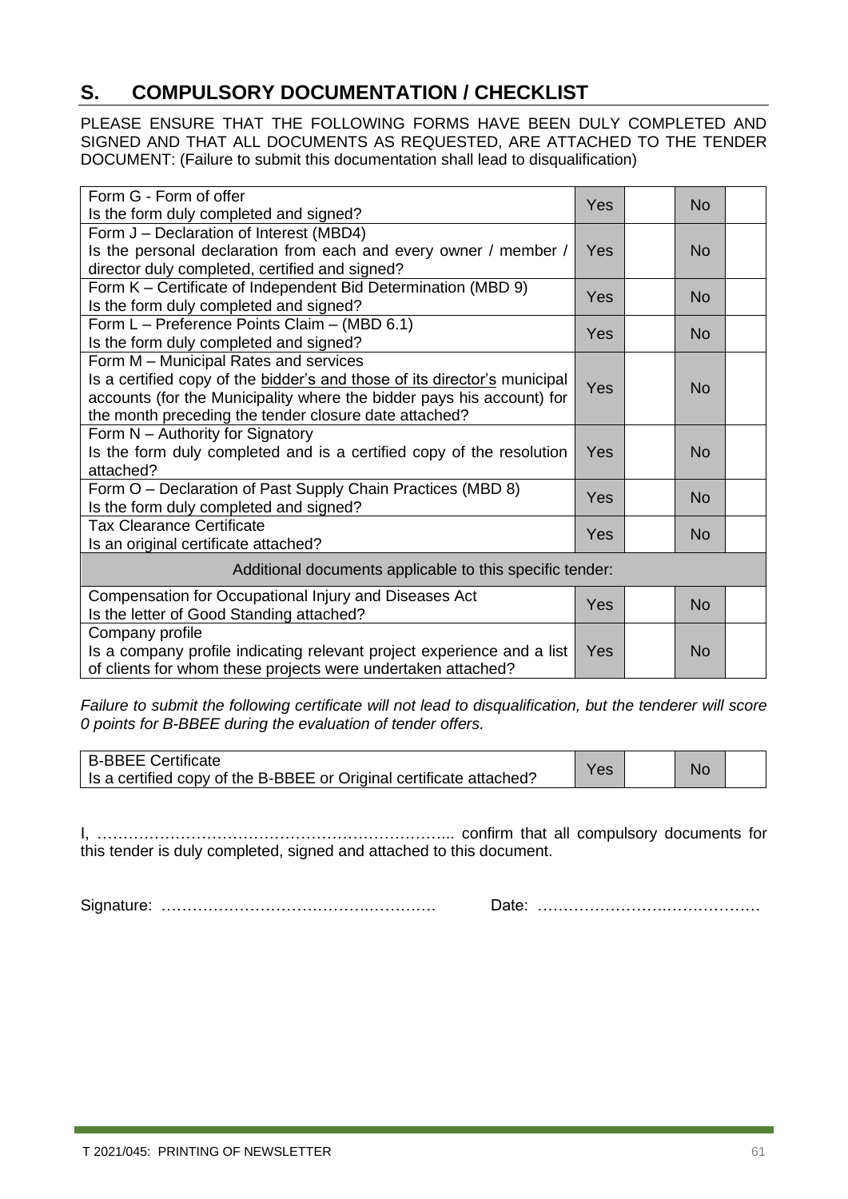## S. COMPULSORY DOCUMENTATION / CHECKLIST

PLEASE ENSURE THAT THE FOLLOWING FORMS HAVE BEEN DULY COMPLETED AND SIGNED AND THAT ALL DOCUMENTS AS REQUESTED, ARE ATTACHED TO THE TENDER DOCUMENT: (Failure to submit this documentation shall lead to disqualification)

| Item | Yes | | No | |
|---|---|---|---|---|
| Form G - Form of offer<br>Is the form duly completed and signed? | Yes | | No | |
| Form J – Declaration of Interest (MBD4)<br>Is the personal declaration from each and every owner / member / director duly completed, certified and signed? | Yes | | No | |
| Form K – Certificate of Independent Bid Determination (MBD 9)<br>Is the form duly completed and signed? | Yes | | No | |
| Form L – Preference Points Claim – (MBD 6.1)<br>Is the form duly completed and signed? | Yes | | No | |
| Form M – Municipal Rates and services<br>Is a certified copy of the <u>bidder's and those of its director's</u> municipal accounts (for the Municipality where the bidder pays his account) for the month preceding the tender closure date attached? | Yes | | No | |
| Form N – Authority for Signatory<br>Is the form duly completed and is a certified copy of the resolution attached? | Yes | | No | |
| Form O – Declaration of Past Supply Chain Practices (MBD 8)<br>Is the form duly completed and signed? | Yes | | No | |
| Tax Clearance Certificate<br>Is an original certificate attached? | Yes | | No | |
| **Additional documents applicable to this specific tender:** | | | | |
| Compensation for Occupational Injury and Diseases Act<br>Is the letter of Good Standing attached? | Yes | | No | |
| Company profile<br>Is a company profile indicating relevant project experience and a list of clients for whom these projects were undertaken attached? | Yes | | No | |

*Failure to submit the following certificate will not lead to disqualification, but the tenderer will score 0 points for B-BBEE during the evaluation of tender offers.*

| Item | Yes | | No | |
|---|---|---|---|---|
| B-BBEE Certificate<br>Is a certified copy of the B-BBEE or Original certificate attached? | Yes | | No | |

I, ………………………………………………………….. confirm that all compulsory documents for this tender is duly completed, signed and attached to this document.

Signature: ……………………………………………  Date: ……………………………………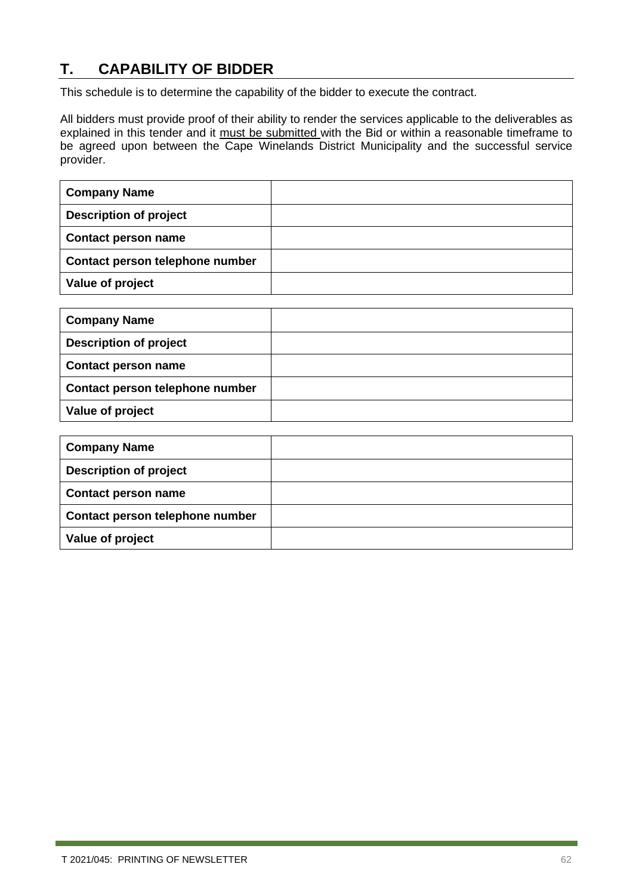## T. CAPABILITY OF BIDDER

This schedule is to determine the capability of the bidder to execute the contract.

All bidders must provide proof of their ability to render the services applicable to the deliverables as explained in this tender and it must be submitted with the Bid or within a reasonable timeframe to be agreed upon between the Cape Winelands District Municipality and the successful service provider.

| | |
|---|---|
| **Company Name** | |
| **Description of project** | |
| **Contact person name** | |
| **Contact person telephone number** | |
| **Value of project** | |

| | |
|---|---|
| **Company Name** | |
| **Description of project** | |
| **Contact person name** | |
| **Contact person telephone number** | |
| **Value of project** | |

| | |
|---|---|
| **Company Name** | |
| **Description of project** | |
| **Contact person name** | |
| **Contact person telephone number** | |
| **Value of project** | |